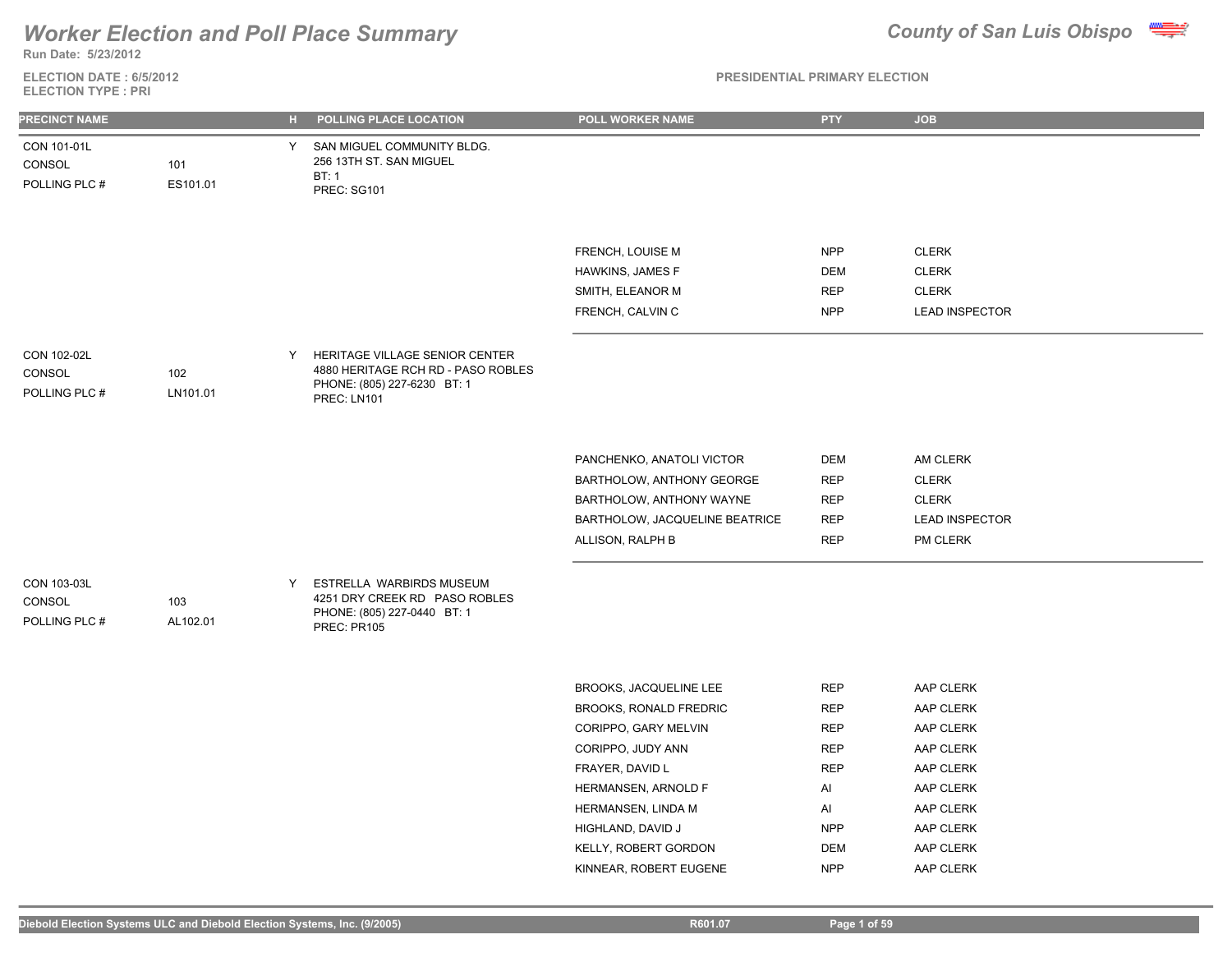# Worker Election and Poll Place Summary

**County of San Luis Obispo**

Run Date: 5/23/2012

**ELECTION DATE : 6/5/2012**
**ELECTION TYPE : PRI**

**PRESIDENTIAL PRIMARY ELECTION**

| PRECINCT NAME | | H | POLLING PLACE LOCATION | POLL WORKER NAME | PTY | JOB |
|---|---|---|---|---|---|---|
| CON 101-01L | | Y | SAN MIGUEL COMMUNITY BLDG. | | | |
| CONSOL | 101 | | 256 13TH ST. SAN MIGUEL | | | |
| POLLING PLC # | ES101.01 | | BT: 1 | | | |
| | | | PREC: SG101 | | | |
| | | | | FRENCH, LOUISE M | NPP | CLERK |
| | | | | HAWKINS, JAMES F | DEM | CLERK |
| | | | | SMITH, ELEANOR M | REP | CLERK |
| | | | | FRENCH, CALVIN C | NPP | LEAD INSPECTOR |
| CON 102-02L | | Y | HERITAGE VILLAGE SENIOR CENTER | | | |
| CONSOL | 102 | | 4880 HERITAGE RCH RD - PASO ROBLES | | | |
| POLLING PLC # | LN101.01 | | PHONE: (805) 227-6230 BT: 1 | | | |
| | | | PREC: LN101 | | | |
| | | | | PANCHENKO, ANATOLI VICTOR | DEM | AM CLERK |
| | | | | BARTHOLOW, ANTHONY GEORGE | REP | CLERK |
| | | | | BARTHOLOW, ANTHONY WAYNE | REP | CLERK |
| | | | | BARTHOLOW, JACQUELINE BEATRICE | REP | LEAD INSPECTOR |
| | | | | ALLISON, RALPH B | REP | PM CLERK |
| CON 103-03L | | Y | ESTRELLA WARBIRDS MUSEUM | | | |
| CONSOL | 103 | | 4251 DRY CREEK RD PASO ROBLES | | | |
| POLLING PLC # | AL102.01 | | PHONE: (805) 227-0440 BT: 1 | | | |
| | | | PREC: PR105 | | | |
| | | | | BROOKS, JACQUELINE LEE | REP | AAP CLERK |
| | | | | BROOKS, RONALD FREDRIC | REP | AAP CLERK |
| | | | | CORIPPO, GARY MELVIN | REP | AAP CLERK |
| | | | | CORIPPO, JUDY ANN | REP | AAP CLERK |
| | | | | FRAYER, DAVID L | REP | AAP CLERK |
| | | | | HERMANSEN, ARNOLD F | AI | AAP CLERK |
| | | | | HERMANSEN, LINDA M | AI | AAP CLERK |
| | | | | HIGHLAND, DAVID J | NPP | AAP CLERK |
| | | | | KELLY, ROBERT GORDON | DEM | AAP CLERK |
| | | | | KINNEAR, ROBERT EUGENE | NPP | AAP CLERK |

Diebold Election Systems ULC and Diebold Election Systems, Inc. (9/2005) R601.07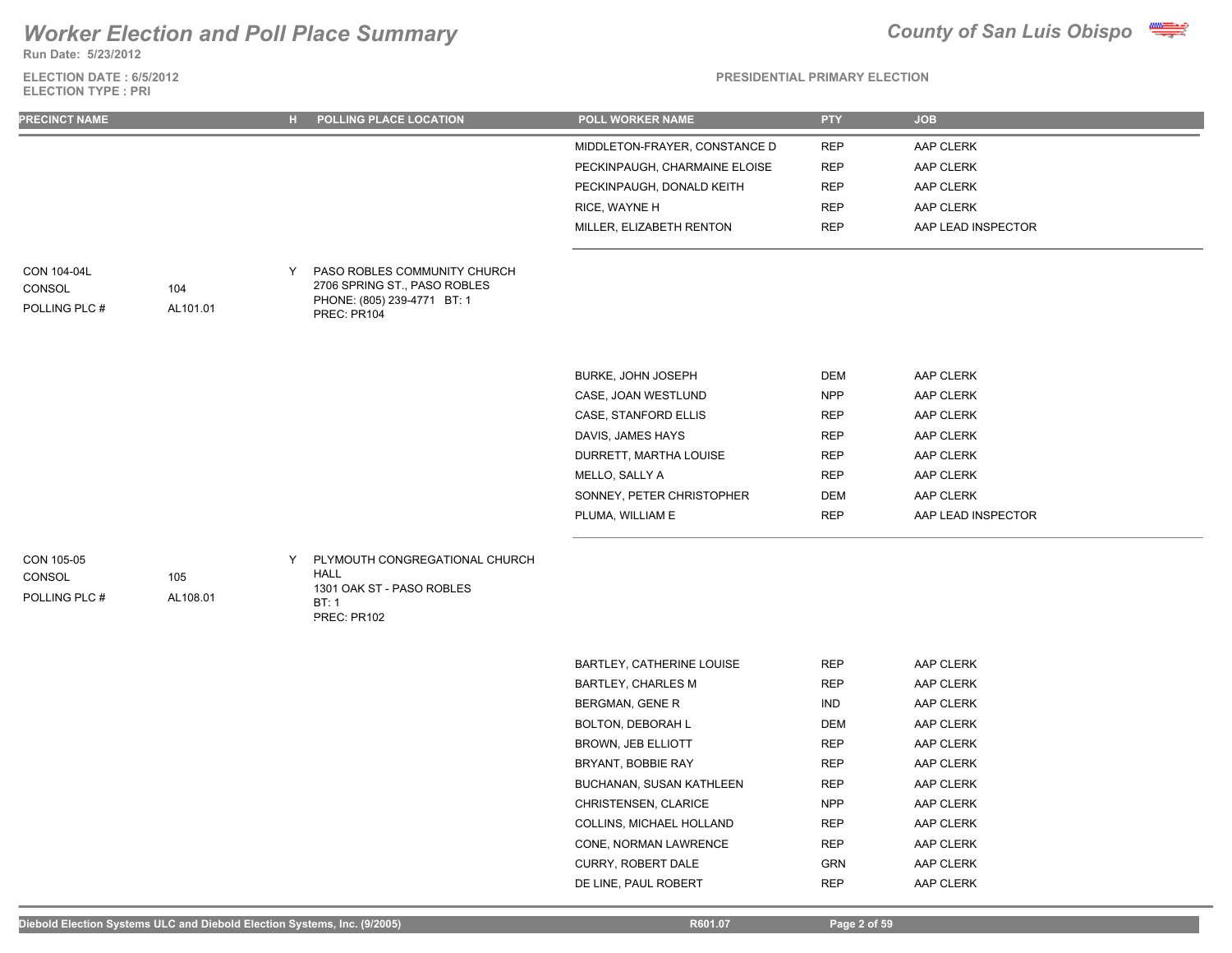# Worker Election and Poll Place Summary

**County of San Luis Obispo**

Run Date: 5/23/2012

ELECTION DATE : 6/5/2012
ELECTION TYPE : PRI

PRESIDENTIAL PRIMARY ELECTION

| PRECINCT NAME | | H | POLLING PLACE LOCATION | POLL WORKER NAME | PTY | JOB |
|---|---|---|---|---|---|---|
| | | | | MIDDLETON-FRAYER, CONSTANCE D | REP | AAP CLERK |
| | | | | PECKINPAUGH, CHARMAINE ELOISE | REP | AAP CLERK |
| | | | | PECKINPAUGH, DONALD KEITH | REP | AAP CLERK |
| | | | | RICE, WAYNE H | REP | AAP CLERK |
| | | | | MILLER, ELIZABETH RENTON | REP | AAP LEAD INSPECTOR |
| CON 104-04L | | Y | PASO ROBLES COMMUNITY CHURCH 2706 SPRING ST., PASO ROBLES PHONE: (805) 239-4771 BT: 1 PREC: PR104 | | | |
| CONSOL | 104 | | | | | |
| POLLING PLC # | AL101.01 | | | | | |
| | | | | BURKE, JOHN JOSEPH | DEM | AAP CLERK |
| | | | | CASE, JOAN WESTLUND | NPP | AAP CLERK |
| | | | | CASE, STANFORD ELLIS | REP | AAP CLERK |
| | | | | DAVIS, JAMES HAYS | REP | AAP CLERK |
| | | | | DURRETT, MARTHA LOUISE | REP | AAP CLERK |
| | | | | MELLO, SALLY A | REP | AAP CLERK |
| | | | | SONNEY, PETER CHRISTOPHER | DEM | AAP CLERK |
| | | | | PLUMA, WILLIAM E | REP | AAP LEAD INSPECTOR |
| CON 105-05 | | Y | PLYMOUTH CONGREGATIONAL CHURCH HALL 1301 OAK ST - PASO ROBLES BT: 1 PREC: PR102 | | | |
| CONSOL | 105 | | | | | |
| POLLING PLC # | AL108.01 | | | | | |
| | | | | BARTLEY, CATHERINE LOUISE | REP | AAP CLERK |
| | | | | BARTLEY, CHARLES M | REP | AAP CLERK |
| | | | | BERGMAN, GENE R | IND | AAP CLERK |
| | | | | BOLTON, DEBORAH L | DEM | AAP CLERK |
| | | | | BROWN, JEB ELLIOTT | REP | AAP CLERK |
| | | | | BRYANT, BOBBIE RAY | REP | AAP CLERK |
| | | | | BUCHANAN, SUSAN KATHLEEN | REP | AAP CLERK |
| | | | | CHRISTENSEN, CLARICE | NPP | AAP CLERK |
| | | | | COLLINS, MICHAEL HOLLAND | REP | AAP CLERK |
| | | | | CONE, NORMAN LAWRENCE | REP | AAP CLERK |
| | | | | CURRY, ROBERT DALE | GRN | AAP CLERK |
| | | | | DE LINE, PAUL ROBERT | REP | AAP CLERK |

Diebold Election Systems ULC and Diebold Election Systems, Inc. (9/2005) R601.07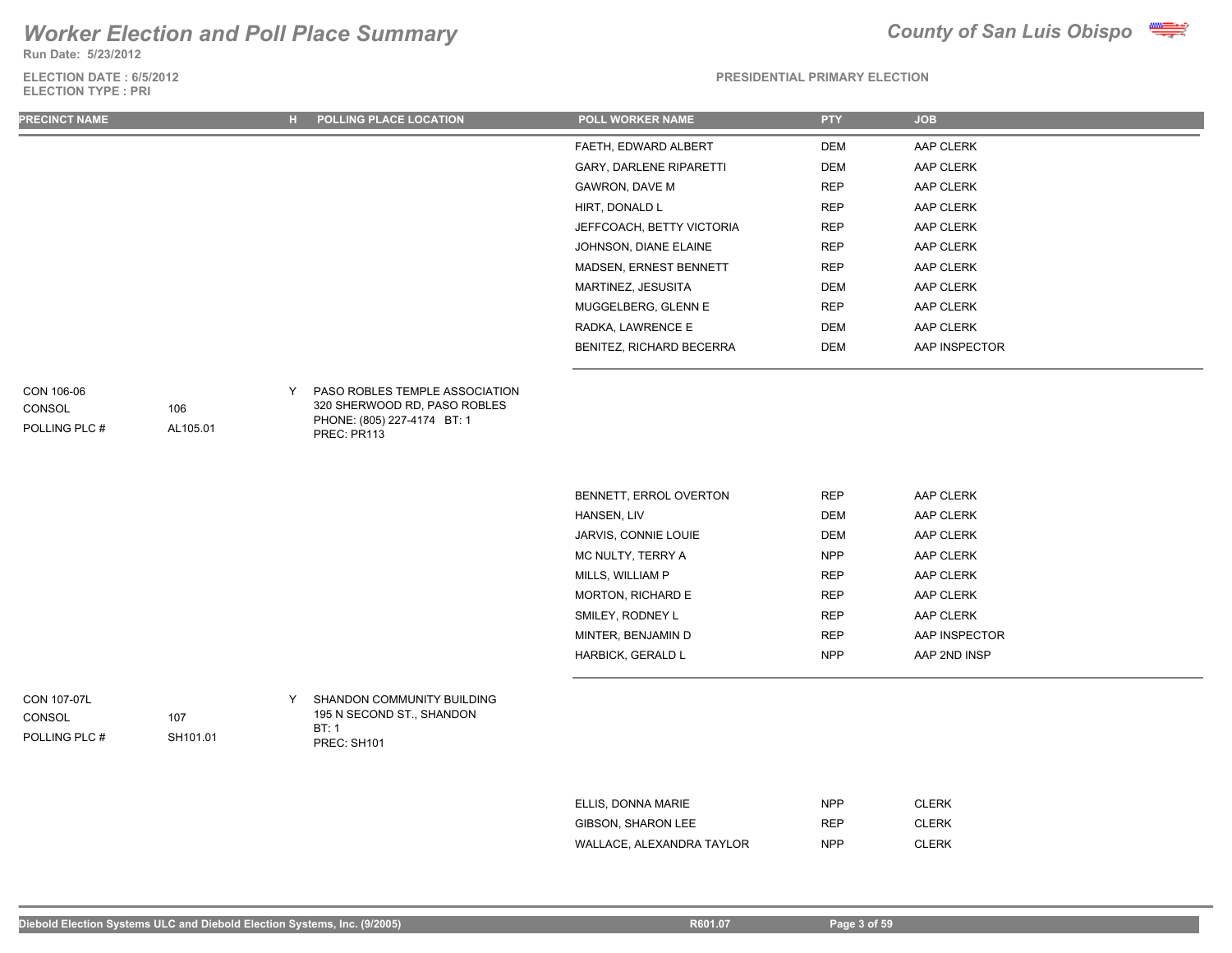# Worker Election and Poll Place Summary

**County of San Luis Obispo**

**Run Date: 5/23/2012**

**ELECTION DATE : 6/5/2012**
**ELECTION TYPE : PRI**

**PRESIDENTIAL PRIMARY ELECTION**

| PRECINCT NAME | | H | POLLING PLACE LOCATION | POLL WORKER NAME | PTY | JOB |
|---|---|---|---|---|---|---|
| | | | | FAETH, EDWARD ALBERT | DEM | AAP CLERK |
| | | | | GARY, DARLENE RIPARETTI | DEM | AAP CLERK |
| | | | | GAWRON, DAVE M | REP | AAP CLERK |
| | | | | HIRT, DONALD L | REP | AAP CLERK |
| | | | | JEFFCOACH, BETTY VICTORIA | REP | AAP CLERK |
| | | | | JOHNSON, DIANE ELAINE | REP | AAP CLERK |
| | | | | MADSEN, ERNEST BENNETT | REP | AAP CLERK |
| | | | | MARTINEZ, JESUSITA | DEM | AAP CLERK |
| | | | | MUGGELBERG, GLENN E | REP | AAP CLERK |
| | | | | RADKA, LAWRENCE E | DEM | AAP CLERK |
| | | | | BENITEZ, RICHARD BECERRA | DEM | AAP INSPECTOR |
| CON 106-06 | | Y | PASO ROBLES TEMPLE ASSOCIATION | | | |
| CONSOL | 106 | | 320 SHERWOOD RD, PASO ROBLES | | | |
| POLLING PLC # | AL105.01 | | PHONE: (805) 227-4174 BT: 1 | | | |
| | | | PREC: PR113 | | | |
| | | | | BENNETT, ERROL OVERTON | REP | AAP CLERK |
| | | | | HANSEN, LIV | DEM | AAP CLERK |
| | | | | JARVIS, CONNIE LOUIE | DEM | AAP CLERK |
| | | | | MC NULTY, TERRY A | NPP | AAP CLERK |
| | | | | MILLS, WILLIAM P | REP | AAP CLERK |
| | | | | MORTON, RICHARD E | REP | AAP CLERK |
| | | | | SMILEY, RODNEY L | REP | AAP CLERK |
| | | | | MINTER, BENJAMIN D | REP | AAP INSPECTOR |
| | | | | HARBICK, GERALD L | NPP | AAP 2ND INSP |
| CON 107-07L | | Y | SHANDON COMMUNITY BUILDING | | | |
| CONSOL | 107 | | 195 N SECOND ST., SHANDON | | | |
| POLLING PLC # | SH101.01 | | BT: 1 | | | |
| | | | PREC: SH101 | | | |
| | | | | ELLIS, DONNA MARIE | NPP | CLERK |
| | | | | GIBSON, SHARON LEE | REP | CLERK |
| | | | | WALLACE, ALEXANDRA TAYLOR | NPP | CLERK |

Diebold Election Systems ULC and Diebold Election Systems, Inc. (9/2005) R601.07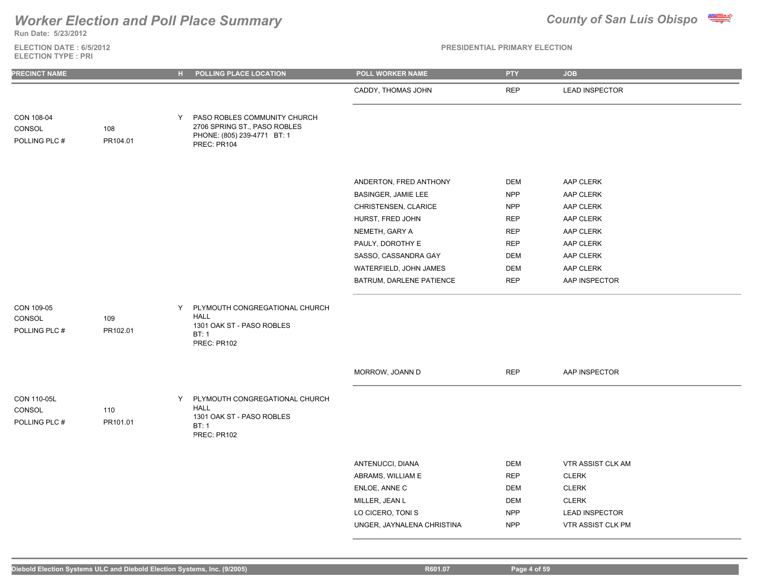# Worker Election and Poll Place Summary

**County of San Luis Obispo**

Run Date: 5/23/2012

ELECTION DATE : 6/5/2012
ELECTION TYPE : PRI

PRESIDENTIAL PRIMARY ELECTION

| PRECINCT NAME | | H | POLLING PLACE LOCATION | POLL WORKER NAME | PTY | JOB |
|---|---|---|---|---|---|---|
| | | | | CADDY, THOMAS JOHN | REP | LEAD INSPECTOR |
| CON 108-04 | | Y | PASO ROBLES COMMUNITY CHURCH 2706 SPRING ST., PASO ROBLES PHONE: (805) 239-4771 BT: 1 PREC: PR104 | | | |
| CONSOL | 108 | | | | | |
| POLLING PLC # | PR104.01 | | | | | |
| | | | | ANDERTON, FRED ANTHONY | DEM | AAP CLERK |
| | | | | BASINGER, JAMIE LEE | NPP | AAP CLERK |
| | | | | CHRISTENSEN, CLARICE | NPP | AAP CLERK |
| | | | | HURST, FRED JOHN | REP | AAP CLERK |
| | | | | NEMETH, GARY A | REP | AAP CLERK |
| | | | | PAULY, DOROTHY E | REP | AAP CLERK |
| | | | | SASSO, CASSANDRA GAY | DEM | AAP CLERK |
| | | | | WATERFIELD, JOHN JAMES | DEM | AAP CLERK |
| | | | | BATRUM, DARLENE PATIENCE | REP | AAP INSPECTOR |
| CON 109-05 | | Y | PLYMOUTH CONGREGATIONAL CHURCH HALL 1301 OAK ST - PASO ROBLES BT: 1 PREC: PR102 | | | |
| CONSOL | 109 | | | | | |
| POLLING PLC # | PR102.01 | | | | | |
| | | | | MORROW, JOANN D | REP | AAP INSPECTOR |
| CON 110-05L | | Y | PLYMOUTH CONGREGATIONAL CHURCH HALL 1301 OAK ST - PASO ROBLES BT: 1 PREC: PR102 | | | |
| CONSOL | 110 | | | | | |
| POLLING PLC # | PR101.01 | | | | | |
| | | | | ANTENUCCI, DIANA | DEM | VTR ASSIST CLK AM |
| | | | | ABRAMS, WILLIAM E | REP | CLERK |
| | | | | ENLOE, ANNE C | DEM | CLERK |
| | | | | MILLER, JEAN L | DEM | CLERK |
| | | | | LO CICERO, TONI S | NPP | LEAD INSPECTOR |
| | | | | UNGER, JAYNALENA CHRISTINA | NPP | VTR ASSIST CLK PM |

Diebold Election Systems ULC and Diebold Election Systems, Inc. (9/2005) R601.07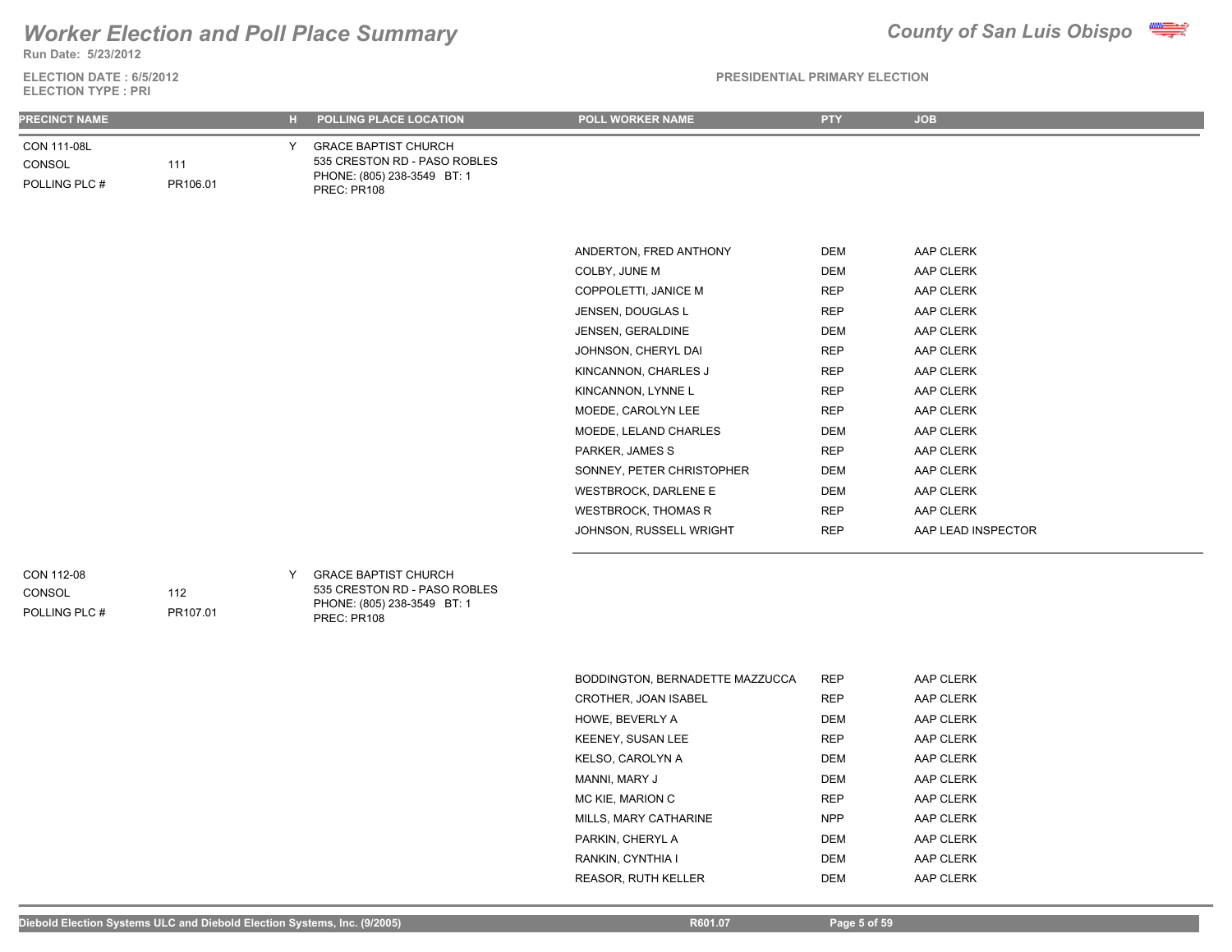# Worker Election and Poll Place Summary

**County of San Luis Obispo**

Run Date: 5/23/2012

ELECTION DATE : 6/5/2012
ELECTION TYPE : PRI

PRESIDENTIAL PRIMARY ELECTION

| PRECINCT NAME | | H | POLLING PLACE LOCATION | POLL WORKER NAME | PTY | JOB |
|---|---|---|---|---|---|---|
| CON 111-08L | | Y | GRACE BAPTIST CHURCH | | | |
| CONSOL | 111 | | 535 CRESTON RD - PASO ROBLES | | | |
| POLLING PLC # | PR106.01 | | PHONE: (805) 238-3549 BT: 1 | | | |
| | | | PREC: PR108 | | | |
| | | | | ANDERTON, FRED ANTHONY | DEM | AAP CLERK |
| | | | | COLBY, JUNE M | DEM | AAP CLERK |
| | | | | COPPOLETTI, JANICE M | REP | AAP CLERK |
| | | | | JENSEN, DOUGLAS L | REP | AAP CLERK |
| | | | | JENSEN, GERALDINE | DEM | AAP CLERK |
| | | | | JOHNSON, CHERYL DAI | REP | AAP CLERK |
| | | | | KINCANNON, CHARLES J | REP | AAP CLERK |
| | | | | KINCANNON, LYNNE L | REP | AAP CLERK |
| | | | | MOEDE, CAROLYN LEE | REP | AAP CLERK |
| | | | | MOEDE, LELAND CHARLES | DEM | AAP CLERK |
| | | | | PARKER, JAMES S | REP | AAP CLERK |
| | | | | SONNEY, PETER CHRISTOPHER | DEM | AAP CLERK |
| | | | | WESTBROCK, DARLENE E | DEM | AAP CLERK |
| | | | | WESTBROCK, THOMAS R | REP | AAP CLERK |
| | | | | JOHNSON, RUSSELL WRIGHT | REP | AAP LEAD INSPECTOR |
| CON 112-08 | | Y | GRACE BAPTIST CHURCH | | | |
| CONSOL | 112 | | 535 CRESTON RD - PASO ROBLES | | | |
| POLLING PLC # | PR107.01 | | PHONE: (805) 238-3549 BT: 1 | | | |
| | | | PREC: PR108 | | | |
| | | | | BODDINGTON, BERNADETTE MAZZUCCA | REP | AAP CLERK |
| | | | | CROTHER, JOAN ISABEL | REP | AAP CLERK |
| | | | | HOWE, BEVERLY A | DEM | AAP CLERK |
| | | | | KEENEY, SUSAN LEE | REP | AAP CLERK |
| | | | | KELSO, CAROLYN A | DEM | AAP CLERK |
| | | | | MANNI, MARY J | DEM | AAP CLERK |
| | | | | MC KIE, MARION C | REP | AAP CLERK |
| | | | | MILLS, MARY CATHARINE | NPP | AAP CLERK |
| | | | | PARKIN, CHERYL A | DEM | AAP CLERK |
| | | | | RANKIN, CYNTHIA I | DEM | AAP CLERK |
| | | | | REASOR, RUTH KELLER | DEM | AAP CLERK |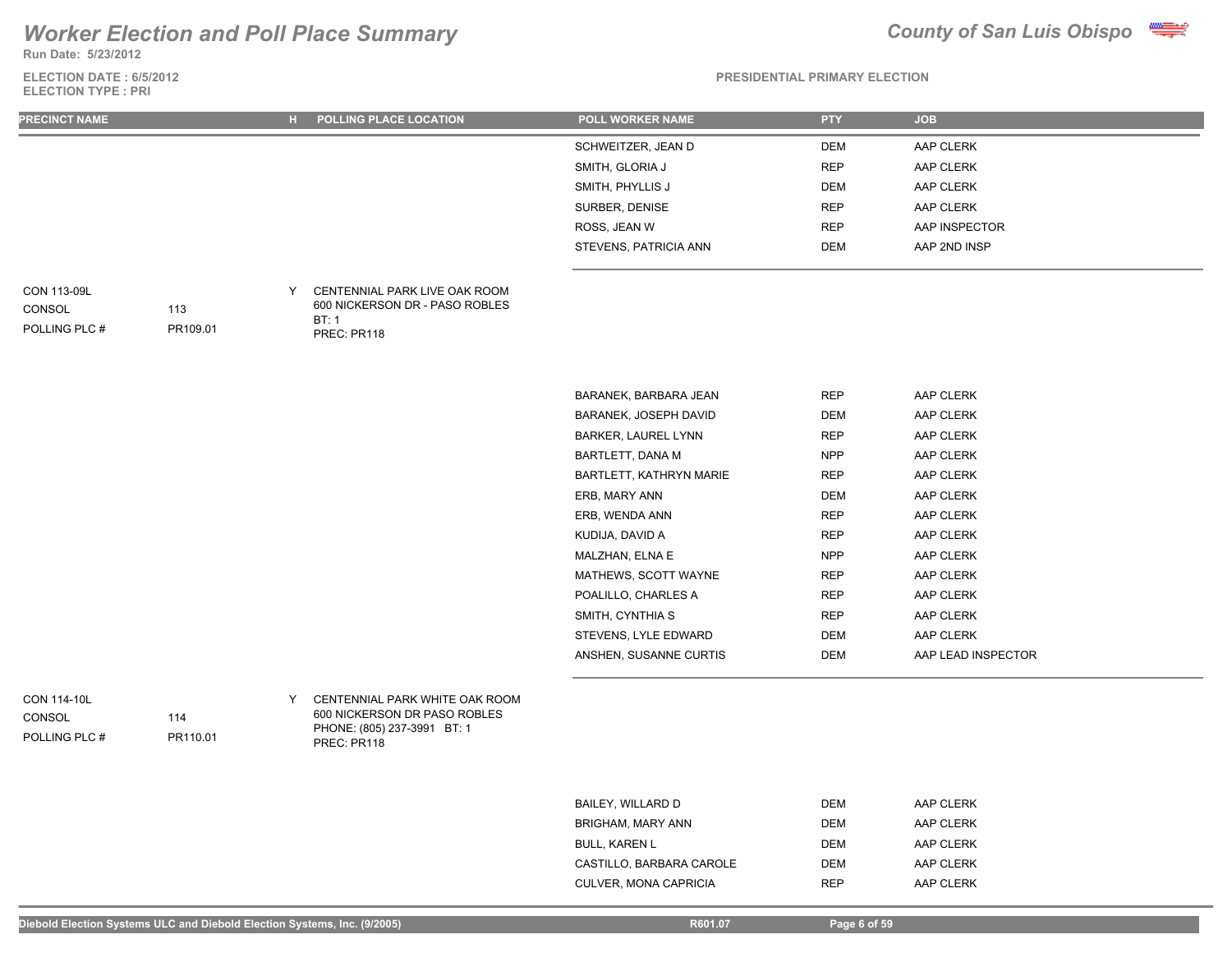# Worker Election and Poll Place Summary

**Run Date: 5/23/2012**

**County of San Luis Obispo**

**ELECTION DATE : 6/5/2012**
**ELECTION TYPE : PRI**

**PRESIDENTIAL PRIMARY ELECTION**

| PRECINCT NAME | | H | POLLING PLACE LOCATION | POLL WORKER NAME | PTY | JOB |
|---|---|---|---|---|---|---|
| | | | | SCHWEITZER, JEAN D | DEM | AAP CLERK |
| | | | | SMITH, GLORIA J | REP | AAP CLERK |
| | | | | SMITH, PHYLLIS J | DEM | AAP CLERK |
| | | | | SURBER, DENISE | REP | AAP CLERK |
| | | | | ROSS, JEAN W | REP | AAP INSPECTOR |
| | | | | STEVENS, PATRICIA ANN | DEM | AAP 2ND INSP |
| CON 113-09L | | Y | CENTENNIAL PARK LIVE OAK ROOM | | | |
| CONSOL | 113 | | 600 NICKERSON DR - PASO ROBLES | | | |
| POLLING PLC # | PR109.01 | | BT: 1 | | | |
| | | | PREC: PR118 | | | |
| | | | | BARANEK, BARBARA JEAN | REP | AAP CLERK |
| | | | | BARANEK, JOSEPH DAVID | DEM | AAP CLERK |
| | | | | BARKER, LAUREL LYNN | REP | AAP CLERK |
| | | | | BARTLETT, DANA M | NPP | AAP CLERK |
| | | | | BARTLETT, KATHRYN MARIE | REP | AAP CLERK |
| | | | | ERB, MARY ANN | DEM | AAP CLERK |
| | | | | ERB, WENDA ANN | REP | AAP CLERK |
| | | | | KUDIJA, DAVID A | REP | AAP CLERK |
| | | | | MALZHAN, ELNA E | NPP | AAP CLERK |
| | | | | MATHEWS, SCOTT WAYNE | REP | AAP CLERK |
| | | | | POALILLO, CHARLES A | REP | AAP CLERK |
| | | | | SMITH, CYNTHIA S | REP | AAP CLERK |
| | | | | STEVENS, LYLE EDWARD | DEM | AAP CLERK |
| | | | | ANSHEN, SUSANNE CURTIS | DEM | AAP LEAD INSPECTOR |
| CON 114-10L | | Y | CENTENNIAL PARK WHITE OAK ROOM | | | |
| CONSOL | 114 | | 600 NICKERSON DR PASO ROBLES | | | |
| POLLING PLC # | PR110.01 | | PHONE: (805) 237-3991 BT: 1 | | | |
| | | | PREC: PR118 | | | |
| | | | | BAILEY, WILLARD D | DEM | AAP CLERK |
| | | | | BRIGHAM, MARY ANN | DEM | AAP CLERK |
| | | | | BULL, KAREN L | DEM | AAP CLERK |
| | | | | CASTILLO, BARBARA CAROLE | DEM | AAP CLERK |
| | | | | CULVER, MONA CAPRICIA | REP | AAP CLERK |

Diebold Election Systems ULC and Diebold Election Systems, Inc. (9/2005) R601.07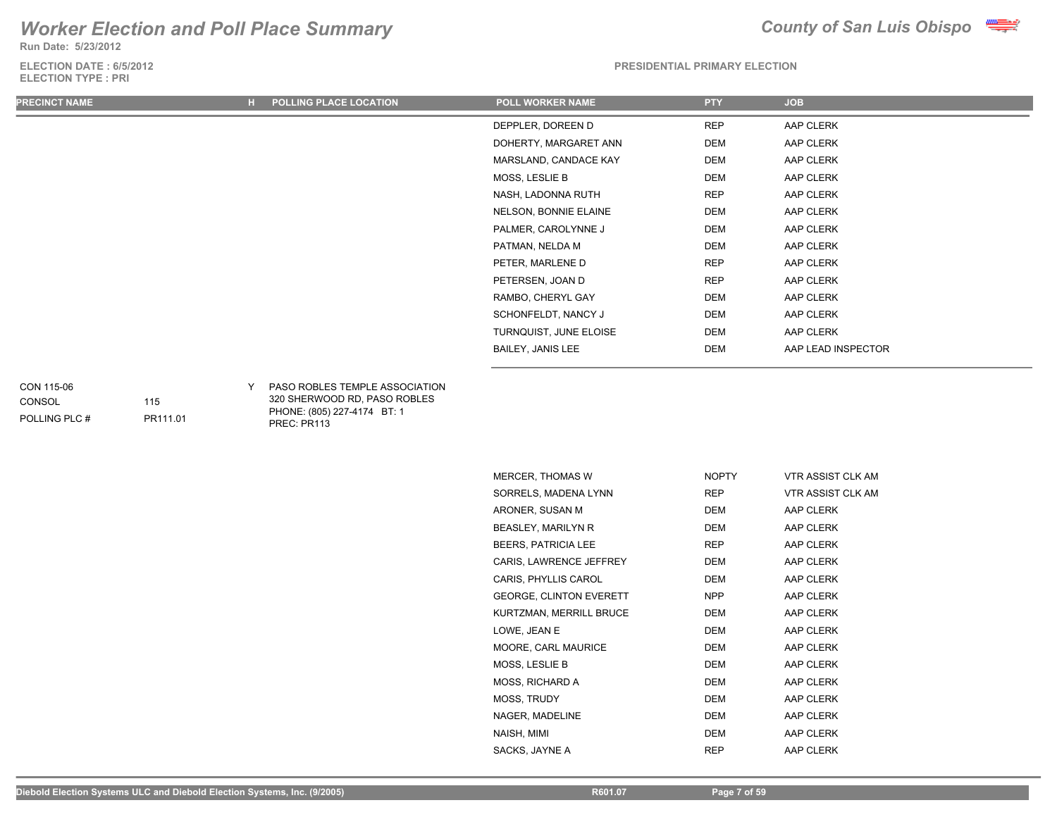# Worker Election and Poll Place Summary

**County of San Luis Obispo**

**Run Date: 5/23/2012**

**ELECTION DATE : 6/5/2012**
**ELECTION TYPE : PRI**

**PRESIDENTIAL PRIMARY ELECTION**

| PRECINCT NAME | | H | POLLING PLACE LOCATION | POLL WORKER NAME | PTY | JOB |
|---|---|---|---|---|---|---|
| | | | | DEPPLER, DOREEN D | REP | AAP CLERK |
| | | | | DOHERTY, MARGARET ANN | DEM | AAP CLERK |
| | | | | MARSLAND, CANDACE KAY | DEM | AAP CLERK |
| | | | | MOSS, LESLIE B | DEM | AAP CLERK |
| | | | | NASH, LADONNA RUTH | REP | AAP CLERK |
| | | | | NELSON, BONNIE ELAINE | DEM | AAP CLERK |
| | | | | PALMER, CAROLYNNE J | DEM | AAP CLERK |
| | | | | PATMAN, NELDA M | DEM | AAP CLERK |
| | | | | PETER, MARLENE D | REP | AAP CLERK |
| | | | | PETERSEN, JOAN D | REP | AAP CLERK |
| | | | | RAMBO, CHERYL GAY | DEM | AAP CLERK |
| | | | | SCHONFELDT, NANCY J | DEM | AAP CLERK |
| | | | | TURNQUIST, JUNE ELOISE | DEM | AAP CLERK |
| | | | | BAILEY, JANIS LEE | DEM | AAP LEAD INSPECTOR |
| CON 115-06 | | Y | PASO ROBLES TEMPLE ASSOCIATION | | | |
| CONSOL | 115 | | 320 SHERWOOD RD, PASO ROBLES | | | |
| POLLING PLC # | PR111.01 | | PHONE: (805) 227-4174 BT: 1 | | | |
| | | | PREC: PR113 | | | |
| | | | | MERCER, THOMAS W | NOPTY | VTR ASSIST CLK AM |
| | | | | SORRELS, MADENA LYNN | REP | VTR ASSIST CLK AM |
| | | | | ARONER, SUSAN M | DEM | AAP CLERK |
| | | | | BEASLEY, MARILYN R | DEM | AAP CLERK |
| | | | | BEERS, PATRICIA LEE | REP | AAP CLERK |
| | | | | CARIS, LAWRENCE JEFFREY | DEM | AAP CLERK |
| | | | | CARIS, PHYLLIS CAROL | DEM | AAP CLERK |
| | | | | GEORGE, CLINTON EVERETT | NPP | AAP CLERK |
| | | | | KURTZMAN, MERRILL BRUCE | DEM | AAP CLERK |
| | | | | LOWE, JEAN E | DEM | AAP CLERK |
| | | | | MOORE, CARL MAURICE | DEM | AAP CLERK |
| | | | | MOSS, LESLIE B | DEM | AAP CLERK |
| | | | | MOSS, RICHARD A | DEM | AAP CLERK |
| | | | | MOSS, TRUDY | DEM | AAP CLERK |
| | | | | NAGER, MADELINE | DEM | AAP CLERK |
| | | | | NAISH, MIMI | DEM | AAP CLERK |
| | | | | SACKS, JAYNE A | REP | AAP CLERK |

Diebold Election Systems ULC and Diebold Election Systems, Inc. (9/2005) R601.07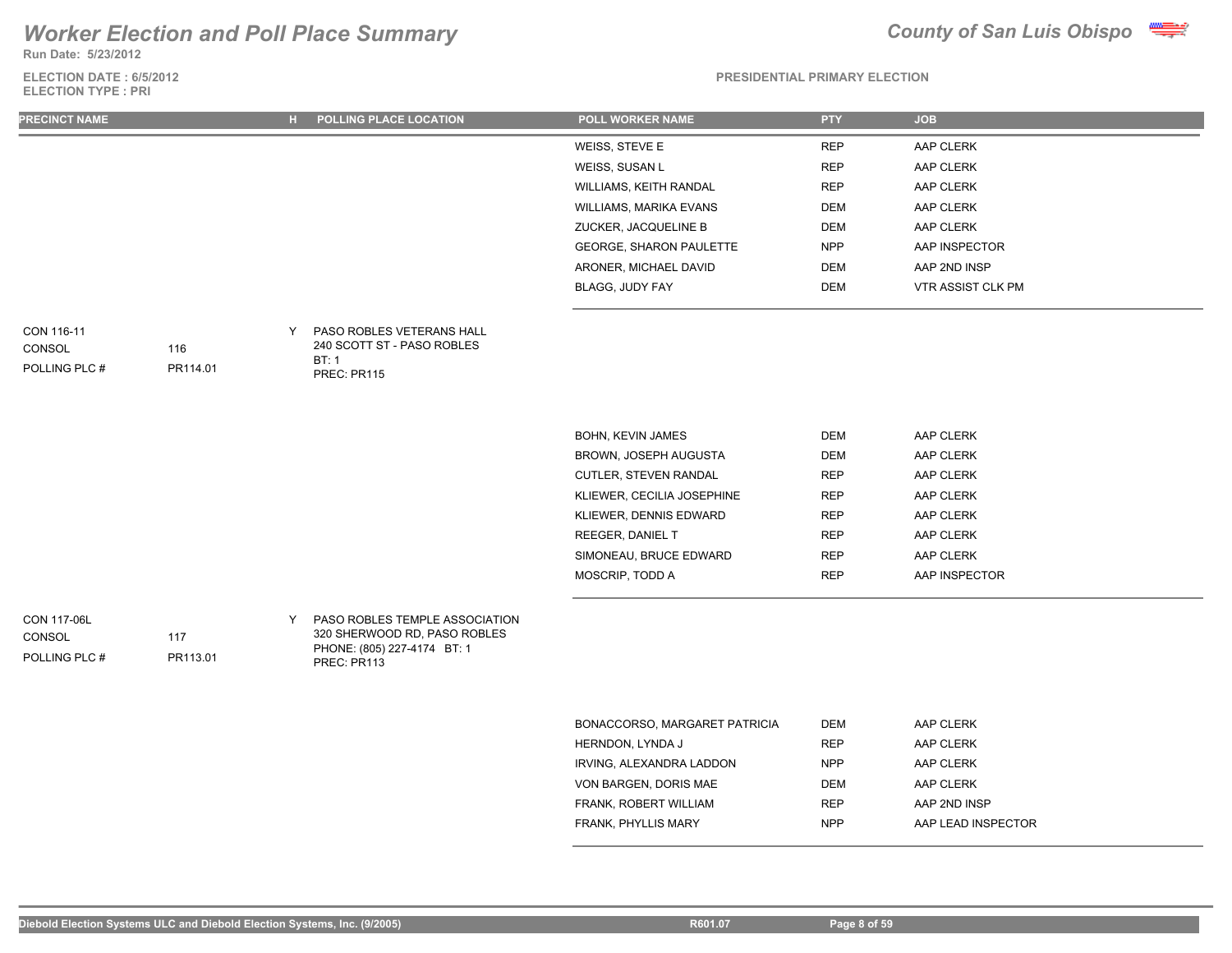# Worker Election and Poll Place Summary

**County of San Luis Obispo**

Run Date: 5/23/2012

ELECTION DATE : 6/5/2012
ELECTION TYPE : PRI

PRESIDENTIAL PRIMARY ELECTION

| PRECINCT NAME | | H | POLLING PLACE LOCATION | POLL WORKER NAME | PTY | JOB |
|---|---|---|---|---|---|---|
| | | | | WEISS, STEVE E | REP | AAP CLERK |
| | | | | WEISS, SUSAN L | REP | AAP CLERK |
| | | | | WILLIAMS, KEITH RANDAL | REP | AAP CLERK |
| | | | | WILLIAMS, MARIKA EVANS | DEM | AAP CLERK |
| | | | | ZUCKER, JACQUELINE B | DEM | AAP CLERK |
| | | | | GEORGE, SHARON PAULETTE | NPP | AAP INSPECTOR |
| | | | | ARONER, MICHAEL DAVID | DEM | AAP 2ND INSP |
| | | | | BLAGG, JUDY FAY | DEM | VTR ASSIST CLK PM |
| CON 116-11 | | Y | PASO ROBLES VETERANS HALL | | | |
| CONSOL | 116 | | 240 SCOTT ST - PASO ROBLES | | | |
| POLLING PLC # | PR114.01 | | BT: 1 | | | |
| | | | PREC: PR115 | | | |
| | | | | BOHN, KEVIN JAMES | DEM | AAP CLERK |
| | | | | BROWN, JOSEPH AUGUSTA | DEM | AAP CLERK |
| | | | | CUTLER, STEVEN RANDAL | REP | AAP CLERK |
| | | | | KLIEWER, CECILIA JOSEPHINE | REP | AAP CLERK |
| | | | | KLIEWER, DENNIS EDWARD | REP | AAP CLERK |
| | | | | REEGER, DANIEL T | REP | AAP CLERK |
| | | | | SIMONEAU, BRUCE EDWARD | REP | AAP CLERK |
| | | | | MOSCRIP, TODD A | REP | AAP INSPECTOR |
| CON 117-06L | | Y | PASO ROBLES TEMPLE ASSOCIATION | | | |
| CONSOL | 117 | | 320 SHERWOOD RD, PASO ROBLES | | | |
| POLLING PLC # | PR113.01 | | PHONE: (805) 227-4174 BT: 1 | | | |
| | | | PREC: PR113 | | | |
| | | | | BONACCORSO, MARGARET PATRICIA | DEM | AAP CLERK |
| | | | | HERNDON, LYNDA J | REP | AAP CLERK |
| | | | | IRVING, ALEXANDRA LADDON | NPP | AAP CLERK |
| | | | | VON BARGEN, DORIS MAE | DEM | AAP CLERK |
| | | | | FRANK, ROBERT WILLIAM | REP | AAP 2ND INSP |
| | | | | FRANK, PHYLLIS MARY | NPP | AAP LEAD INSPECTOR |

Diebold Election Systems ULC and Diebold Election Systems, Inc. (9/2005) R601.07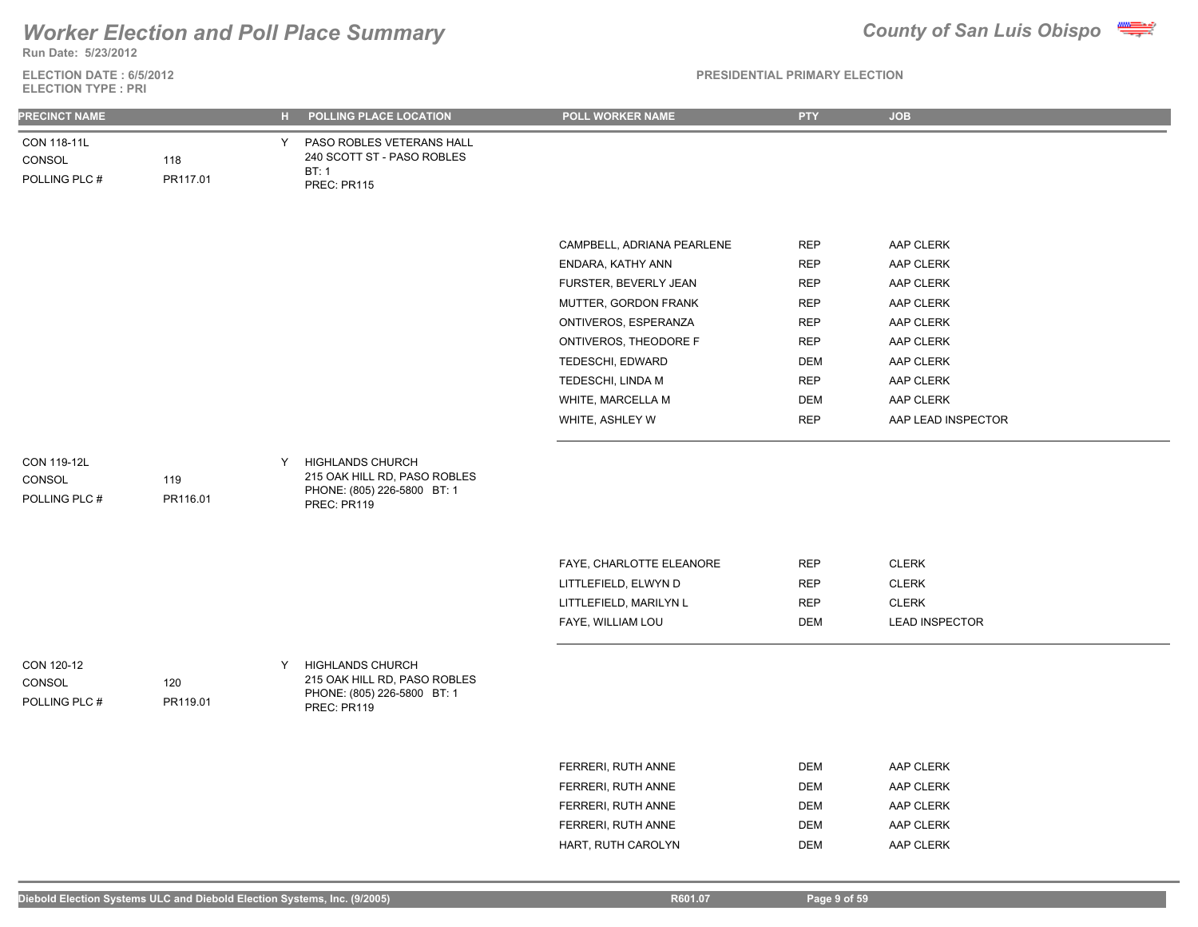# Worker Election and Poll Place Summary

**County of San Luis Obispo**

Run Date: 5/23/2012

ELECTION DATE : 6/5/2012
ELECTION TYPE : PRI

PRESIDENTIAL PRIMARY ELECTION

| PRECINCT NAME | | H | POLLING PLACE LOCATION | POLL WORKER NAME | PTY | JOB |
|---|---|---|---|---|---|---|
| CON 118-11L | | Y | PASO ROBLES VETERANS HALL | | | |
| CONSOL | 118 | | 240 SCOTT ST - PASO ROBLES | | | |
| POLLING PLC # | PR117.01 | | BT: 1<br>PREC: PR115 | | | |
| | | | | CAMPBELL, ADRIANA PEARLENE | REP | AAP CLERK |
| | | | | ENDARA, KATHY ANN | REP | AAP CLERK |
| | | | | FURSTER, BEVERLY JEAN | REP | AAP CLERK |
| | | | | MUTTER, GORDON FRANK | REP | AAP CLERK |
| | | | | ONTIVEROS, ESPERANZA | REP | AAP CLERK |
| | | | | ONTIVEROS, THEODORE F | REP | AAP CLERK |
| | | | | TEDESCHI, EDWARD | DEM | AAP CLERK |
| | | | | TEDESCHI, LINDA M | REP | AAP CLERK |
| | | | | WHITE, MARCELLA M | DEM | AAP CLERK |
| | | | | WHITE, ASHLEY W | REP | AAP LEAD INSPECTOR |
| CON 119-12L | | Y | HIGHLANDS CHURCH | | | |
| CONSOL | 119 | | 215 OAK HILL RD, PASO ROBLES | | | |
| POLLING PLC # | PR116.01 | | PHONE: (805) 226-5800 BT: 1<br>PREC: PR119 | | | |
| | | | | FAYE, CHARLOTTE ELEANORE | REP | CLERK |
| | | | | LITTLEFIELD, ELWYN D | REP | CLERK |
| | | | | LITTLEFIELD, MARILYN L | REP | CLERK |
| | | | | FAYE, WILLIAM LOU | DEM | LEAD INSPECTOR |
| CON 120-12 | | Y | HIGHLANDS CHURCH | | | |
| CONSOL | 120 | | 215 OAK HILL RD, PASO ROBLES | | | |
| POLLING PLC # | PR119.01 | | PHONE: (805) 226-5800 BT: 1<br>PREC: PR119 | | | |
| | | | | FERRERI, RUTH ANNE | DEM | AAP CLERK |
| | | | | FERRERI, RUTH ANNE | DEM | AAP CLERK |
| | | | | FERRERI, RUTH ANNE | DEM | AAP CLERK |
| | | | | FERRERI, RUTH ANNE | DEM | AAP CLERK |
| | | | | HART, RUTH CAROLYN | DEM | AAP CLERK |

Diebold Election Systems ULC and Diebold Election Systems, Inc. (9/2005) R601.07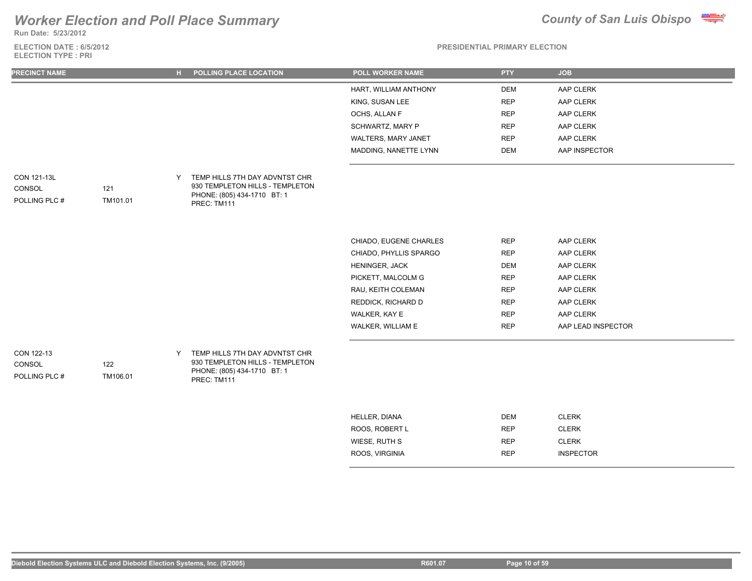# Worker Election and Poll Place Summary

**County of San Luis Obispo**

**Run Date: 5/23/2012**

**ELECTION DATE : 6/5/2012**
**ELECTION TYPE : PRI**

**PRESIDENTIAL PRIMARY ELECTION**

| PRECINCT NAME | | H | POLLING PLACE LOCATION | POLL WORKER NAME | PTY | JOB |
|---|---|---|---|---|---|---|
| | | | | HART, WILLIAM ANTHONY | DEM | AAP CLERK |
| | | | | KING, SUSAN LEE | REP | AAP CLERK |
| | | | | OCHS, ALLAN F | REP | AAP CLERK |
| | | | | SCHWARTZ, MARY P | REP | AAP CLERK |
| | | | | WALTERS, MARY JANET | REP | AAP CLERK |
| | | | | MADDING, NANETTE LYNN | DEM | AAP INSPECTOR |
| CON 121-13L | | Y | TEMP HILLS 7TH DAY ADVNTST CHR 930 TEMPLETON HILLS - TEMPLETON PHONE: (805) 434-1710 BT: 1 PREC: TM111 | | | |
| CONSOL | 121 | | | | | |
| POLLING PLC # | TM101.01 | | | | | |
| | | | | CHIADO, EUGENE CHARLES | REP | AAP CLERK |
| | | | | CHIADO, PHYLLIS SPARGO | REP | AAP CLERK |
| | | | | HENINGER, JACK | DEM | AAP CLERK |
| | | | | PICKETT, MALCOLM G | REP | AAP CLERK |
| | | | | RAU, KEITH COLEMAN | REP | AAP CLERK |
| | | | | REDDICK, RICHARD D | REP | AAP CLERK |
| | | | | WALKER, KAY E | REP | AAP CLERK |
| | | | | WALKER, WILLIAM E | REP | AAP LEAD INSPECTOR |
| CON 122-13 | | Y | TEMP HILLS 7TH DAY ADVNTST CHR 930 TEMPLETON HILLS - TEMPLETON PHONE: (805) 434-1710 BT: 1 PREC: TM111 | | | |
| CONSOL | 122 | | | | | |
| POLLING PLC # | TM106.01 | | | | | |
| | | | | HELLER, DIANA | DEM | CLERK |
| | | | | ROOS, ROBERT L | REP | CLERK |
| | | | | WIESE, RUTH S | REP | CLERK |
| | | | | ROOS, VIRGINIA | REP | INSPECTOR |

Diebold Election Systems ULC and Diebold Election Systems, Inc. (9/2005) R601.07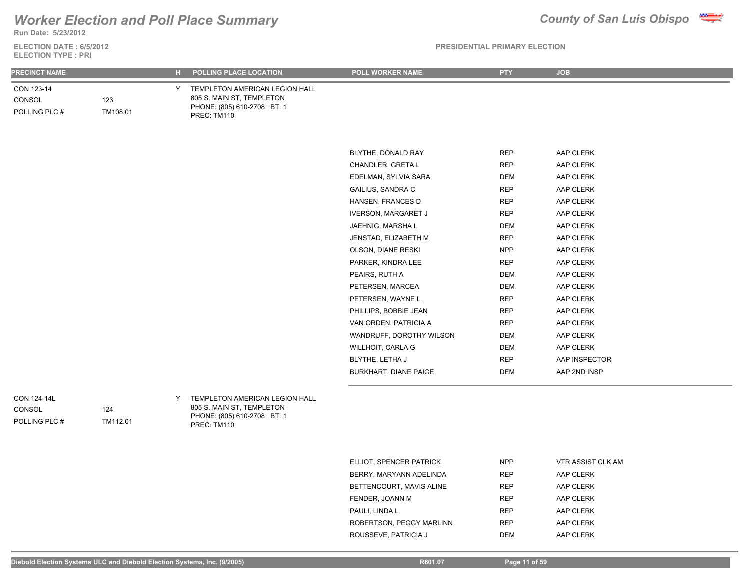# Worker Election and Poll Place Summary

**County of San Luis Obispo**

Run Date: 5/23/2012

ELECTION DATE : 6/5/2012
ELECTION TYPE : PRI

PRESIDENTIAL PRIMARY ELECTION

| PRECINCT NAME | | H | POLLING PLACE LOCATION | POLL WORKER NAME | PTY | JOB |
|---|---|---|---|---|---|---|
| CON 123-14 | | Y | TEMPLETON AMERICAN LEGION HALL | | | |
| CONSOL | 123 | | 805 S. MAIN ST, TEMPLETON | | | |
| POLLING PLC # | TM108.01 | | PHONE: (805) 610-2708 BT: 1 | | | |
| | | | PREC: TM110 | | | |
| | | | | BLYTHE, DONALD RAY | REP | AAP CLERK |
| | | | | CHANDLER, GRETA L | REP | AAP CLERK |
| | | | | EDELMAN, SYLVIA SARA | DEM | AAP CLERK |
| | | | | GAILIUS, SANDRA C | REP | AAP CLERK |
| | | | | HANSEN, FRANCES D | REP | AAP CLERK |
| | | | | IVERSON, MARGARET J | REP | AAP CLERK |
| | | | | JAEHNIG, MARSHA L | DEM | AAP CLERK |
| | | | | JENSTAD, ELIZABETH M | REP | AAP CLERK |
| | | | | OLSON, DIANE RESKI | NPP | AAP CLERK |
| | | | | PARKER, KINDRA LEE | REP | AAP CLERK |
| | | | | PEAIRS, RUTH A | DEM | AAP CLERK |
| | | | | PETERSEN, MARCEA | DEM | AAP CLERK |
| | | | | PETERSEN, WAYNE L | REP | AAP CLERK |
| | | | | PHILLIPS, BOBBIE JEAN | REP | AAP CLERK |
| | | | | VAN ORDEN, PATRICIA A | REP | AAP CLERK |
| | | | | WANDRUFF, DOROTHY WILSON | DEM | AAP CLERK |
| | | | | WILLHOIT, CARLA G | DEM | AAP CLERK |
| | | | | BLYTHE, LETHA J | REP | AAP INSPECTOR |
| | | | | BURKHART, DIANE PAIGE | DEM | AAP 2ND INSP |
| CON 124-14L | | Y | TEMPLETON AMERICAN LEGION HALL | | | |
| CONSOL | 124 | | 805 S. MAIN ST, TEMPLETON | | | |
| POLLING PLC # | TM112.01 | | PHONE: (805) 610-2708 BT: 1 | | | |
| | | | PREC: TM110 | | | |
| | | | | ELLIOT, SPENCER PATRICK | NPP | VTR ASSIST CLK AM |
| | | | | BERRY, MARYANN ADELINDA | REP | AAP CLERK |
| | | | | BETTENCOURT, MAVIS ALINE | REP | AAP CLERK |
| | | | | FENDER, JOANN M | REP | AAP CLERK |
| | | | | PAULI, LINDA L | REP | AAP CLERK |
| | | | | ROBERTSON, PEGGY MARLINN | REP | AAP CLERK |
| | | | | ROUSSEVE, PATRICIA J | DEM | AAP CLERK |

Diebold Election Systems ULC and Diebold Election Systems, Inc. (9/2005) R601.07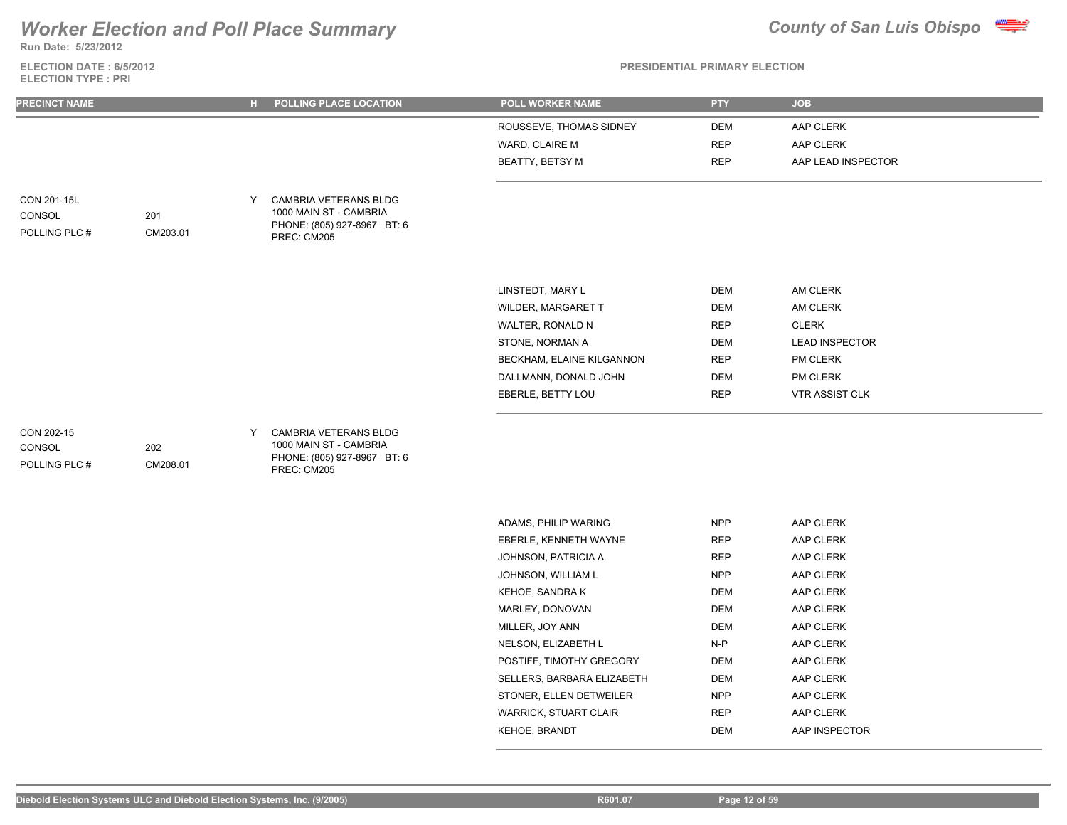# Worker Election and Poll Place Summary

**Run Date: 5/23/2012**

**ELECTION DATE : 6/5/2012**
**ELECTION TYPE : PRI**

**County of San Luis Obispo**

**PRESIDENTIAL PRIMARY ELECTION**

| PRECINCT NAME | | H | POLLING PLACE LOCATION | POLL WORKER NAME | PTY | JOB |
|---|---|---|---|---|---|---|
| | | | | ROUSSEVE, THOMAS SIDNEY | DEM | AAP CLERK |
| | | | | WARD, CLAIRE M | REP | AAP CLERK |
| | | | | BEATTY, BETSY M | REP | AAP LEAD INSPECTOR |
| CON 201-15L | | Y | CAMBRIA VETERANS BLDG | | | |
| CONSOL | 201 | | 1000 MAIN ST - CAMBRIA | | | |
| POLLING PLC # | CM203.01 | | PHONE: (805) 927-8967 BT: 6 | | | |
| | | | PREC: CM205 | | | |
| | | | | LINSTEDT, MARY L | DEM | AM CLERK |
| | | | | WILDER, MARGARET T | DEM | AM CLERK |
| | | | | WALTER, RONALD N | REP | CLERK |
| | | | | STONE, NORMAN A | DEM | LEAD INSPECTOR |
| | | | | BECKHAM, ELAINE KILGANNON | REP | PM CLERK |
| | | | | DALLMANN, DONALD JOHN | DEM | PM CLERK |
| | | | | EBERLE, BETTY LOU | REP | VTR ASSIST CLK |
| CON 202-15 | | Y | CAMBRIA VETERANS BLDG | | | |
| CONSOL | 202 | | 1000 MAIN ST - CAMBRIA | | | |
| POLLING PLC # | CM208.01 | | PHONE: (805) 927-8967 BT: 6 | | | |
| | | | PREC: CM205 | | | |
| | | | | ADAMS, PHILIP WARING | NPP | AAP CLERK |
| | | | | EBERLE, KENNETH WAYNE | REP | AAP CLERK |
| | | | | JOHNSON, PATRICIA A | REP | AAP CLERK |
| | | | | JOHNSON, WILLIAM L | NPP | AAP CLERK |
| | | | | KEHOE, SANDRA K | DEM | AAP CLERK |
| | | | | MARLEY, DONOVAN | DEM | AAP CLERK |
| | | | | MILLER, JOY ANN | DEM | AAP CLERK |
| | | | | NELSON, ELIZABETH L | N-P | AAP CLERK |
| | | | | POSTIFF, TIMOTHY GREGORY | DEM | AAP CLERK |
| | | | | SELLERS, BARBARA ELIZABETH | DEM | AAP CLERK |
| | | | | STONER, ELLEN DETWEILER | NPP | AAP CLERK |
| | | | | WARRICK, STUART CLAIR | REP | AAP CLERK |
| | | | | KEHOE, BRANDT | DEM | AAP INSPECTOR |

Diebold Election Systems ULC and Diebold Election Systems, Inc. (9/2005) R601.07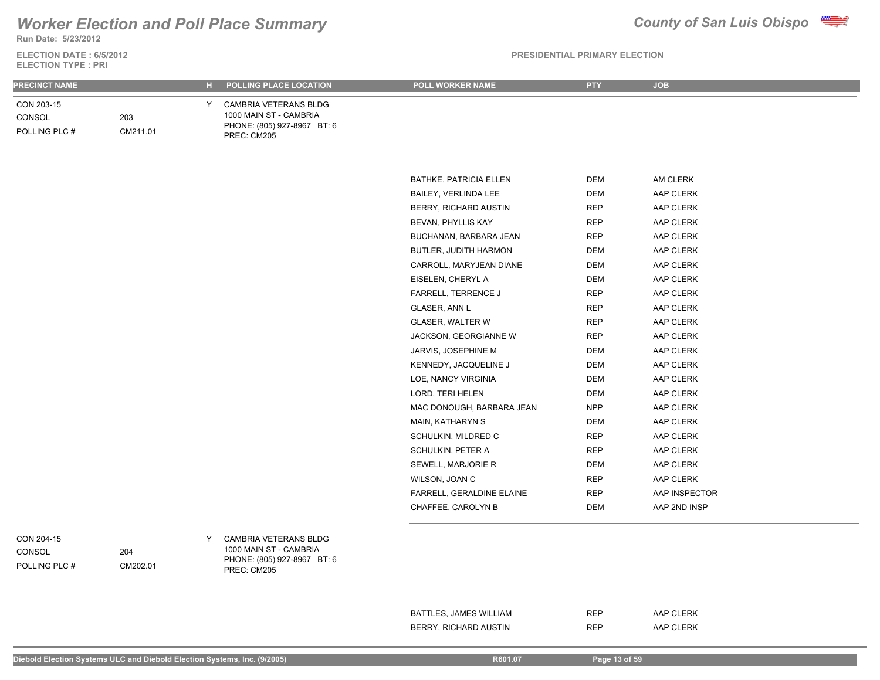# Worker Election and Poll Place Summary

**County of San Luis Obispo**

Run Date: 5/23/2012

ELECTION DATE : 6/5/2012
ELECTION TYPE : PRI

PRESIDENTIAL PRIMARY ELECTION

| PRECINCT NAME | | H | POLLING PLACE LOCATION | POLL WORKER NAME | PTY | JOB |
|---|---|---|---|---|---|---|
| CON 203-15 | | Y | CAMBRIA VETERANS BLDG | | | |
| CONSOL | 203 | | 1000 MAIN ST - CAMBRIA | | | |
| POLLING PLC # | CM211.01 | | PHONE: (805) 927-8967 BT: 6 | | | |
| | | | PREC: CM205 | | | |
| | | | | BATHKE, PATRICIA ELLEN | DEM | AM CLERK |
| | | | | BAILEY, VERLINDA LEE | DEM | AAP CLERK |
| | | | | BERRY, RICHARD AUSTIN | REP | AAP CLERK |
| | | | | BEVAN, PHYLLIS KAY | REP | AAP CLERK |
| | | | | BUCHANAN, BARBARA JEAN | REP | AAP CLERK |
| | | | | BUTLER, JUDITH HARMON | DEM | AAP CLERK |
| | | | | CARROLL, MARYJEAN DIANE | DEM | AAP CLERK |
| | | | | EISELEN, CHERYL A | DEM | AAP CLERK |
| | | | | FARRELL, TERRENCE J | REP | AAP CLERK |
| | | | | GLASER, ANN L | REP | AAP CLERK |
| | | | | GLASER, WALTER W | REP | AAP CLERK |
| | | | | JACKSON, GEORGIANNE W | REP | AAP CLERK |
| | | | | JARVIS, JOSEPHINE M | DEM | AAP CLERK |
| | | | | KENNEDY, JACQUELINE J | DEM | AAP CLERK |
| | | | | LOE, NANCY VIRGINIA | DEM | AAP CLERK |
| | | | | LORD, TERI HELEN | DEM | AAP CLERK |
| | | | | MAC DONOUGH, BARBARA JEAN | NPP | AAP CLERK |
| | | | | MAIN, KATHARYN S | DEM | AAP CLERK |
| | | | | SCHULKIN, MILDRED C | REP | AAP CLERK |
| | | | | SCHULKIN, PETER A | REP | AAP CLERK |
| | | | | SEWELL, MARJORIE R | DEM | AAP CLERK |
| | | | | WILSON, JOAN C | REP | AAP CLERK |
| | | | | FARRELL, GERALDINE ELAINE | REP | AAP INSPECTOR |
| | | | | CHAFFEE, CAROLYN B | DEM | AAP 2ND INSP |
| CON 204-15 | | Y | CAMBRIA VETERANS BLDG | | | |
| CONSOL | 204 | | 1000 MAIN ST - CAMBRIA | | | |
| POLLING PLC # | CM202.01 | | PHONE: (805) 927-8967 BT: 6 | | | |
| | | | PREC: CM205 | | | |
| | | | | BATTLES, JAMES WILLIAM | REP | AAP CLERK |
| | | | | BERRY, RICHARD AUSTIN | REP | AAP CLERK |

Diebold Election Systems ULC and Diebold Election Systems, Inc. (9/2005) R601.07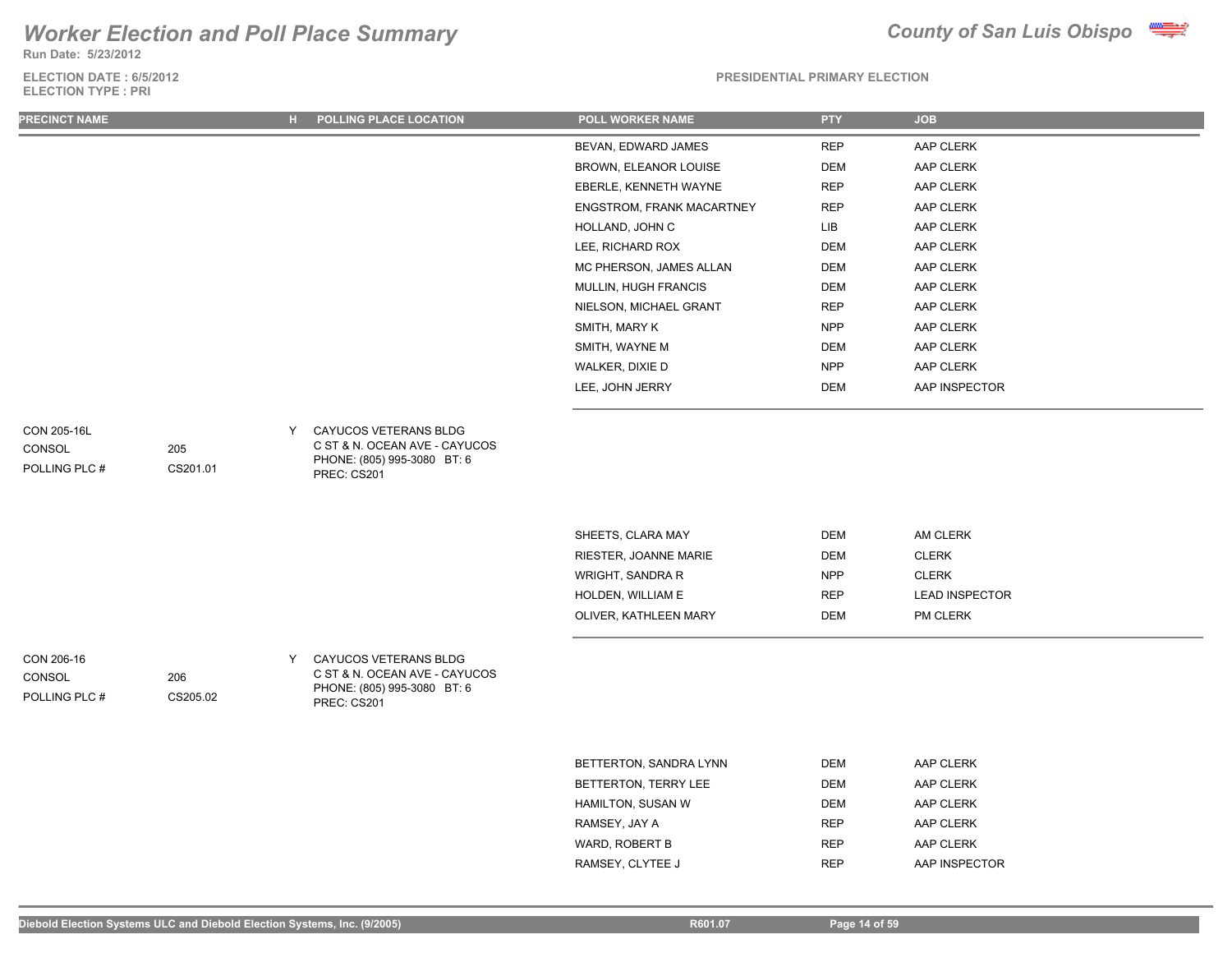# Worker Election and Poll Place Summary

**County of San Luis Obispo**

Run Date: 5/23/2012

ELECTION DATE : 6/5/2012
ELECTION TYPE : PRI

PRESIDENTIAL PRIMARY ELECTION

| PRECINCT NAME | | H | POLLING PLACE LOCATION | POLL WORKER NAME | PTY | JOB |
|---|---|---|---|---|---|---|
| | | | | BEVAN, EDWARD JAMES | REP | AAP CLERK |
| | | | | BROWN, ELEANOR LOUISE | DEM | AAP CLERK |
| | | | | EBERLE, KENNETH WAYNE | REP | AAP CLERK |
| | | | | ENGSTROM, FRANK MACARTNEY | REP | AAP CLERK |
| | | | | HOLLAND, JOHN C | LIB | AAP CLERK |
| | | | | LEE, RICHARD ROX | DEM | AAP CLERK |
| | | | | MC PHERSON, JAMES ALLAN | DEM | AAP CLERK |
| | | | | MULLIN, HUGH FRANCIS | DEM | AAP CLERK |
| | | | | NIELSON, MICHAEL GRANT | REP | AAP CLERK |
| | | | | SMITH, MARY K | NPP | AAP CLERK |
| | | | | SMITH, WAYNE M | DEM | AAP CLERK |
| | | | | WALKER, DIXIE D | NPP | AAP CLERK |
| | | | | LEE, JOHN JERRY | DEM | AAP INSPECTOR |
| CON 205-16L | | Y | CAYUCOS VETERANS BLDG | | | |
| CONSOL | 205 | | C ST & N. OCEAN AVE - CAYUCOS | | | |
| POLLING PLC # | CS201.01 | | PHONE: (805) 995-3080 BT: 6 PREC: CS201 | | | |
| | | | | SHEETS, CLARA MAY | DEM | AM CLERK |
| | | | | RIESTER, JOANNE MARIE | DEM | CLERK |
| | | | | WRIGHT, SANDRA R | NPP | CLERK |
| | | | | HOLDEN, WILLIAM E | REP | LEAD INSPECTOR |
| | | | | OLIVER, KATHLEEN MARY | DEM | PM CLERK |
| CON 206-16 | | Y | CAYUCOS VETERANS BLDG | | | |
| CONSOL | 206 | | C ST & N. OCEAN AVE - CAYUCOS | | | |
| POLLING PLC # | CS205.02 | | PHONE: (805) 995-3080 BT: 6 PREC: CS201 | | | |
| | | | | BETTERTON, SANDRA LYNN | DEM | AAP CLERK |
| | | | | BETTERTON, TERRY LEE | DEM | AAP CLERK |
| | | | | HAMILTON, SUSAN W | DEM | AAP CLERK |
| | | | | RAMSEY, JAY A | REP | AAP CLERK |
| | | | | WARD, ROBERT B | REP | AAP CLERK |
| | | | | RAMSEY, CLYTEE J | REP | AAP INSPECTOR |

Diebold Election Systems ULC and Diebold Election Systems, Inc. (9/2005) R601.07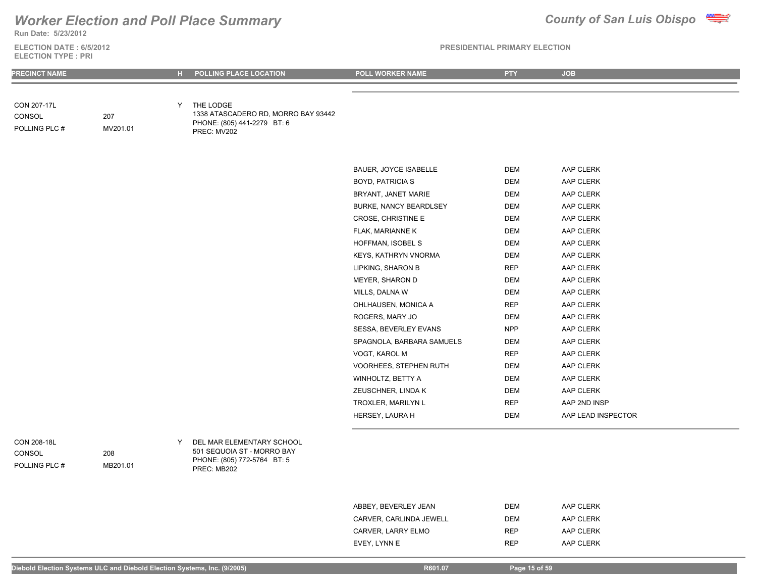# Worker Election and Poll Place Summary

**Run Date: 5/23/2012**

**County of San Luis Obispo**

**ELECTION DATE : 6/5/2012**
**ELECTION TYPE : PRI**

**PRESIDENTIAL PRIMARY ELECTION**

| PRECINCT NAME | | H | POLLING PLACE LOCATION | POLL WORKER NAME | PTY | JOB |
|---|---|---|---|---|---|---|
| CON 207-17L | | Y | THE LODGE | | | |
| CONSOL | 207 | | 1338 ATASCADERO RD, MORRO BAY 93442 | | | |
| POLLING PLC # | MV201.01 | | PHONE: (805) 441-2279 BT: 6 | | | |
| | | | PREC: MV202 | | | |
| | | | | BAUER, JOYCE ISABELLE | DEM | AAP CLERK |
| | | | | BOYD, PATRICIA S | DEM | AAP CLERK |
| | | | | BRYANT, JANET MARIE | DEM | AAP CLERK |
| | | | | BURKE, NANCY BEARDLSEY | DEM | AAP CLERK |
| | | | | CROSE, CHRISTINE E | DEM | AAP CLERK |
| | | | | FLAK, MARIANNE K | DEM | AAP CLERK |
| | | | | HOFFMAN, ISOBEL S | DEM | AAP CLERK |
| | | | | KEYS, KATHRYN VNORMA | DEM | AAP CLERK |
| | | | | LIPKING, SHARON B | REP | AAP CLERK |
| | | | | MEYER, SHARON D | DEM | AAP CLERK |
| | | | | MILLS, DALNA W | DEM | AAP CLERK |
| | | | | OHLHAUSEN, MONICA A | REP | AAP CLERK |
| | | | | ROGERS, MARY JO | DEM | AAP CLERK |
| | | | | SESSA, BEVERLEY EVANS | NPP | AAP CLERK |
| | | | | SPAGNOLA, BARBARA SAMUELS | DEM | AAP CLERK |
| | | | | VOGT, KAROL M | REP | AAP CLERK |
| | | | | VOORHEES, STEPHEN RUTH | DEM | AAP CLERK |
| | | | | WINHOLTZ, BETTY A | DEM | AAP CLERK |
| | | | | ZEUSCHNER, LINDA K | DEM | AAP CLERK |
| | | | | TROXLER, MARILYN L | REP | AAP 2ND INSP |
| | | | | HERSEY, LAURA H | DEM | AAP LEAD INSPECTOR |
| CON 208-18L | | Y | DEL MAR ELEMENTARY SCHOOL | | | |
| CONSOL | 208 | | 501 SEQUOIA ST - MORRO BAY | | | |
| POLLING PLC # | MB201.01 | | PHONE: (805) 772-5764 BT: 5 | | | |
| | | | PREC: MB202 | | | |
| | | | | ABBEY, BEVERLEY JEAN | DEM | AAP CLERK |
| | | | | CARVER, CARLINDA JEWELL | DEM | AAP CLERK |
| | | | | CARVER, LARRY ELMO | REP | AAP CLERK |
| | | | | EVEY, LYNN E | REP | AAP CLERK |

Diebold Election Systems ULC and Diebold Election Systems, Inc. (9/2005) R601.07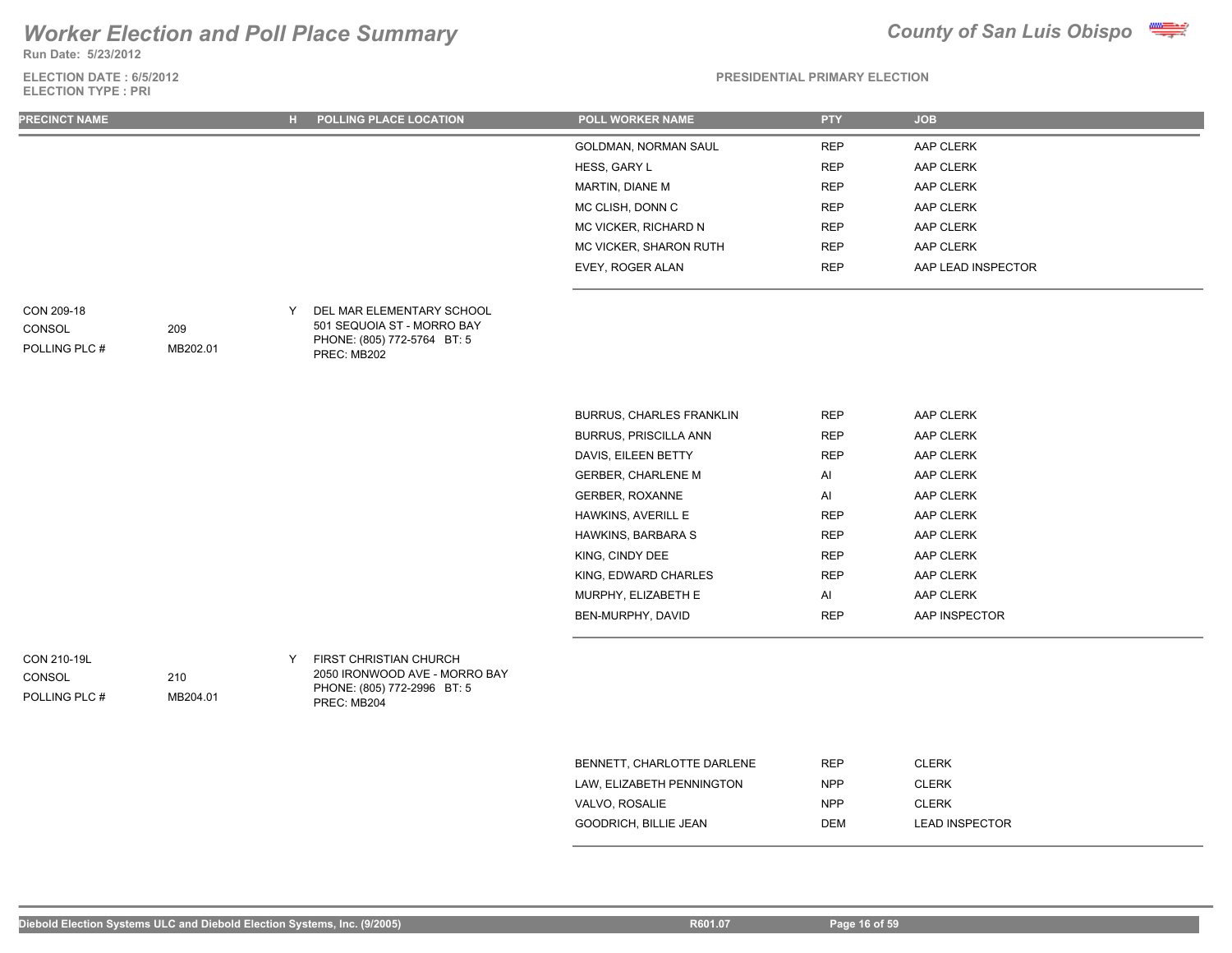# Worker Election and Poll Place Summary

**County of San Luis Obispo**

**Run Date: 5/23/2012**

**ELECTION DATE : 6/5/2012**
**ELECTION TYPE : PRI**

**PRESIDENTIAL PRIMARY ELECTION**

| PRECINCT NAME | | H | POLLING PLACE LOCATION | POLL WORKER NAME | PTY | JOB |
|---|---|---|---|---|---|---|
| | | | | GOLDMAN, NORMAN SAUL | REP | AAP CLERK |
| | | | | HESS, GARY L | REP | AAP CLERK |
| | | | | MARTIN, DIANE M | REP | AAP CLERK |
| | | | | MC CLISH, DONN C | REP | AAP CLERK |
| | | | | MC VICKER, RICHARD N | REP | AAP CLERK |
| | | | | MC VICKER, SHARON RUTH | REP | AAP CLERK |
| | | | | EVEY, ROGER ALAN | REP | AAP LEAD INSPECTOR |
| CON 209-18 | | Y | DEL MAR ELEMENTARY SCHOOL | | | |
| CONSOL | 209 | | 501 SEQUOIA ST - MORRO BAY | | | |
| POLLING PLC # | MB202.01 | | PHONE: (805) 772-5764 BT: 5 | | | |
| | | | PREC: MB202 | | | |
| | | | | BURRUS, CHARLES FRANKLIN | REP | AAP CLERK |
| | | | | BURRUS, PRISCILLA ANN | REP | AAP CLERK |
| | | | | DAVIS, EILEEN BETTY | REP | AAP CLERK |
| | | | | GERBER, CHARLENE M | AI | AAP CLERK |
| | | | | GERBER, ROXANNE | AI | AAP CLERK |
| | | | | HAWKINS, AVERILL E | REP | AAP CLERK |
| | | | | HAWKINS, BARBARA S | REP | AAP CLERK |
| | | | | KING, CINDY DEE | REP | AAP CLERK |
| | | | | KING, EDWARD CHARLES | REP | AAP CLERK |
| | | | | MURPHY, ELIZABETH E | AI | AAP CLERK |
| | | | | BEN-MURPHY, DAVID | REP | AAP INSPECTOR |
| CON 210-19L | | Y | FIRST CHRISTIAN CHURCH | | | |
| CONSOL | 210 | | 2050 IRONWOOD AVE - MORRO BAY | | | |
| POLLING PLC # | MB204.01 | | PHONE: (805) 772-2996 BT: 5 | | | |
| | | | PREC: MB204 | | | |
| | | | | BENNETT, CHARLOTTE DARLENE | REP | CLERK |
| | | | | LAW, ELIZABETH PENNINGTON | NPP | CLERK |
| | | | | VALVO, ROSALIE | NPP | CLERK |
| | | | | GOODRICH, BILLIE JEAN | DEM | LEAD INSPECTOR |

Diebold Election Systems ULC and Diebold Election Systems, Inc. (9/2005) R601.07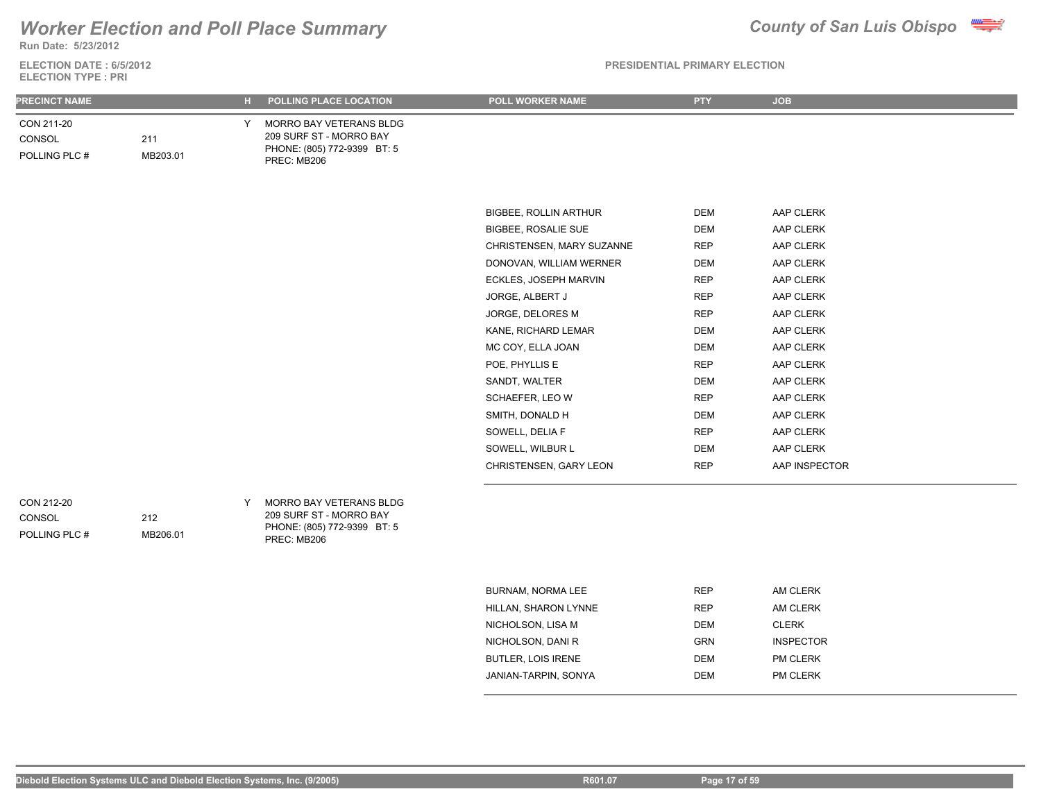# Worker Election and Poll Place Summary

**Run Date: 5/23/2012**

**ELECTION DATE : 6/5/2012**
**ELECTION TYPE : PRI**

**County of San Luis Obispo**

**PRESIDENTIAL PRIMARY ELECTION**

| PRECINCT NAME | | H | POLLING PLACE LOCATION | POLL WORKER NAME | PTY | JOB |
|---|---|---|---|---|---|---|
| CON 211-20 | | Y | MORRO BAY VETERANS BLDG | | | |
| CONSOL | 211 | | 209 SURF ST - MORRO BAY | | | |
| POLLING PLC # | MB203.01 | | PHONE: (805) 772-9399 BT: 5 | | | |
| | | | PREC: MB206 | | | |
| | | | | BIGBEE, ROLLIN ARTHUR | DEM | AAP CLERK |
| | | | | BIGBEE, ROSALIE SUE | DEM | AAP CLERK |
| | | | | CHRISTENSEN, MARY SUZANNE | REP | AAP CLERK |
| | | | | DONOVAN, WILLIAM WERNER | DEM | AAP CLERK |
| | | | | ECKLES, JOSEPH MARVIN | REP | AAP CLERK |
| | | | | JORGE, ALBERT J | REP | AAP CLERK |
| | | | | JORGE, DELORES M | REP | AAP CLERK |
| | | | | KANE, RICHARD LEMAR | DEM | AAP CLERK |
| | | | | MC COY, ELLA JOAN | DEM | AAP CLERK |
| | | | | POE, PHYLLIS E | REP | AAP CLERK |
| | | | | SANDT, WALTER | DEM | AAP CLERK |
| | | | | SCHAEFER, LEO W | REP | AAP CLERK |
| | | | | SMITH, DONALD H | DEM | AAP CLERK |
| | | | | SOWELL, DELIA F | REP | AAP CLERK |
| | | | | SOWELL, WILBUR L | DEM | AAP CLERK |
| | | | | CHRISTENSEN, GARY LEON | REP | AAP INSPECTOR |
| CON 212-20 | | Y | MORRO BAY VETERANS BLDG | | | |
| CONSOL | 212 | | 209 SURF ST - MORRO BAY | | | |
| POLLING PLC # | MB206.01 | | PHONE: (805) 772-9399 BT: 5 | | | |
| | | | PREC: MB206 | | | |
| | | | | BURNAM, NORMA LEE | REP | AM CLERK |
| | | | | HILLAN, SHARON LYNNE | REP | AM CLERK |
| | | | | NICHOLSON, LISA M | DEM | CLERK |
| | | | | NICHOLSON, DANI R | GRN | INSPECTOR |
| | | | | BUTLER, LOIS IRENE | DEM | PM CLERK |
| | | | | JANIAN-TARPIN, SONYA | DEM | PM CLERK |

Diebold Election Systems ULC and Diebold Election Systems, Inc. (9/2005) R601.07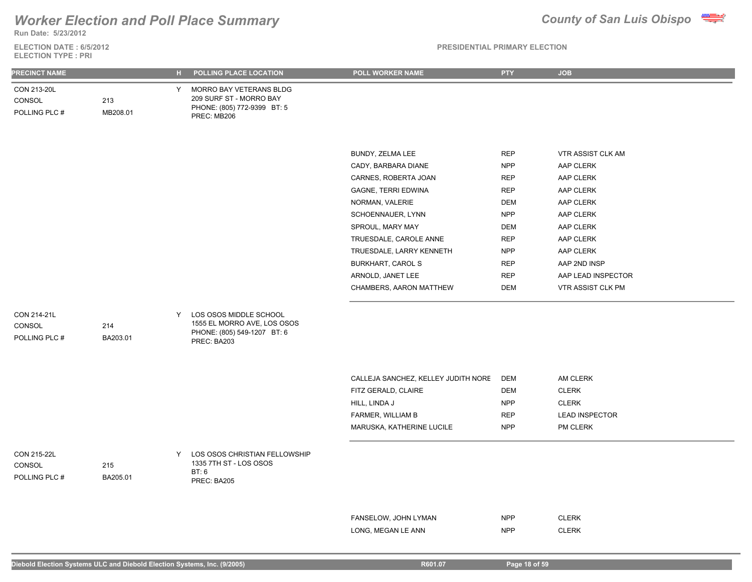# Worker Election and Poll Place Summary

**County of San Luis Obispo**

Run Date: 5/23/2012

ELECTION DATE : 6/5/2012
ELECTION TYPE : PRI

PRESIDENTIAL PRIMARY ELECTION

| PRECINCT NAME | | H | POLLING PLACE LOCATION | POLL WORKER NAME | PTY | JOB |
|---|---|---|---|---|---|---|
| CON 213-20L<br>CONSOL<br>POLLING PLC # | <br>213<br>MB208.01 | Y | MORRO BAY VETERANS BLDG<br>209 SURF ST - MORRO BAY<br>PHONE: (805) 772-9399 BT: 5<br>PREC: MB206 | | | |
| | | | | BUNDY, ZELMA LEE | REP | VTR ASSIST CLK AM |
| | | | | CADY, BARBARA DIANE | NPP | AAP CLERK |
| | | | | CARNES, ROBERTA JOAN | REP | AAP CLERK |
| | | | | GAGNE, TERRI EDWINA | REP | AAP CLERK |
| | | | | NORMAN, VALERIE | DEM | AAP CLERK |
| | | | | SCHOENNAUER, LYNN | NPP | AAP CLERK |
| | | | | SPROUL, MARY MAY | DEM | AAP CLERK |
| | | | | TRUESDALE, CAROLE ANNE | REP | AAP CLERK |
| | | | | TRUESDALE, LARRY KENNETH | NPP | AAP CLERK |
| | | | | BURKHART, CAROL S | REP | AAP 2ND INSP |
| | | | | ARNOLD, JANET LEE | REP | AAP LEAD INSPECTOR |
| | | | | CHAMBERS, AARON MATTHEW | DEM | VTR ASSIST CLK PM |
| CON 214-21L<br>CONSOL<br>POLLING PLC # | <br>214<br>BA203.01 | Y | LOS OSOS MIDDLE SCHOOL<br>1555 EL MORRO AVE, LOS OSOS<br>PHONE: (805) 549-1207 BT: 6<br>PREC: BA203 | | | |
| | | | | CALLEJA SANCHEZ, KELLEY JUDITH NORE | DEM | AM CLERK |
| | | | | FITZ GERALD, CLAIRE | DEM | CLERK |
| | | | | HILL, LINDA J | NPP | CLERK |
| | | | | FARMER, WILLIAM B | REP | LEAD INSPECTOR |
| | | | | MARUSKA, KATHERINE LUCILE | NPP | PM CLERK |
| CON 215-22L<br>CONSOL<br>POLLING PLC # | <br>215<br>BA205.01 | Y | LOS OSOS CHRISTIAN FELLOWSHIP<br>1335 7TH ST - LOS OSOS<br>BT: 6<br>PREC: BA205 | | | |
| | | | | FANSELOW, JOHN LYMAN | NPP | CLERK |
| | | | | LONG, MEGAN LE ANN | NPP | CLERK |

Diebold Election Systems ULC and Diebold Election Systems, Inc. (9/2005) R601.07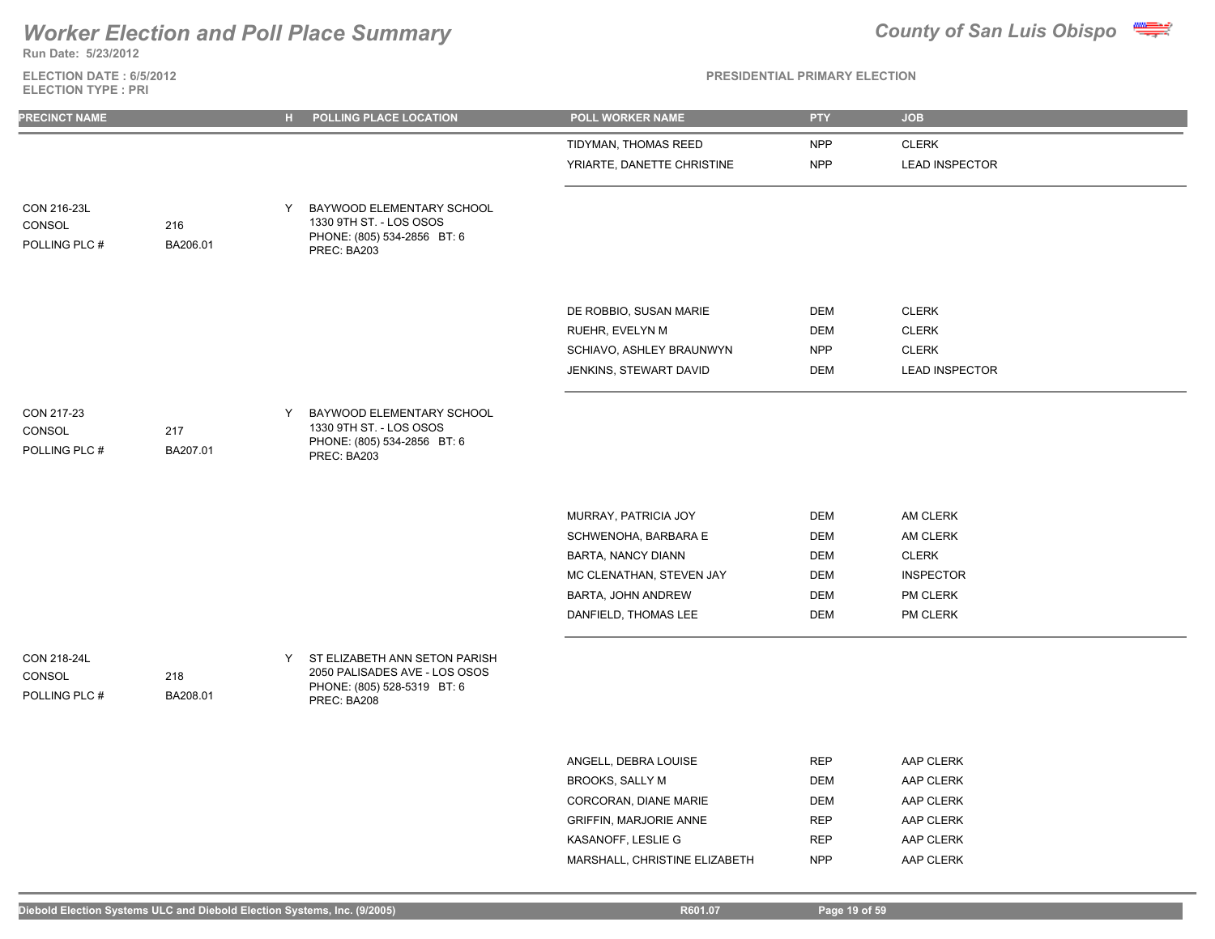# Worker Election and Poll Place Summary

**County of San Luis Obispo**

Run Date: 5/23/2012

ELECTION DATE : 6/5/2012
ELECTION TYPE : PRI

PRESIDENTIAL PRIMARY ELECTION

| PRECINCT NAME | | H | POLLING PLACE LOCATION | POLL WORKER NAME | PTY | JOB |
|---|---|---|---|---|---|---|
| | | | | TIDYMAN, THOMAS REED | NPP | CLERK |
| | | | | YRIARTE, DANETTE CHRISTINE | NPP | LEAD INSPECTOR |
| CON 216-23L<br>CONSOL<br>POLLING PLC # | 216<br>BA206.01 | Y | BAYWOOD ELEMENTARY SCHOOL<br>1330 9TH ST. - LOS OSOS<br>PHONE: (805) 534-2856 BT: 6<br>PREC: BA203 | | | |
| | | | | DE ROBBIO, SUSAN MARIE | DEM | CLERK |
| | | | | RUEHR, EVELYN M | DEM | CLERK |
| | | | | SCHIAVO, ASHLEY BRAUNWYN | NPP | CLERK |
| | | | | JENKINS, STEWART DAVID | DEM | LEAD INSPECTOR |
| CON 217-23<br>CONSOL<br>POLLING PLC # | 217<br>BA207.01 | Y | BAYWOOD ELEMENTARY SCHOOL<br>1330 9TH ST. - LOS OSOS<br>PHONE: (805) 534-2856 BT: 6<br>PREC: BA203 | | | |
| | | | | MURRAY, PATRICIA JOY | DEM | AM CLERK |
| | | | | SCHWENOHA, BARBARA E | DEM | AM CLERK |
| | | | | BARTA, NANCY DIANN | DEM | CLERK |
| | | | | MC CLENATHAN, STEVEN JAY | DEM | INSPECTOR |
| | | | | BARTA, JOHN ANDREW | DEM | PM CLERK |
| | | | | DANFIELD, THOMAS LEE | DEM | PM CLERK |
| CON 218-24L<br>CONSOL<br>POLLING PLC # | 218<br>BA208.01 | Y | ST ELIZABETH ANN SETON PARISH<br>2050 PALISADES AVE - LOS OSOS<br>PHONE: (805) 528-5319 BT: 6<br>PREC: BA208 | | | |
| | | | | ANGELL, DEBRA LOUISE | REP | AAP CLERK |
| | | | | BROOKS, SALLY M | DEM | AAP CLERK |
| | | | | CORCORAN, DIANE MARIE | DEM | AAP CLERK |
| | | | | GRIFFIN, MARJORIE ANNE | REP | AAP CLERK |
| | | | | KASANOFF, LESLIE G | REP | AAP CLERK |
| | | | | MARSHALL, CHRISTINE ELIZABETH | NPP | AAP CLERK |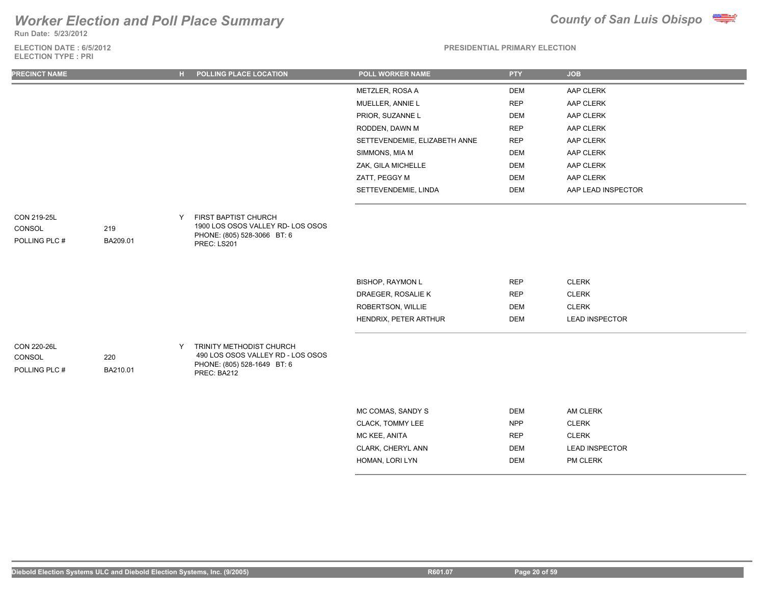# Worker Election and Poll Place Summary

**Run Date: 5/23/2012**

**ELECTION DATE : 6/5/2012**
**ELECTION TYPE : PRI**

**County of San Luis Obispo**

**PRESIDENTIAL PRIMARY ELECTION**

| PRECINCT NAME | | H | POLLING PLACE LOCATION | POLL WORKER NAME | PTY | JOB |
|---|---|---|---|---|---|---|
| | | | | METZLER, ROSA A | DEM | AAP CLERK |
| | | | | MUELLER, ANNIE L | REP | AAP CLERK |
| | | | | PRIOR, SUZANNE L | DEM | AAP CLERK |
| | | | | RODDEN, DAWN M | REP | AAP CLERK |
| | | | | SETTEVENDEMIE, ELIZABETH ANNE | REP | AAP CLERK |
| | | | | SIMMONS, MIA M | DEM | AAP CLERK |
| | | | | ZAK, GILA MICHELLE | DEM | AAP CLERK |
| | | | | ZATT, PEGGY M | DEM | AAP CLERK |
| | | | | SETTEVENDEMIE, LINDA | DEM | AAP LEAD INSPECTOR |
| CON 219-25L | | Y | FIRST BAPTIST CHURCH | | | |
| CONSOL | 219 | | 1900 LOS OSOS VALLEY RD- LOS OSOS | | | |
| POLLING PLC # | BA209.01 | | PHONE: (805) 528-3066 BT: 6 | | | |
| | | | PREC: LS201 | | | |
| | | | | BISHOP, RAYMON L | REP | CLERK |
| | | | | DRAEGER, ROSALIE K | REP | CLERK |
| | | | | ROBERTSON, WILLIE | DEM | CLERK |
| | | | | HENDRIX, PETER ARTHUR | DEM | LEAD INSPECTOR |
| CON 220-26L | | Y | TRINITY METHODIST CHURCH | | | |
| CONSOL | 220 | | 490 LOS OSOS VALLEY RD - LOS OSOS | | | |
| POLLING PLC # | BA210.01 | | PHONE: (805) 528-1649 BT: 6 | | | |
| | | | PREC: BA212 | | | |
| | | | | MC COMAS, SANDY S | DEM | AM CLERK |
| | | | | CLACK, TOMMY LEE | NPP | CLERK |
| | | | | MC KEE, ANITA | REP | CLERK |
| | | | | CLARK, CHERYL ANN | DEM | LEAD INSPECTOR |
| | | | | HOMAN, LORI LYN | DEM | PM CLERK |

Diebold Election Systems ULC and Diebold Election Systems, Inc. (9/2005) R601.07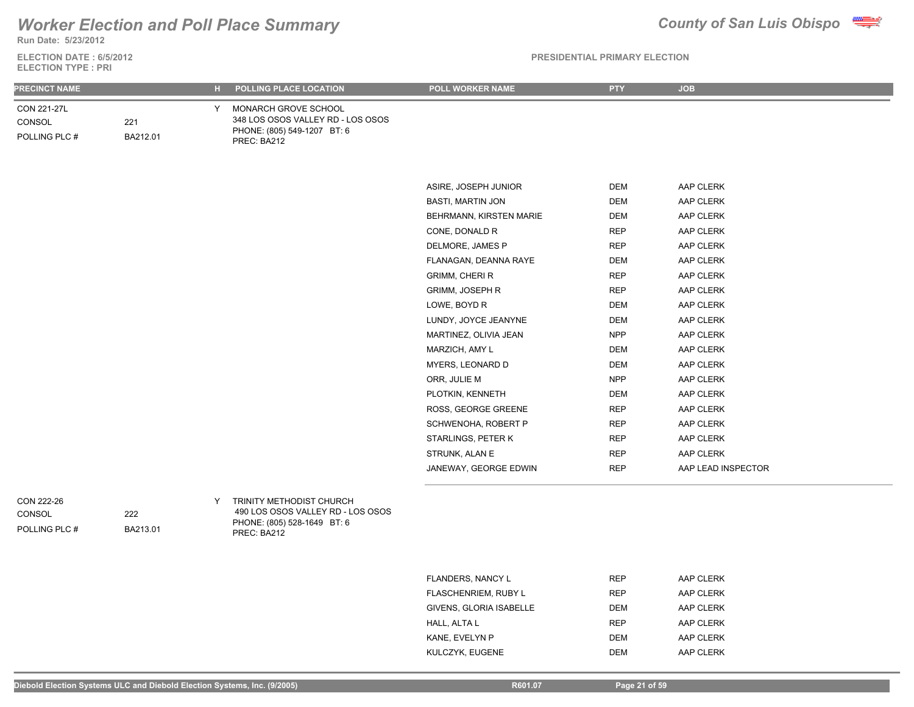# Worker Election and Poll Place Summary

**County of San Luis Obispo**

**Run Date: 5/23/2012**

**ELECTION DATE : 6/5/2012**
**ELECTION TYPE : PRI**

**PRESIDENTIAL PRIMARY ELECTION**

| PRECINCT NAME | | H | POLLING PLACE LOCATION | POLL WORKER NAME | PTY | JOB |
|---|---|---|---|---|---|---|
| CON 221-27L | | Y | MONARCH GROVE SCHOOL | | | |
| CONSOL | 221 | | 348 LOS OSOS VALLEY RD - LOS OSOS | | | |
| POLLING PLC # | BA212.01 | | PHONE: (805) 549-1207 BT: 6 | | | |
| | | | PREC: BA212 | | | |
| | | | | ASIRE, JOSEPH JUNIOR | DEM | AAP CLERK |
| | | | | BASTI, MARTIN JON | DEM | AAP CLERK |
| | | | | BEHRMANN, KIRSTEN MARIE | DEM | AAP CLERK |
| | | | | CONE, DONALD R | REP | AAP CLERK |
| | | | | DELMORE, JAMES P | REP | AAP CLERK |
| | | | | FLANAGAN, DEANNA RAYE | DEM | AAP CLERK |
| | | | | GRIMM, CHERI R | REP | AAP CLERK |
| | | | | GRIMM, JOSEPH R | REP | AAP CLERK |
| | | | | LOWE, BOYD R | DEM | AAP CLERK |
| | | | | LUNDY, JOYCE JEANYNE | DEM | AAP CLERK |
| | | | | MARTINEZ, OLIVIA JEAN | NPP | AAP CLERK |
| | | | | MARZICH, AMY L | DEM | AAP CLERK |
| | | | | MYERS, LEONARD D | DEM | AAP CLERK |
| | | | | ORR, JULIE M | NPP | AAP CLERK |
| | | | | PLOTKIN, KENNETH | DEM | AAP CLERK |
| | | | | ROSS, GEORGE GREENE | REP | AAP CLERK |
| | | | | SCHWENOHA, ROBERT P | REP | AAP CLERK |
| | | | | STARLINGS, PETER K | REP | AAP CLERK |
| | | | | STRUNK, ALAN E | REP | AAP CLERK |
| | | | | JANEWAY, GEORGE EDWIN | REP | AAP LEAD INSPECTOR |
| CON 222-26 | | Y | TRINITY METHODIST CHURCH | | | |
| CONSOL | 222 | | 490 LOS OSOS VALLEY RD - LOS OSOS | | | |
| POLLING PLC # | BA213.01 | | PHONE: (805) 528-1649 BT: 6 | | | |
| | | | PREC: BA212 | | | |
| | | | | FLANDERS, NANCY L | REP | AAP CLERK |
| | | | | FLASCHENRIEM, RUBY L | REP | AAP CLERK |
| | | | | GIVENS, GLORIA ISABELLE | DEM | AAP CLERK |
| | | | | HALL, ALTA L | REP | AAP CLERK |
| | | | | KANE, EVELYN P | DEM | AAP CLERK |
| | | | | KULCZYK, EUGENE | DEM | AAP CLERK |

Diebold Election Systems ULC and Diebold Election Systems, Inc. (9/2005) R601.07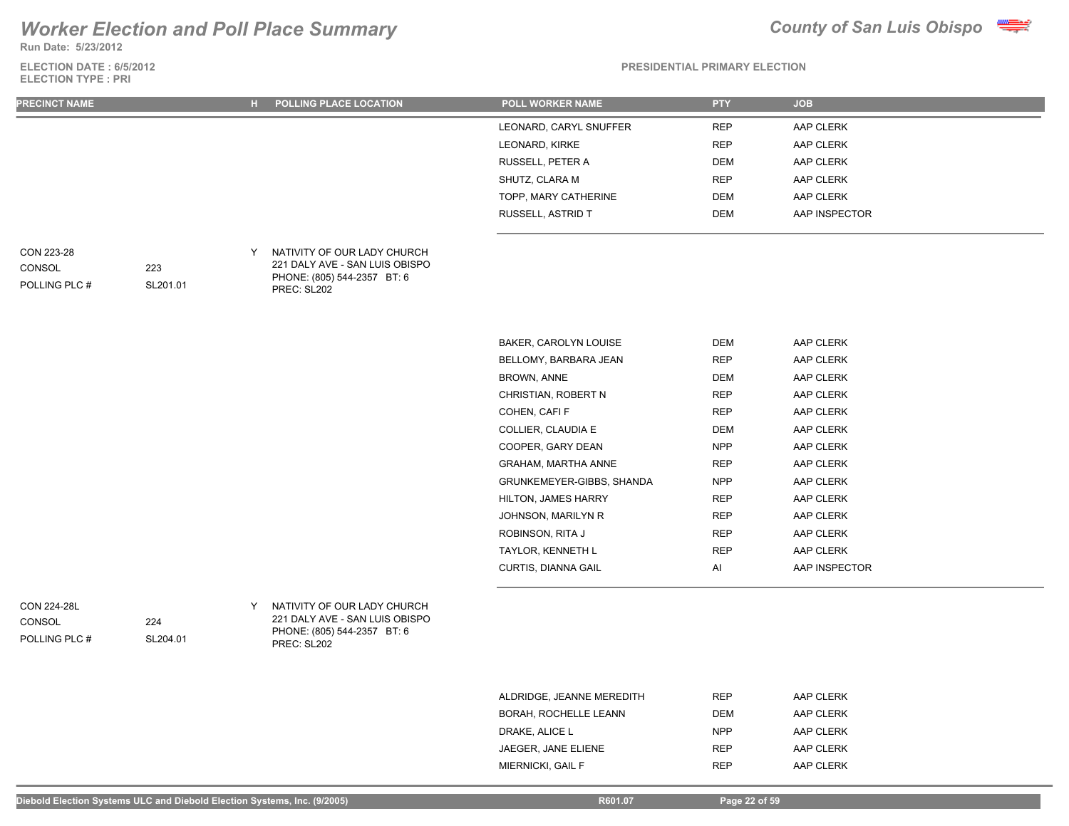# Worker Election and Poll Place Summary

**Run Date: 5/23/2012**

**ELECTION DATE : 6/5/2012**
**ELECTION TYPE : PRI**

**County of San Luis Obispo**

**PRESIDENTIAL PRIMARY ELECTION**

| PRECINCT NAME | | H | POLLING PLACE LOCATION | POLL WORKER NAME | PTY | JOB |
|---|---|---|---|---|---|---|
| | | | | LEONARD, CARYL SNUFFER | REP | AAP CLERK |
| | | | | LEONARD, KIRKE | REP | AAP CLERK |
| | | | | RUSSELL, PETER A | DEM | AAP CLERK |
| | | | | SHUTZ, CLARA M | REP | AAP CLERK |
| | | | | TOPP, MARY CATHERINE | DEM | AAP CLERK |
| | | | | RUSSELL, ASTRID T | DEM | AAP INSPECTOR |
| CON 223-28 | | Y | NATIVITY OF OUR LADY CHURCH | | | |
| CONSOL | 223 | | 221 DALY AVE - SAN LUIS OBISPO | | | |
| POLLING PLC # | SL201.01 | | PHONE: (805) 544-2357 BT: 6 | | | |
| | | | PREC: SL202 | | | |
| | | | | BAKER, CAROLYN LOUISE | DEM | AAP CLERK |
| | | | | BELLOMY, BARBARA JEAN | REP | AAP CLERK |
| | | | | BROWN, ANNE | DEM | AAP CLERK |
| | | | | CHRISTIAN, ROBERT N | REP | AAP CLERK |
| | | | | COHEN, CAFI F | REP | AAP CLERK |
| | | | | COLLIER, CLAUDIA E | DEM | AAP CLERK |
| | | | | COOPER, GARY DEAN | NPP | AAP CLERK |
| | | | | GRAHAM, MARTHA ANNE | REP | AAP CLERK |
| | | | | GRUNKEMEYER-GIBBS, SHANDA | NPP | AAP CLERK |
| | | | | HILTON, JAMES HARRY | REP | AAP CLERK |
| | | | | JOHNSON, MARILYN R | REP | AAP CLERK |
| | | | | ROBINSON, RITA J | REP | AAP CLERK |
| | | | | TAYLOR, KENNETH L | REP | AAP CLERK |
| | | | | CURTIS, DIANNA GAIL | AI | AAP INSPECTOR |
| CON 224-28L | | Y | NATIVITY OF OUR LADY CHURCH | | | |
| CONSOL | 224 | | 221 DALY AVE - SAN LUIS OBISPO | | | |
| POLLING PLC # | SL204.01 | | PHONE: (805) 544-2357 BT: 6 | | | |
| | | | PREC: SL202 | | | |
| | | | | ALDRIDGE, JEANNE MEREDITH | REP | AAP CLERK |
| | | | | BORAH, ROCHELLE LEANN | DEM | AAP CLERK |
| | | | | DRAKE, ALICE L | NPP | AAP CLERK |
| | | | | JAEGER, JANE ELIENE | REP | AAP CLERK |
| | | | | MIERNICKI, GAIL F | REP | AAP CLERK |

Diebold Election Systems ULC and Diebold Election Systems, Inc. (9/2005) R601.07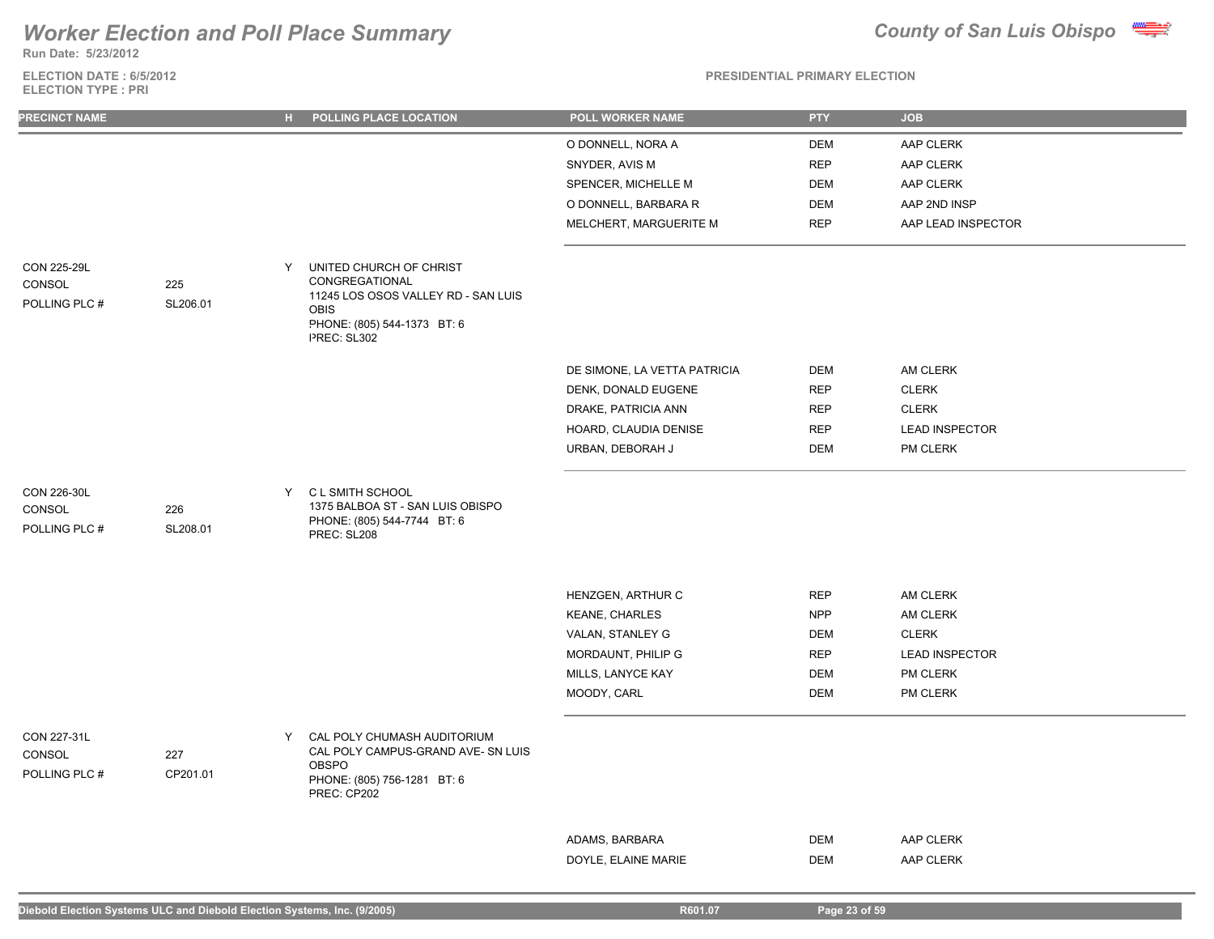# Worker Election and Poll Place Summary

**County of San Luis Obispo**

**Run Date: 5/23/2012**

**ELECTION DATE : 6/5/2012**
**ELECTION TYPE : PRI**

**PRESIDENTIAL PRIMARY ELECTION**

| PRECINCT NAME | | H | POLLING PLACE LOCATION | POLL WORKER NAME | PTY | JOB |
|---|---|---|---|---|---|---|
| | | | | O DONNELL, NORA A | DEM | AAP CLERK |
| | | | | SNYDER, AVIS M | REP | AAP CLERK |
| | | | | SPENCER, MICHELLE M | DEM | AAP CLERK |
| | | | | O DONNELL, BARBARA R | DEM | AAP 2ND INSP |
| | | | | MELCHERT, MARGUERITE M | REP | AAP LEAD INSPECTOR |
| CON 225-29L<br>CONSOL 225<br>POLLING PLC # SL206.01 | | Y | UNITED CHURCH OF CHRIST CONGREGATIONAL<br>11245 LOS OSOS VALLEY RD - SAN LUIS OBIS<br>PHONE: (805) 544-1373 BT: 6<br>PREC: SL302 | | | |
| | | | | DE SIMONE, LA VETTA PATRICIA | DEM | AM CLERK |
| | | | | DENK, DONALD EUGENE | REP | CLERK |
| | | | | DRAKE, PATRICIA ANN | REP | CLERK |
| | | | | HOARD, CLAUDIA DENISE | REP | LEAD INSPECTOR |
| | | | | URBAN, DEBORAH J | DEM | PM CLERK |
| CON 226-30L<br>CONSOL 226<br>POLLING PLC # SL208.01 | | Y | C L SMITH SCHOOL<br>1375 BALBOA ST - SAN LUIS OBISPO<br>PHONE: (805) 544-7744 BT: 6<br>PREC: SL208 | | | |
| | | | | HENZGEN, ARTHUR C | REP | AM CLERK |
| | | | | KEANE, CHARLES | NPP | AM CLERK |
| | | | | VALAN, STANLEY G | DEM | CLERK |
| | | | | MORDAUNT, PHILIP G | REP | LEAD INSPECTOR |
| | | | | MILLS, LANYCE KAY | DEM | PM CLERK |
| | | | | MOODY, CARL | DEM | PM CLERK |
| CON 227-31L<br>CONSOL 227<br>POLLING PLC # CP201.01 | | Y | CAL POLY CHUMASH AUDITORIUM<br>CAL POLY CAMPUS-GRAND AVE- SN LUIS OBSPO<br>PHONE: (805) 756-1281 BT: 6<br>PREC: CP202 | | | |
| | | | | ADAMS, BARBARA | DEM | AAP CLERK |
| | | | | DOYLE, ELAINE MARIE | DEM | AAP CLERK |

Diebold Election Systems ULC and Diebold Election Systems, Inc. (9/2005) R601.07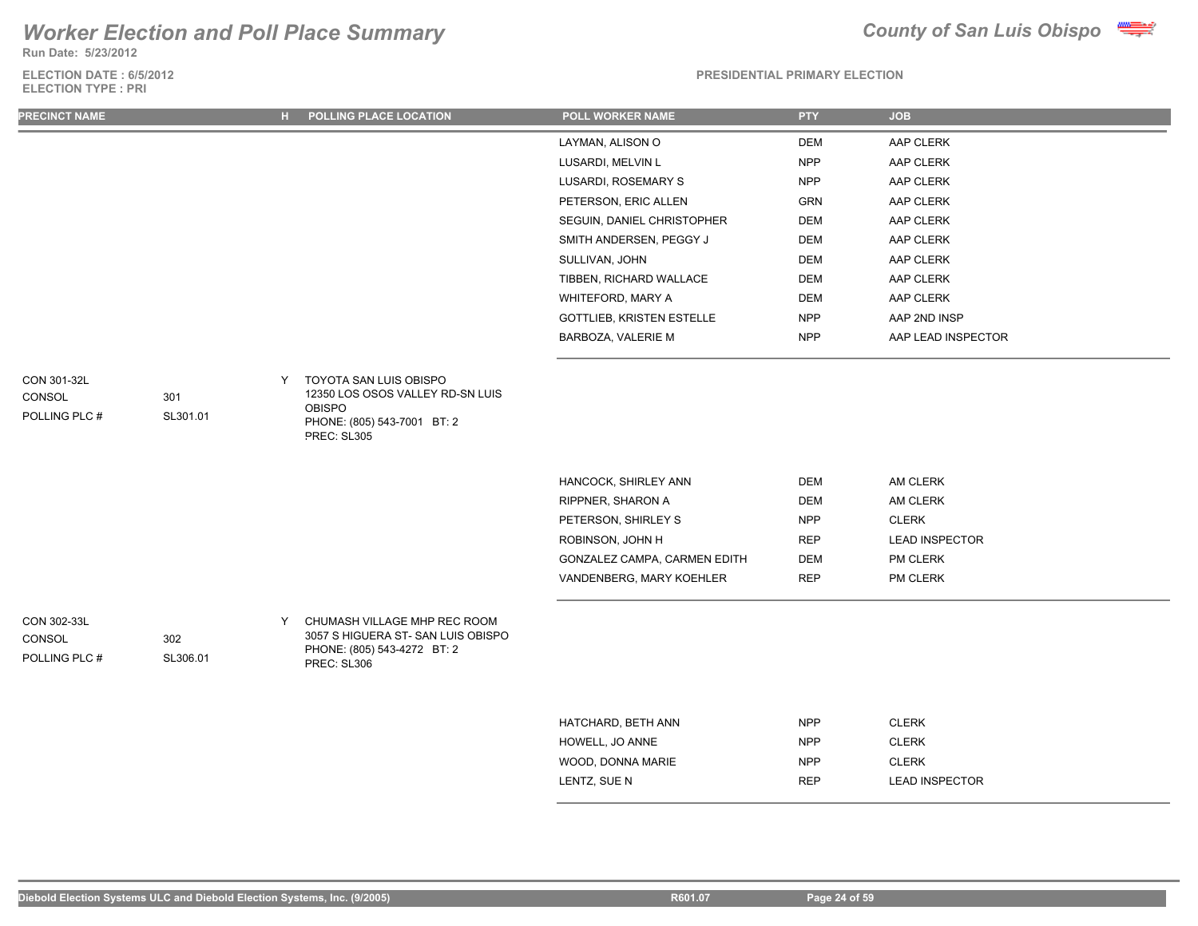# Worker Election and Poll Place Summary

**Run Date: 5/23/2012**

**ELECTION DATE : 6/5/2012**
**ELECTION TYPE : PRI**

**County of San Luis Obispo**

**PRESIDENTIAL PRIMARY ELECTION**

| PRECINCT NAME | | H | POLLING PLACE LOCATION | POLL WORKER NAME | PTY | JOB |
|---|---|---|---|---|---|---|
| | | | | LAYMAN, ALISON O | DEM | AAP CLERK |
| | | | | LUSARDI, MELVIN L | NPP | AAP CLERK |
| | | | | LUSARDI, ROSEMARY S | NPP | AAP CLERK |
| | | | | PETERSON, ERIC ALLEN | GRN | AAP CLERK |
| | | | | SEGUIN, DANIEL CHRISTOPHER | DEM | AAP CLERK |
| | | | | SMITH ANDERSEN, PEGGY J | DEM | AAP CLERK |
| | | | | SULLIVAN, JOHN | DEM | AAP CLERK |
| | | | | TIBBEN, RICHARD WALLACE | DEM | AAP CLERK |
| | | | | WHITEFORD, MARY A | DEM | AAP CLERK |
| | | | | GOTTLIEB, KRISTEN ESTELLE | NPP | AAP 2ND INSP |
| | | | | BARBOZA, VALERIE M | NPP | AAP LEAD INSPECTOR |
| CON 301-32L<br>CONSOL 301<br>POLLING PLC # SL301.01 | | Y | TOYOTA SAN LUIS OBISPO<br>12350 LOS OSOS VALLEY RD-SN LUIS OBISPO<br>PHONE: (805) 543-7001 BT: 2<br>PREC: SL305 | | | |
| | | | | HANCOCK, SHIRLEY ANN | DEM | AM CLERK |
| | | | | RIPPNER, SHARON A | DEM | AM CLERK |
| | | | | PETERSON, SHIRLEY S | NPP | CLERK |
| | | | | ROBINSON, JOHN H | REP | LEAD INSPECTOR |
| | | | | GONZALEZ CAMPA, CARMEN EDITH | DEM | PM CLERK |
| | | | | VANDENBERG, MARY KOEHLER | REP | PM CLERK |
| CON 302-33L<br>CONSOL 302<br>POLLING PLC # SL306.01 | | Y | CHUMASH VILLAGE MHP REC ROOM<br>3057 S HIGUERA ST- SAN LUIS OBISPO<br>PHONE: (805) 543-4272 BT: 2<br>PREC: SL306 | | | |
| | | | | HATCHARD, BETH ANN | NPP | CLERK |
| | | | | HOWELL, JO ANNE | NPP | CLERK |
| | | | | WOOD, DONNA MARIE | NPP | CLERK |
| | | | | LENTZ, SUE N | REP | LEAD INSPECTOR |

Diebold Election Systems ULC and Diebold Election Systems, Inc. (9/2005) R601.07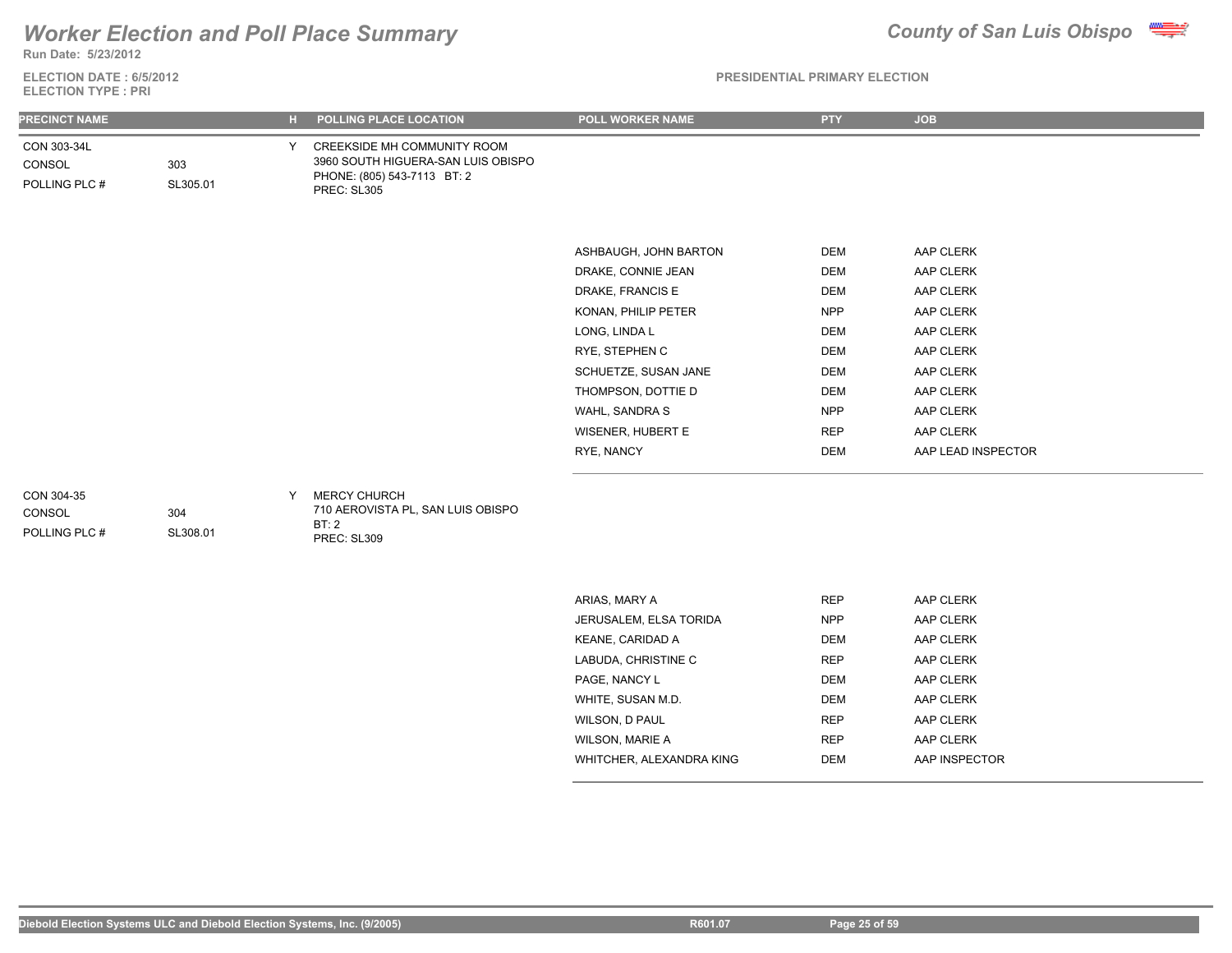# Worker Election and Poll Place Summary

**County of San Luis Obispo**

Run Date: 5/23/2012

ELECTION DATE : 6/5/2012
ELECTION TYPE : PRI

PRESIDENTIAL PRIMARY ELECTION

| PRECINCT NAME | | H | POLLING PLACE LOCATION | POLL WORKER NAME | PTY | JOB |
|---|---|---|---|---|---|---|
| CON 303-34L | | Y | CREEKSIDE MH COMMUNITY ROOM | | | |
| CONSOL | 303 | | 3960 SOUTH HIGUERA-SAN LUIS OBISPO | | | |
| POLLING PLC # | SL305.01 | | PHONE: (805) 543-7113 BT: 2 | | | |
| | | | PREC: SL305 | | | |
| | | | | ASHBAUGH, JOHN BARTON | DEM | AAP CLERK |
| | | | | DRAKE, CONNIE JEAN | DEM | AAP CLERK |
| | | | | DRAKE, FRANCIS E | DEM | AAP CLERK |
| | | | | KONAN, PHILIP PETER | NPP | AAP CLERK |
| | | | | LONG, LINDA L | DEM | AAP CLERK |
| | | | | RYE, STEPHEN C | DEM | AAP CLERK |
| | | | | SCHUETZE, SUSAN JANE | DEM | AAP CLERK |
| | | | | THOMPSON, DOTTIE D | DEM | AAP CLERK |
| | | | | WAHL, SANDRA S | NPP | AAP CLERK |
| | | | | WISENER, HUBERT E | REP | AAP CLERK |
| | | | | RYE, NANCY | DEM | AAP LEAD INSPECTOR |
| CON 304-35 | | Y | MERCY CHURCH | | | |
| CONSOL | 304 | | 710 AEROVISTA PL, SAN LUIS OBISPO | | | |
| POLLING PLC # | SL308.01 | | BT: 2 | | | |
| | | | PREC: SL309 | | | |
| | | | | ARIAS, MARY A | REP | AAP CLERK |
| | | | | JERUSALEM, ELSA TORIDA | NPP | AAP CLERK |
| | | | | KEANE, CARIDAD A | DEM | AAP CLERK |
| | | | | LABUDA, CHRISTINE C | REP | AAP CLERK |
| | | | | PAGE, NANCY L | DEM | AAP CLERK |
| | | | | WHITE, SUSAN M.D. | DEM | AAP CLERK |
| | | | | WILSON, D PAUL | REP | AAP CLERK |
| | | | | WILSON, MARIE A | REP | AAP CLERK |
| | | | | WHITCHER, ALEXANDRA KING | DEM | AAP INSPECTOR |

Diebold Election Systems ULC and Diebold Election Systems, Inc. (9/2005) R601.07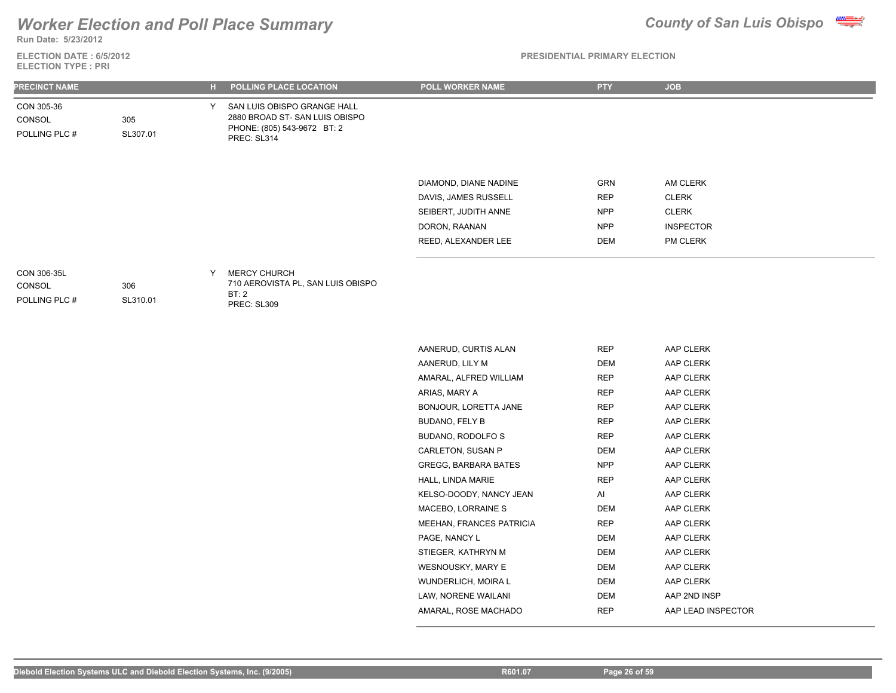# Worker Election and Poll Place Summary

**County of San Luis Obispo**

Run Date: 5/23/2012

ELECTION DATE : 6/5/2012
ELECTION TYPE : PRI

PRESIDENTIAL PRIMARY ELECTION

| PRECINCT NAME | | H | POLLING PLACE LOCATION | POLL WORKER NAME | PTY | JOB |
|---|---|---|---|---|---|---|
| CON 305-36 | | Y | SAN LUIS OBISPO GRANGE HALL | | | |
| CONSOL | 305 | | 2880 BROAD ST- SAN LUIS OBISPO | | | |
| POLLING PLC # | SL307.01 | | PHONE: (805) 543-9672 BT: 2 | | | |
| | | | PREC: SL314 | | | |
| | | | | DIAMOND, DIANE NADINE | GRN | AM CLERK |
| | | | | DAVIS, JAMES RUSSELL | REP | CLERK |
| | | | | SEIBERT, JUDITH ANNE | NPP | CLERK |
| | | | | DORON, RAANAN | NPP | INSPECTOR |
| | | | | REED, ALEXANDER LEE | DEM | PM CLERK |
| CON 306-35L | | Y | MERCY CHURCH | | | |
| CONSOL | 306 | | 710 AEROVISTA PL, SAN LUIS OBISPO | | | |
| POLLING PLC # | SL310.01 | | BT: 2 | | | |
| | | | PREC: SL309 | | | |
| | | | | AANERUD, CURTIS ALAN | REP | AAP CLERK |
| | | | | AANERUD, LILY M | DEM | AAP CLERK |
| | | | | AMARAL, ALFRED WILLIAM | REP | AAP CLERK |
| | | | | ARIAS, MARY A | REP | AAP CLERK |
| | | | | BONJOUR, LORETTA JANE | REP | AAP CLERK |
| | | | | BUDANO, FELY B | REP | AAP CLERK |
| | | | | BUDANO, RODOLFO S | REP | AAP CLERK |
| | | | | CARLETON, SUSAN P | DEM | AAP CLERK |
| | | | | GREGG, BARBARA BATES | NPP | AAP CLERK |
| | | | | HALL, LINDA MARIE | REP | AAP CLERK |
| | | | | KELSO-DOODY, NANCY JEAN | AI | AAP CLERK |
| | | | | MACEBO, LORRAINE S | DEM | AAP CLERK |
| | | | | MEEHAN, FRANCES PATRICIA | REP | AAP CLERK |
| | | | | PAGE, NANCY L | DEM | AAP CLERK |
| | | | | STIEGER, KATHRYN M | DEM | AAP CLERK |
| | | | | WESNOUSKY, MARY E | DEM | AAP CLERK |
| | | | | WUNDERLICH, MOIRA L | DEM | AAP CLERK |
| | | | | LAW, NORENE WAILANI | DEM | AAP 2ND INSP |
| | | | | AMARAL, ROSE MACHADO | REP | AAP LEAD INSPECTOR |

Diebold Election Systems ULC and Diebold Election Systems, Inc. (9/2005) R601.07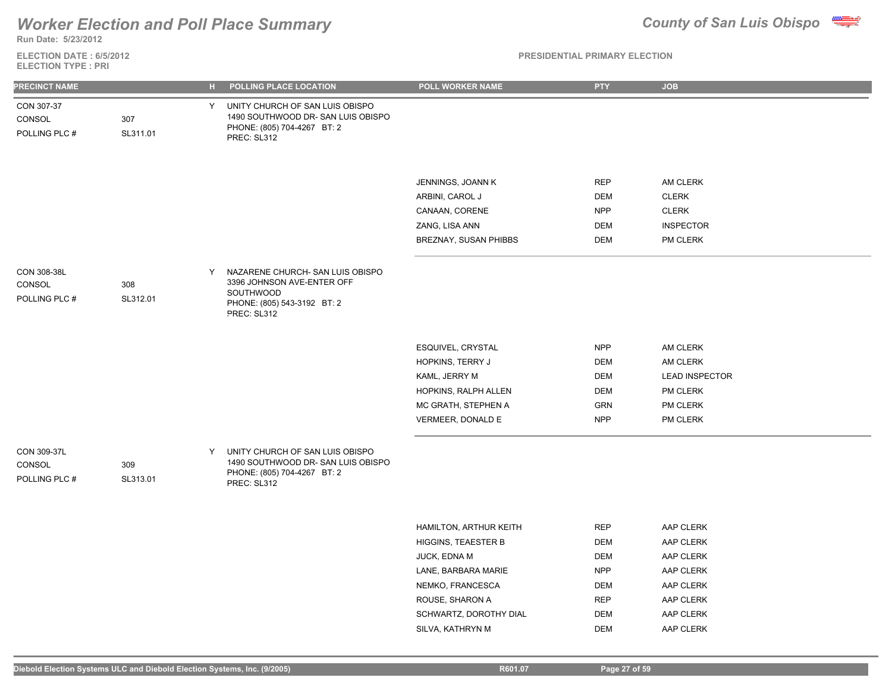# Worker Election and Poll Place Summary

**County of San Luis Obispo**

Run Date: 5/23/2012

ELECTION DATE : 6/5/2012
ELECTION TYPE : PRI

PRESIDENTIAL PRIMARY ELECTION

| PRECINCT NAME | | H | POLLING PLACE LOCATION | POLL WORKER NAME | PTY | JOB |
|---|---|---|---|---|---|---|
| CON 307-37<br>CONSOL 307<br>POLLING PLC # SL311.01 | | Y | UNITY CHURCH OF SAN LUIS OBISPO<br>1490 SOUTHWOOD DR- SAN LUIS OBISPO<br>PHONE: (805) 704-4267 BT: 2<br>PREC: SL312 | | | |
| | | | | JENNINGS, JOANN K | REP | AM CLERK |
| | | | | ARBINI, CAROL J | DEM | CLERK |
| | | | | CANAAN, CORENE | NPP | CLERK |
| | | | | ZANG, LISA ANN | DEM | INSPECTOR |
| | | | | BREZNAY, SUSAN PHIBBS | DEM | PM CLERK |
| CON 308-38L<br>CONSOL 308<br>POLLING PLC # SL312.01 | | Y | NAZARENE CHURCH- SAN LUIS OBISPO<br>3396 JOHNSON AVE-ENTER OFF SOUTHWOOD<br>PHONE: (805) 543-3192 BT: 2<br>PREC: SL312 | | | |
| | | | | ESQUIVEL, CRYSTAL | NPP | AM CLERK |
| | | | | HOPKINS, TERRY J | DEM | AM CLERK |
| | | | | KAML, JERRY M | DEM | LEAD INSPECTOR |
| | | | | HOPKINS, RALPH ALLEN | DEM | PM CLERK |
| | | | | MC GRATH, STEPHEN A | GRN | PM CLERK |
| | | | | VERMEER, DONALD E | NPP | PM CLERK |
| CON 309-37L<br>CONSOL 309<br>POLLING PLC # SL313.01 | | Y | UNITY CHURCH OF SAN LUIS OBISPO<br>1490 SOUTHWOOD DR- SAN LUIS OBISPO<br>PHONE: (805) 704-4267 BT: 2<br>PREC: SL312 | | | |
| | | | | HAMILTON, ARTHUR KEITH | REP | AAP CLERK |
| | | | | HIGGINS, TEAESTER B | DEM | AAP CLERK |
| | | | | JUCK, EDNA M | DEM | AAP CLERK |
| | | | | LANE, BARBARA MARIE | NPP | AAP CLERK |
| | | | | NEMKO, FRANCESCA | DEM | AAP CLERK |
| | | | | ROUSE, SHARON A | REP | AAP CLERK |
| | | | | SCHWARTZ, DOROTHY DIAL | DEM | AAP CLERK |
| | | | | SILVA, KATHRYN M | DEM | AAP CLERK |

Diebold Election Systems ULC and Diebold Election Systems, Inc. (9/2005) R601.07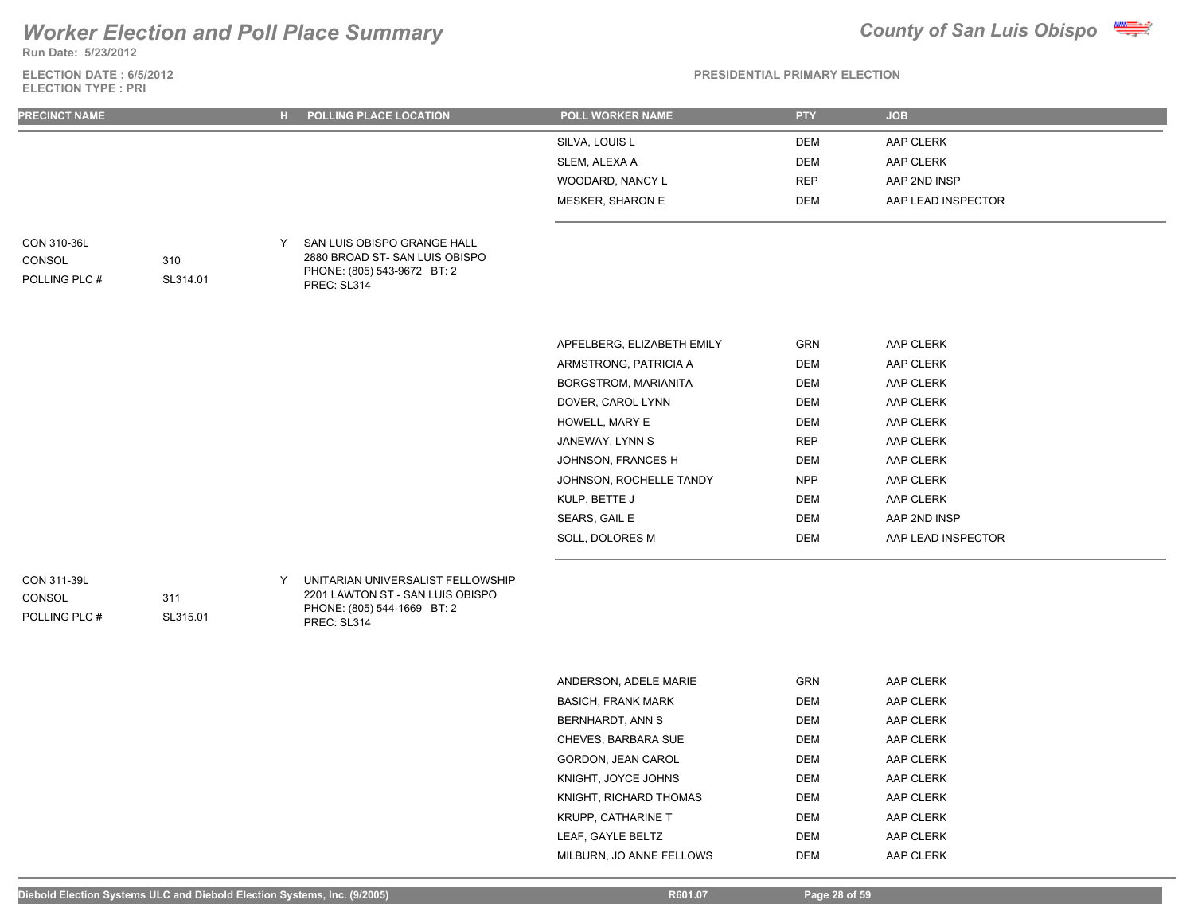# Worker Election and Poll Place Summary

**County of San Luis Obispo**

Run Date: 5/23/2012

ELECTION DATE : 6/5/2012
ELECTION TYPE : PRI

PRESIDENTIAL PRIMARY ELECTION

| PRECINCT NAME | | H | POLLING PLACE LOCATION | POLL WORKER NAME | PTY | JOB |
|---|---|---|---|---|---|---|
| | | | | SILVA, LOUIS L | DEM | AAP CLERK |
| | | | | SLEM, ALEXA A | DEM | AAP CLERK |
| | | | | WOODARD, NANCY L | REP | AAP 2ND INSP |
| | | | | MESKER, SHARON E | DEM | AAP LEAD INSPECTOR |
| CON 310-36L | | Y | SAN LUIS OBISPO GRANGE HALL | | | |
| CONSOL | 310 | | 2880 BROAD ST- SAN LUIS OBISPO | | | |
| POLLING PLC # | SL314.01 | | PHONE: (805) 543-9672 BT: 2 | | | |
| | | | PREC: SL314 | | | |
| | | | | APFELBERG, ELIZABETH EMILY | GRN | AAP CLERK |
| | | | | ARMSTRONG, PATRICIA A | DEM | AAP CLERK |
| | | | | BORGSTROM, MARIANITA | DEM | AAP CLERK |
| | | | | DOVER, CAROL LYNN | DEM | AAP CLERK |
| | | | | HOWELL, MARY E | DEM | AAP CLERK |
| | | | | JANEWAY, LYNN S | REP | AAP CLERK |
| | | | | JOHNSON, FRANCES H | DEM | AAP CLERK |
| | | | | JOHNSON, ROCHELLE TANDY | NPP | AAP CLERK |
| | | | | KULP, BETTE J | DEM | AAP CLERK |
| | | | | SEARS, GAIL E | DEM | AAP 2ND INSP |
| | | | | SOLL, DOLORES M | DEM | AAP LEAD INSPECTOR |
| CON 311-39L | | Y | UNITARIAN UNIVERSALIST FELLOWSHIP | | | |
| CONSOL | 311 | | 2201 LAWTON ST - SAN LUIS OBISPO | | | |
| POLLING PLC # | SL315.01 | | PHONE: (805) 544-1669 BT: 2 | | | |
| | | | PREC: SL314 | | | |
| | | | | ANDERSON, ADELE MARIE | GRN | AAP CLERK |
| | | | | BASICH, FRANK MARK | DEM | AAP CLERK |
| | | | | BERNHARDT, ANN S | DEM | AAP CLERK |
| | | | | CHEVES, BARBARA SUE | DEM | AAP CLERK |
| | | | | GORDON, JEAN CAROL | DEM | AAP CLERK |
| | | | | KNIGHT, JOYCE JOHNS | DEM | AAP CLERK |
| | | | | KNIGHT, RICHARD THOMAS | DEM | AAP CLERK |
| | | | | KRUPP, CATHARINE T | DEM | AAP CLERK |
| | | | | LEAF, GAYLE BELTZ | DEM | AAP CLERK |
| | | | | MILBURN, JO ANNE FELLOWS | DEM | AAP CLERK |

Diebold Election Systems ULC and Diebold Election Systems, Inc. (9/2005) R601.07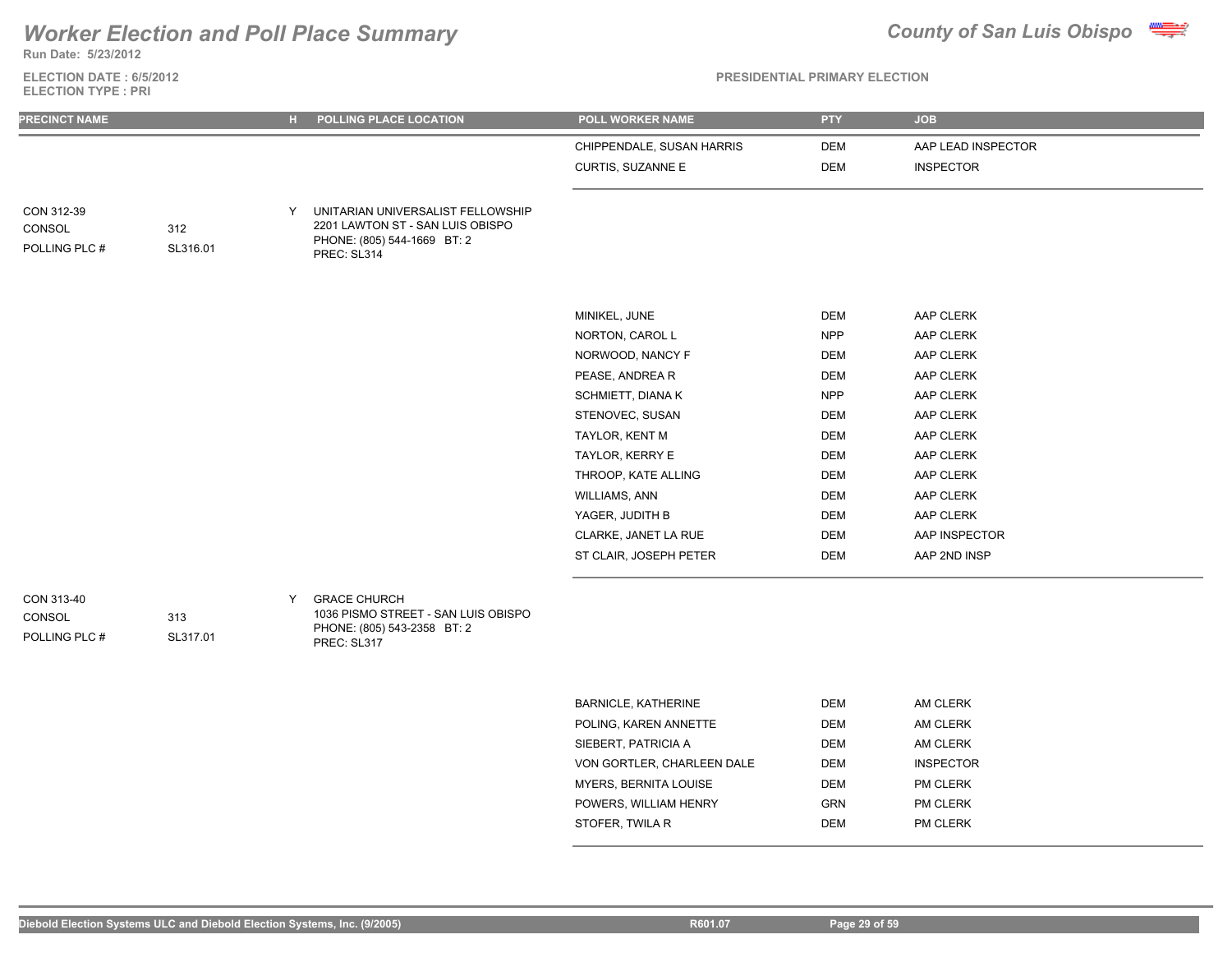# Worker Election and Poll Place Summary

**County of San Luis Obispo**

**Run Date: 5/23/2012**

**ELECTION DATE : 6/5/2012**
**ELECTION TYPE : PRI**

**PRESIDENTIAL PRIMARY ELECTION**

| PRECINCT NAME | | H | POLLING PLACE LOCATION | POLL WORKER NAME | PTY | JOB |
|---|---|---|---|---|---|---|
| | | | | CHIPPENDALE, SUSAN HARRIS | DEM | AAP LEAD INSPECTOR |
| | | | | CURTIS, SUZANNE E | DEM | INSPECTOR |
| CON 312-39 | | Y | UNITARIAN UNIVERSALIST FELLOWSHIP | | | |
| CONSOL | 312 | | 2201 LAWTON ST - SAN LUIS OBISPO | | | |
| POLLING PLC # | SL316.01 | | PHONE: (805) 544-1669 BT: 2 | | | |
| | | | PREC: SL314 | | | |
| | | | | MINIKEL, JUNE | DEM | AAP CLERK |
| | | | | NORTON, CAROL L | NPP | AAP CLERK |
| | | | | NORWOOD, NANCY F | DEM | AAP CLERK |
| | | | | PEASE, ANDREA R | DEM | AAP CLERK |
| | | | | SCHMIETT, DIANA K | NPP | AAP CLERK |
| | | | | STENOVEC, SUSAN | DEM | AAP CLERK |
| | | | | TAYLOR, KENT M | DEM | AAP CLERK |
| | | | | TAYLOR, KERRY E | DEM | AAP CLERK |
| | | | | THROOP, KATE ALLING | DEM | AAP CLERK |
| | | | | WILLIAMS, ANN | DEM | AAP CLERK |
| | | | | YAGER, JUDITH B | DEM | AAP CLERK |
| | | | | CLARKE, JANET LA RUE | DEM | AAP INSPECTOR |
| | | | | ST CLAIR, JOSEPH PETER | DEM | AAP 2ND INSP |
| CON 313-40 | | Y | GRACE CHURCH | | | |
| CONSOL | 313 | | 1036 PISMO STREET - SAN LUIS OBISPO | | | |
| POLLING PLC # | SL317.01 | | PHONE: (805) 543-2358 BT: 2 | | | |
| | | | PREC: SL317 | | | |
| | | | | BARNICLE, KATHERINE | DEM | AM CLERK |
| | | | | POLING, KAREN ANNETTE | DEM | AM CLERK |
| | | | | SIEBERT, PATRICIA A | DEM | AM CLERK |
| | | | | VON GORTLER, CHARLEEN DALE | DEM | INSPECTOR |
| | | | | MYERS, BERNITA LOUISE | DEM | PM CLERK |
| | | | | POWERS, WILLIAM HENRY | GRN | PM CLERK |
| | | | | STOFER, TWILA R | DEM | PM CLERK |

Diebold Election Systems ULC and Diebold Election Systems, Inc. (9/2005) R601.07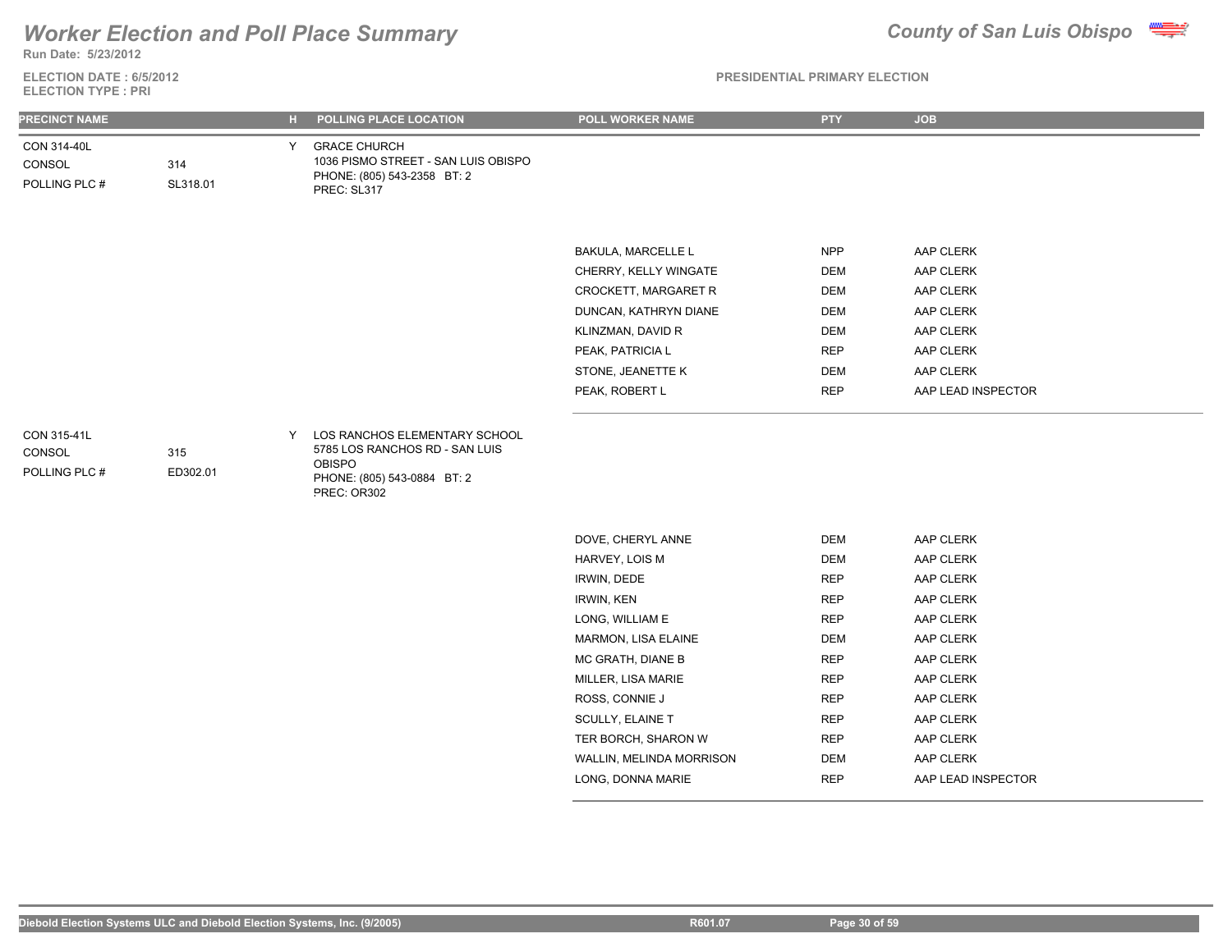# Worker Election and Poll Place Summary

**County of San Luis Obispo**

Run Date: 5/23/2012

ELECTION DATE : 6/5/2012
ELECTION TYPE : PRI

PRESIDENTIAL PRIMARY ELECTION

| PRECINCT NAME | | H | POLLING PLACE LOCATION | POLL WORKER NAME | PTY | JOB |
|---|---|---|---|---|---|---|
| CON 314-40L | | Y | GRACE CHURCH | | | |
| CONSOL | 314 | | 1036 PISMO STREET - SAN LUIS OBISPO | | | |
| POLLING PLC # | SL318.01 | | PHONE: (805) 543-2358 BT: 2 | | | |
| | | | PREC: SL317 | | | |
| | | | | BAKULA, MARCELLE L | NPP | AAP CLERK |
| | | | | CHERRY, KELLY WINGATE | DEM | AAP CLERK |
| | | | | CROCKETT, MARGARET R | DEM | AAP CLERK |
| | | | | DUNCAN, KATHRYN DIANE | DEM | AAP CLERK |
| | | | | KLINZMAN, DAVID R | DEM | AAP CLERK |
| | | | | PEAK, PATRICIA L | REP | AAP CLERK |
| | | | | STONE, JEANETTE K | DEM | AAP CLERK |
| | | | | PEAK, ROBERT L | REP | AAP LEAD INSPECTOR |
| CON 315-41L | | Y | LOS RANCHOS ELEMENTARY SCHOOL | | | |
| CONSOL | 315 | | 5785 LOS RANCHOS RD - SAN LUIS OBISPO | | | |
| POLLING PLC # | ED302.01 | | PHONE: (805) 543-0884 BT: 2 | | | |
| | | | PREC: OR302 | | | |
| | | | | DOVE, CHERYL ANNE | DEM | AAP CLERK |
| | | | | HARVEY, LOIS M | DEM | AAP CLERK |
| | | | | IRWIN, DEDE | REP | AAP CLERK |
| | | | | IRWIN, KEN | REP | AAP CLERK |
| | | | | LONG, WILLIAM E | REP | AAP CLERK |
| | | | | MARMON, LISA ELAINE | DEM | AAP CLERK |
| | | | | MC GRATH, DIANE B | REP | AAP CLERK |
| | | | | MILLER, LISA MARIE | REP | AAP CLERK |
| | | | | ROSS, CONNIE J | REP | AAP CLERK |
| | | | | SCULLY, ELAINE T | REP | AAP CLERK |
| | | | | TER BORCH, SHARON W | REP | AAP CLERK |
| | | | | WALLIN, MELINDA MORRISON | DEM | AAP CLERK |
| | | | | LONG, DONNA MARIE | REP | AAP LEAD INSPECTOR |

Diebold Election Systems ULC and Diebold Election Systems, Inc. (9/2005) R601.07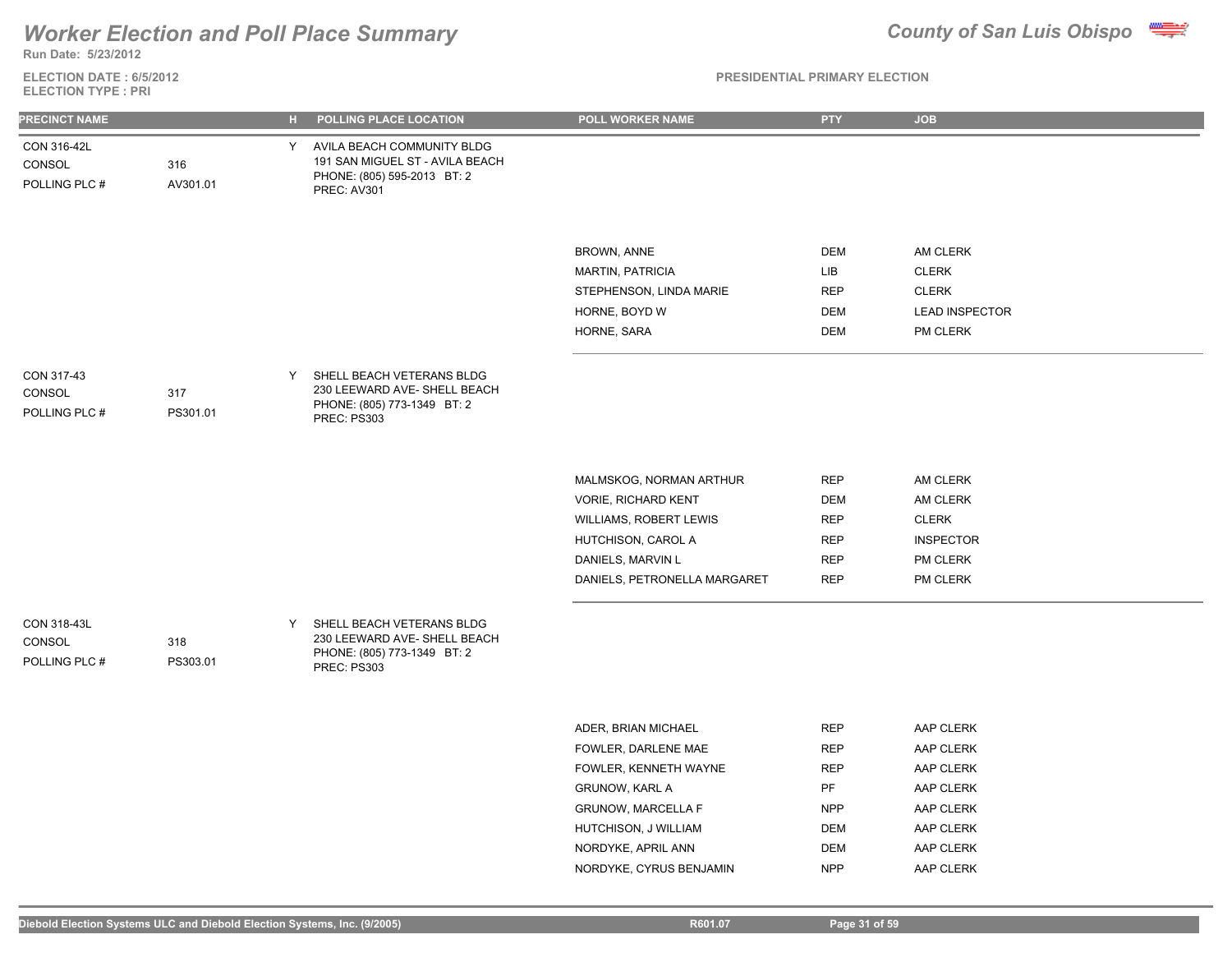# Worker Election and Poll Place Summary

**Run Date: 5/23/2012**

**County of San Luis Obispo**

**ELECTION DATE : 6/5/2012**
**ELECTION TYPE : PRI**

**PRESIDENTIAL PRIMARY ELECTION**

| PRECINCT NAME | | H | POLLING PLACE LOCATION | POLL WORKER NAME | PTY | JOB |
|---|---|---|---|---|---|---|
| CON 316-42L | | Y | AVILA BEACH COMMUNITY BLDG | | | |
| CONSOL | 316 | | 191 SAN MIGUEL ST - AVILA BEACH | | | |
| POLLING PLC # | AV301.01 | | PHONE: (805) 595-2013 BT: 2 | | | |
| | | | PREC: AV301 | | | |
| | | | | BROWN, ANNE | DEM | AM CLERK |
| | | | | MARTIN, PATRICIA | LIB | CLERK |
| | | | | STEPHENSON, LINDA MARIE | REP | CLERK |
| | | | | HORNE, BOYD W | DEM | LEAD INSPECTOR |
| | | | | HORNE, SARA | DEM | PM CLERK |
| CON 317-43 | | Y | SHELL BEACH VETERANS BLDG | | | |
| CONSOL | 317 | | 230 LEEWARD AVE- SHELL BEACH | | | |
| POLLING PLC # | PS301.01 | | PHONE: (805) 773-1349 BT: 2 | | | |
| | | | PREC: PS303 | | | |
| | | | | MALMSKOG, NORMAN ARTHUR | REP | AM CLERK |
| | | | | VORIE, RICHARD KENT | DEM | AM CLERK |
| | | | | WILLIAMS, ROBERT LEWIS | REP | CLERK |
| | | | | HUTCHISON, CAROL A | REP | INSPECTOR |
| | | | | DANIELS, MARVIN L | REP | PM CLERK |
| | | | | DANIELS, PETRONELLA MARGARET | REP | PM CLERK |
| CON 318-43L | | Y | SHELL BEACH VETERANS BLDG | | | |
| CONSOL | 318 | | 230 LEEWARD AVE- SHELL BEACH | | | |
| POLLING PLC # | PS303.01 | | PHONE: (805) 773-1349 BT: 2 | | | |
| | | | PREC: PS303 | | | |
| | | | | ADER, BRIAN MICHAEL | REP | AAP CLERK |
| | | | | FOWLER, DARLENE MAE | REP | AAP CLERK |
| | | | | FOWLER, KENNETH WAYNE | REP | AAP CLERK |
| | | | | GRUNOW, KARL A | PF | AAP CLERK |
| | | | | GRUNOW, MARCELLA F | NPP | AAP CLERK |
| | | | | HUTCHISON, J WILLIAM | DEM | AAP CLERK |
| | | | | NORDYKE, APRIL ANN | DEM | AAP CLERK |
| | | | | NORDYKE, CYRUS BENJAMIN | NPP | AAP CLERK |

Diebold Election Systems ULC and Diebold Election Systems, Inc. (9/2005) R601.07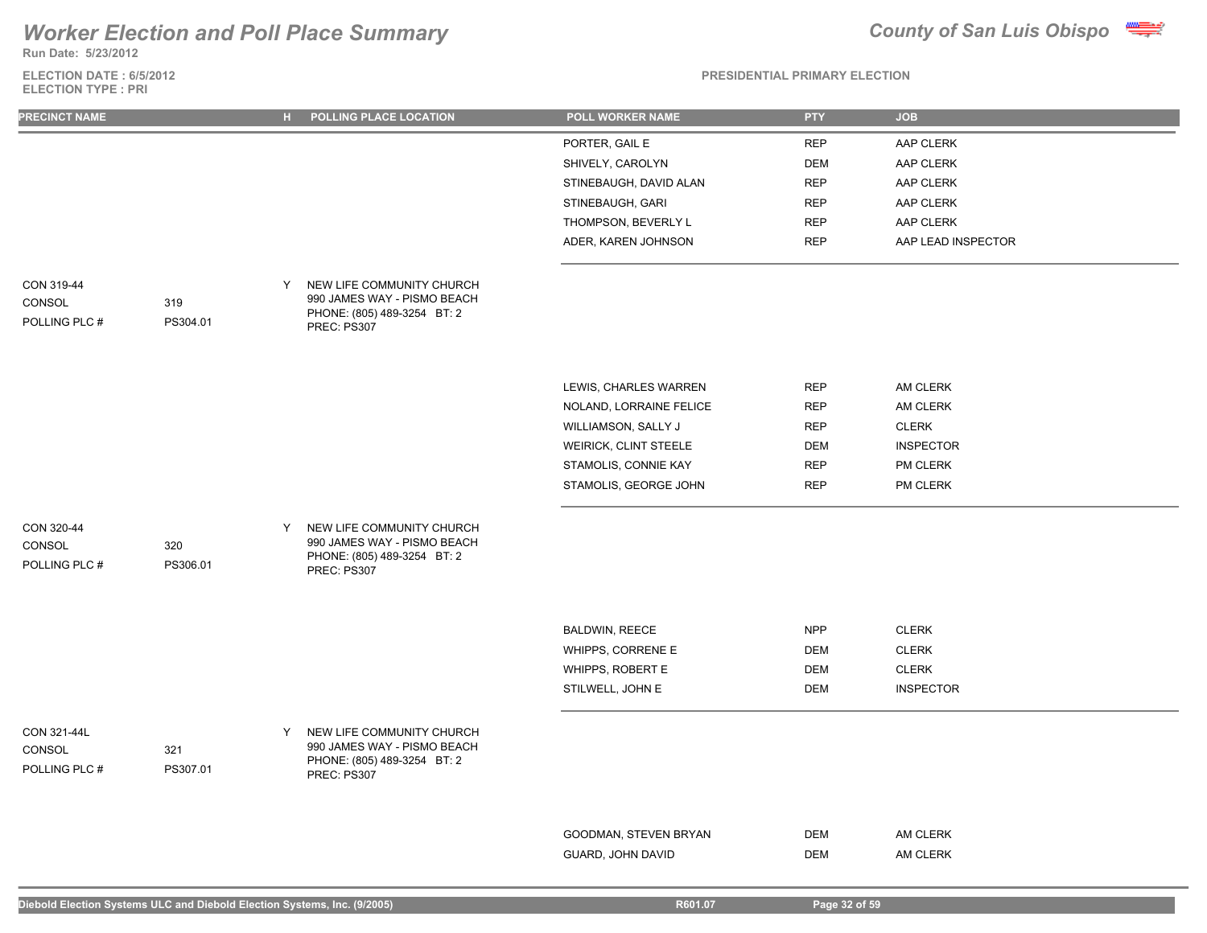# Worker Election and Poll Place Summary

**County of San Luis Obispo**

Run Date: 5/23/2012

ELECTION DATE : 6/5/2012
ELECTION TYPE : PRI

PRESIDENTIAL PRIMARY ELECTION

| PRECINCT NAME | | H | POLLING PLACE LOCATION | POLL WORKER NAME | PTY | JOB |
|---|---|---|---|---|---|---|
| | | | | PORTER, GAIL E | REP | AAP CLERK |
| | | | | SHIVELY, CAROLYN | DEM | AAP CLERK |
| | | | | STINEBAUGH, DAVID ALAN | REP | AAP CLERK |
| | | | | STINEBAUGH, GARI | REP | AAP CLERK |
| | | | | THOMPSON, BEVERLY L | REP | AAP CLERK |
| | | | | ADER, KAREN JOHNSON | REP | AAP LEAD INSPECTOR |
| CON 319-44 | | Y | NEW LIFE COMMUNITY CHURCH | | | |
| CONSOL | 319 | | 990 JAMES WAY - PISMO BEACH | | | |
| POLLING PLC # | PS304.01 | | PHONE: (805) 489-3254 BT: 2 | | | |
| | | | PREC: PS307 | | | |
| | | | | LEWIS, CHARLES WARREN | REP | AM CLERK |
| | | | | NOLAND, LORRAINE FELICE | REP | AM CLERK |
| | | | | WILLIAMSON, SALLY J | REP | CLERK |
| | | | | WEIRICK, CLINT STEELE | DEM | INSPECTOR |
| | | | | STAMOLIS, CONNIE KAY | REP | PM CLERK |
| | | | | STAMOLIS, GEORGE JOHN | REP | PM CLERK |
| CON 320-44 | | Y | NEW LIFE COMMUNITY CHURCH | | | |
| CONSOL | 320 | | 990 JAMES WAY - PISMO BEACH | | | |
| POLLING PLC # | PS306.01 | | PHONE: (805) 489-3254 BT: 2 | | | |
| | | | PREC: PS307 | | | |
| | | | | BALDWIN, REECE | NPP | CLERK |
| | | | | WHIPPS, CORRENE E | DEM | CLERK |
| | | | | WHIPPS, ROBERT E | DEM | CLERK |
| | | | | STILWELL, JOHN E | DEM | INSPECTOR |
| CON 321-44L | | Y | NEW LIFE COMMUNITY CHURCH | | | |
| CONSOL | 321 | | 990 JAMES WAY - PISMO BEACH | | | |
| POLLING PLC # | PS307.01 | | PHONE: (805) 489-3254 BT: 2 | | | |
| | | | PREC: PS307 | | | |
| | | | | GOODMAN, STEVEN BRYAN | DEM | AM CLERK |
| | | | | GUARD, JOHN DAVID | DEM | AM CLERK |

Diebold Election Systems ULC and Diebold Election Systems, Inc. (9/2005) R601.07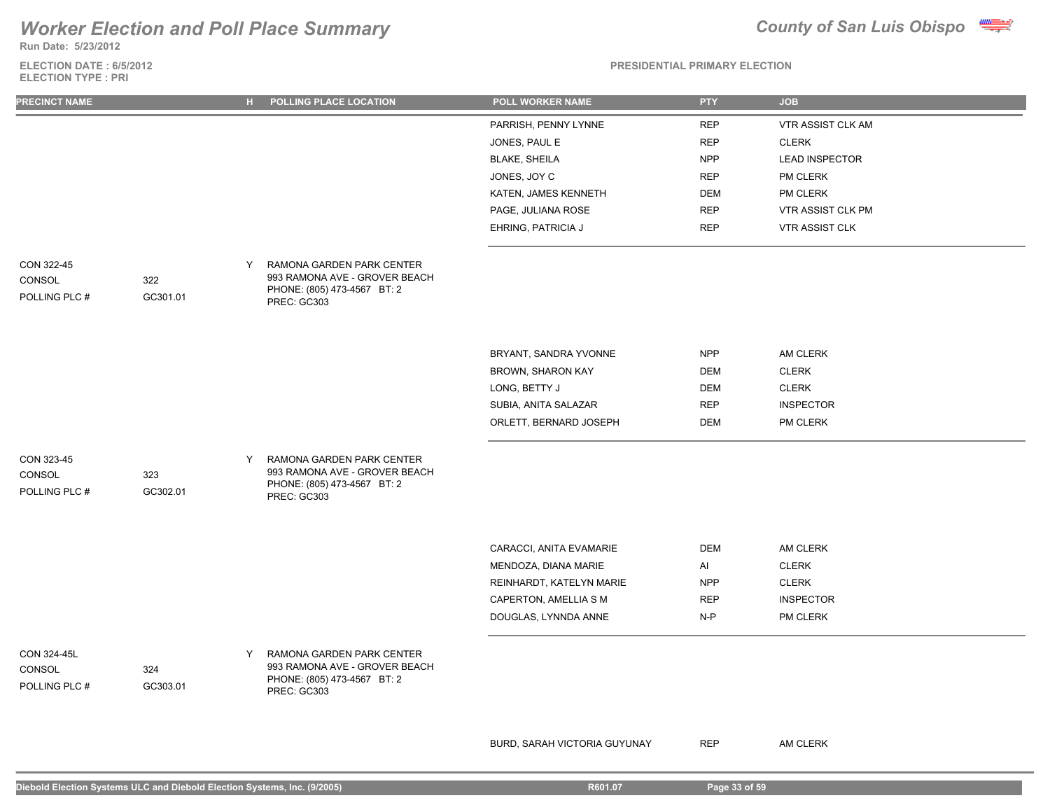# Worker Election and Poll Place Summary

**County of San Luis Obispo**

Run Date: 5/23/2012

ELECTION DATE : 6/5/2012
ELECTION TYPE : PRI

PRESIDENTIAL PRIMARY ELECTION

| PRECINCT NAME | | H | POLLING PLACE LOCATION | POLL WORKER NAME | PTY | JOB |
|---|---|---|---|---|---|---|
| | | | | PARRISH, PENNY LYNNE | REP | VTR ASSIST CLK AM |
| | | | | JONES, PAUL E | REP | CLERK |
| | | | | BLAKE, SHEILA | NPP | LEAD INSPECTOR |
| | | | | JONES, JOY C | REP | PM CLERK |
| | | | | KATEN, JAMES KENNETH | DEM | PM CLERK |
| | | | | PAGE, JULIANA ROSE | REP | VTR ASSIST CLK PM |
| | | | | EHRING, PATRICIA J | REP | VTR ASSIST CLK |
| CON 322-45 | | Y | RAMONA GARDEN PARK CENTER | | | |
| CONSOL | 322 | | 993 RAMONA AVE - GROVER BEACH | | | |
| POLLING PLC # | GC301.01 | | PHONE: (805) 473-4567 BT: 2 | | | |
| | | | PREC: GC303 | | | |
| | | | | BRYANT, SANDRA YVONNE | NPP | AM CLERK |
| | | | | BROWN, SHARON KAY | DEM | CLERK |
| | | | | LONG, BETTY J | DEM | CLERK |
| | | | | SUBIA, ANITA SALAZAR | REP | INSPECTOR |
| | | | | ORLETT, BERNARD JOSEPH | DEM | PM CLERK |
| CON 323-45 | | Y | RAMONA GARDEN PARK CENTER | | | |
| CONSOL | 323 | | 993 RAMONA AVE - GROVER BEACH | | | |
| POLLING PLC # | GC302.01 | | PHONE: (805) 473-4567 BT: 2 | | | |
| | | | PREC: GC303 | | | |
| | | | | CARACCI, ANITA EVAMARIE | DEM | AM CLERK |
| | | | | MENDOZA, DIANA MARIE | AI | CLERK |
| | | | | REINHARDT, KATELYN MARIE | NPP | CLERK |
| | | | | CAPERTON, AMELLIA S M | REP | INSPECTOR |
| | | | | DOUGLAS, LYNNDA ANNE | N-P | PM CLERK |
| CON 324-45L | | Y | RAMONA GARDEN PARK CENTER | | | |
| CONSOL | 324 | | 993 RAMONA AVE - GROVER BEACH | | | |
| POLLING PLC # | GC303.01 | | PHONE: (805) 473-4567 BT: 2 | | | |
| | | | PREC: GC303 | | | |
| | | | | BURD, SARAH VICTORIA GUYUNAY | REP | AM CLERK |

Diebold Election Systems ULC and Diebold Election Systems, Inc. (9/2005) R601.07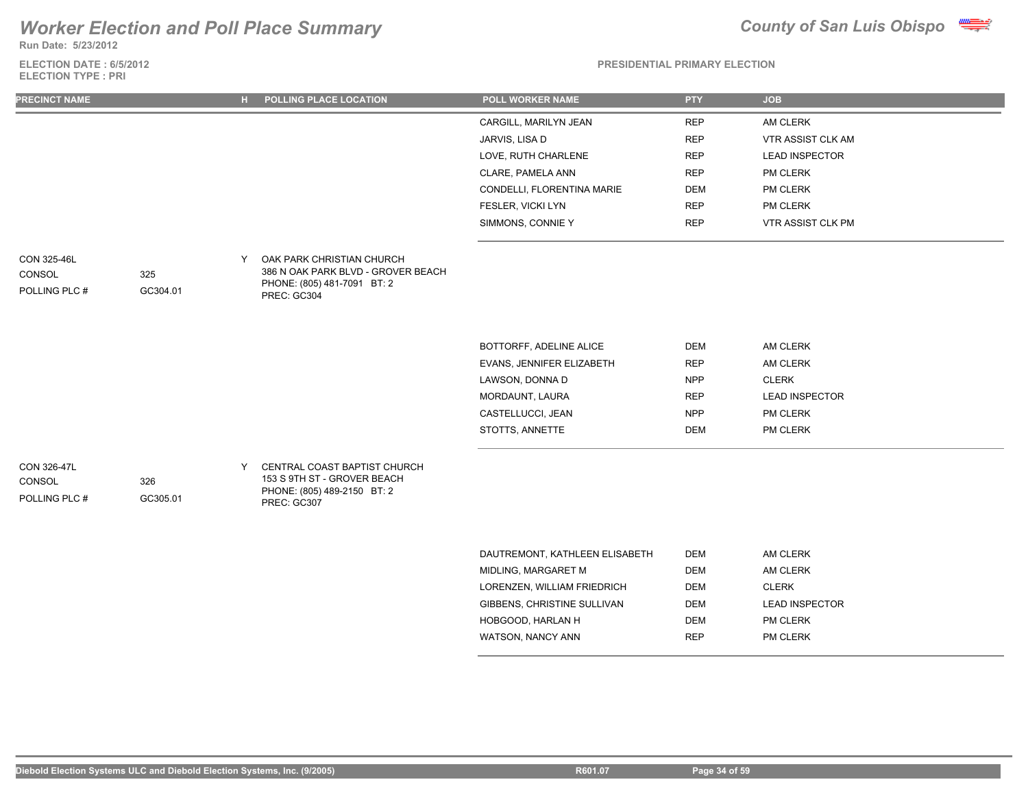# Worker Election and Poll Place Summary

**County of San Luis Obispo**

Run Date: 5/23/2012

ELECTION DATE : 6/5/2012
ELECTION TYPE : PRI

PRESIDENTIAL PRIMARY ELECTION

| PRECINCT NAME | | H | POLLING PLACE LOCATION | POLL WORKER NAME | PTY | JOB |
|---|---|---|---|---|---|---|
| | | | | CARGILL, MARILYN JEAN | REP | AM CLERK |
| | | | | JARVIS, LISA D | REP | VTR ASSIST CLK AM |
| | | | | LOVE, RUTH CHARLENE | REP | LEAD INSPECTOR |
| | | | | CLARE, PAMELA ANN | REP | PM CLERK |
| | | | | CONDELLI, FLORENTINA MARIE | DEM | PM CLERK |
| | | | | FESLER, VICKI LYN | REP | PM CLERK |
| | | | | SIMMONS, CONNIE Y | REP | VTR ASSIST CLK PM |
| CON 325-46L | | Y | OAK PARK CHRISTIAN CHURCH | | | |
| CONSOL | 325 | | 386 N OAK PARK BLVD - GROVER BEACH | | | |
| POLLING PLC # | GC304.01 | | PHONE: (805) 481-7091 BT: 2 | | | |
| | | | PREC: GC304 | | | |
| | | | | BOTTORFF, ADELINE ALICE | DEM | AM CLERK |
| | | | | EVANS, JENNIFER ELIZABETH | REP | AM CLERK |
| | | | | LAWSON, DONNA D | NPP | CLERK |
| | | | | MORDAUNT, LAURA | REP | LEAD INSPECTOR |
| | | | | CASTELLUCCI, JEAN | NPP | PM CLERK |
| | | | | STOTTS, ANNETTE | DEM | PM CLERK |
| CON 326-47L | | Y | CENTRAL COAST BAPTIST CHURCH | | | |
| CONSOL | 326 | | 153 S 9TH ST - GROVER BEACH | | | |
| POLLING PLC # | GC305.01 | | PHONE: (805) 489-2150 BT: 2 | | | |
| | | | PREC: GC307 | | | |
| | | | | DAUTREMONT, KATHLEEN ELISABETH | DEM | AM CLERK |
| | | | | MIDLING, MARGARET M | DEM | AM CLERK |
| | | | | LORENZEN, WILLIAM FRIEDRICH | DEM | CLERK |
| | | | | GIBBENS, CHRISTINE SULLIVAN | DEM | LEAD INSPECTOR |
| | | | | HOBGOOD, HARLAN H | DEM | PM CLERK |
| | | | | WATSON, NANCY ANN | REP | PM CLERK |

Diebold Election Systems ULC and Diebold Election Systems, Inc. (9/2005) R601.07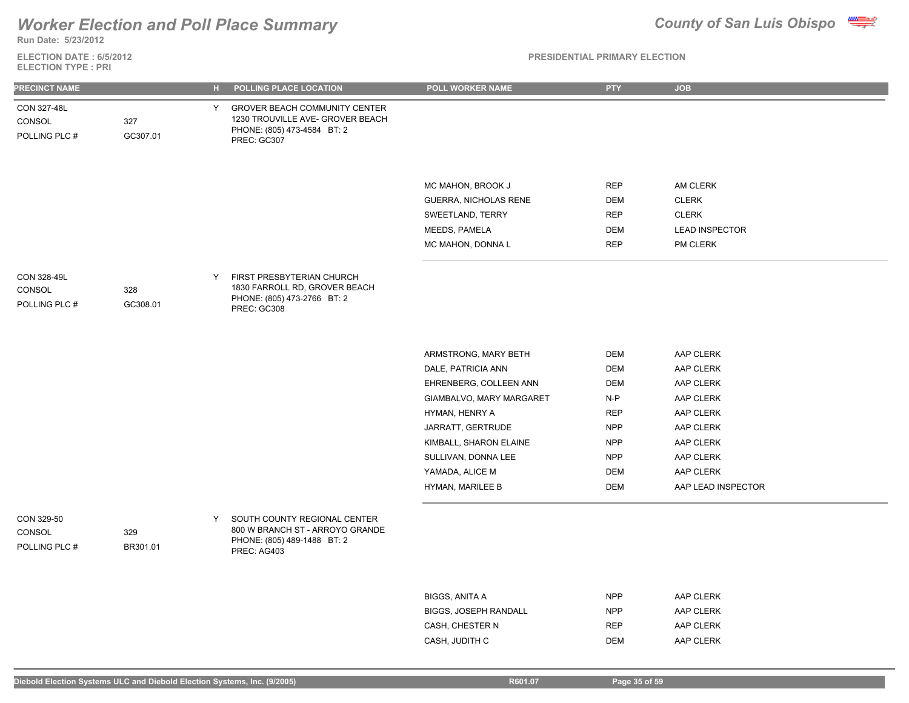# Worker Election and Poll Place Summary

**County of San Luis Obispo**

**Run Date: 5/23/2012**

**ELECTION DATE : 6/5/2012**
**ELECTION TYPE : PRI**

**PRESIDENTIAL PRIMARY ELECTION**

| PRECINCT NAME | | H | POLLING PLACE LOCATION | POLL WORKER NAME | PTY | JOB |
|---|---|---|---|---|---|---|
| CON 327-48L | | Y | GROVER BEACH COMMUNITY CENTER | | | |
| CONSOL | 327 | | 1230 TROUVILLE AVE- GROVER BEACH | | | |
| POLLING PLC # | GC307.01 | | PHONE: (805) 473-4584 BT: 2 | | | |
| | | | PREC: GC307 | | | |
| | | | | MC MAHON, BROOK J | REP | AM CLERK |
| | | | | GUERRA, NICHOLAS RENE | DEM | CLERK |
| | | | | SWEETLAND, TERRY | REP | CLERK |
| | | | | MEEDS, PAMELA | DEM | LEAD INSPECTOR |
| | | | | MC MAHON, DONNA L | REP | PM CLERK |
| CON 328-49L | | Y | FIRST PRESBYTERIAN CHURCH | | | |
| CONSOL | 328 | | 1830 FARROLL RD, GROVER BEACH | | | |
| POLLING PLC # | GC308.01 | | PHONE: (805) 473-2766 BT: 2 | | | |
| | | | PREC: GC308 | | | |
| | | | | ARMSTRONG, MARY BETH | DEM | AAP CLERK |
| | | | | DALE, PATRICIA ANN | DEM | AAP CLERK |
| | | | | EHRENBERG, COLLEEN ANN | DEM | AAP CLERK |
| | | | | GIAMBALVO, MARY MARGARET | N-P | AAP CLERK |
| | | | | HYMAN, HENRY A | REP | AAP CLERK |
| | | | | JARRATT, GERTRUDE | NPP | AAP CLERK |
| | | | | KIMBALL, SHARON ELAINE | NPP | AAP CLERK |
| | | | | SULLIVAN, DONNA LEE | NPP | AAP CLERK |
| | | | | YAMADA, ALICE M | DEM | AAP CLERK |
| | | | | HYMAN, MARILEE B | DEM | AAP LEAD INSPECTOR |
| CON 329-50 | | Y | SOUTH COUNTY REGIONAL CENTER | | | |
| CONSOL | 329 | | 800 W BRANCH ST - ARROYO GRANDE | | | |
| POLLING PLC # | BR301.01 | | PHONE: (805) 489-1488 BT: 2 | | | |
| | | | PREC: AG403 | | | |
| | | | | BIGGS, ANITA A | NPP | AAP CLERK |
| | | | | BIGGS, JOSEPH RANDALL | NPP | AAP CLERK |
| | | | | CASH, CHESTER N | REP | AAP CLERK |
| | | | | CASH, JUDITH C | DEM | AAP CLERK |

Diebold Election Systems ULC and Diebold Election Systems, Inc. (9/2005) R601.07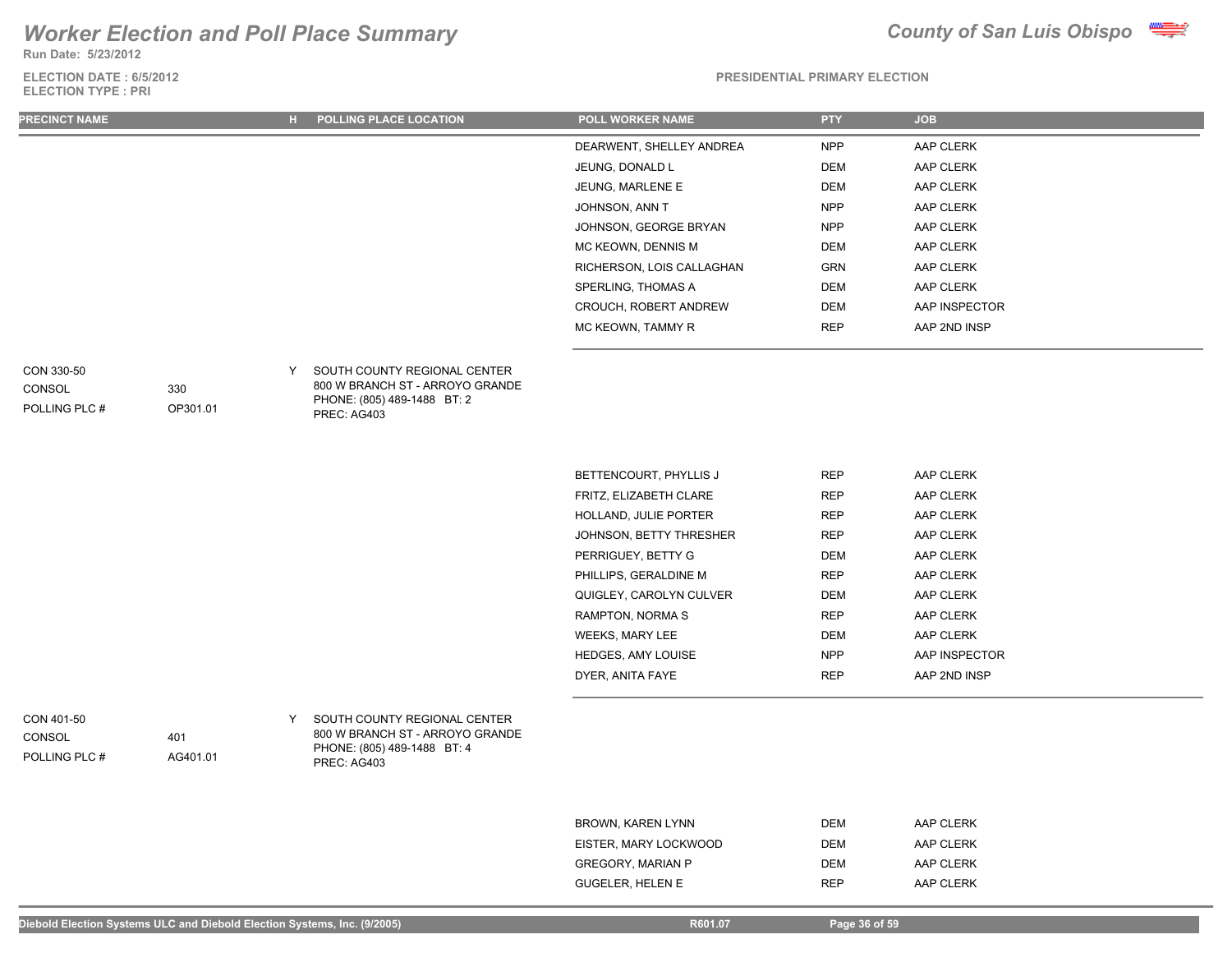# Worker Election and Poll Place Summary

**County of San Luis Obispo**

Run Date: 5/23/2012

ELECTION DATE : 6/5/2012
ELECTION TYPE : PRI

PRESIDENTIAL PRIMARY ELECTION

| PRECINCT NAME | | H | POLLING PLACE LOCATION | POLL WORKER NAME | PTY | JOB |
|---|---|---|---|---|---|---|
| | | | | DEARWENT, SHELLEY ANDREA | NPP | AAP CLERK |
| | | | | JEUNG, DONALD L | DEM | AAP CLERK |
| | | | | JEUNG, MARLENE E | DEM | AAP CLERK |
| | | | | JOHNSON, ANN T | NPP | AAP CLERK |
| | | | | JOHNSON, GEORGE BRYAN | NPP | AAP CLERK |
| | | | | MC KEOWN, DENNIS M | DEM | AAP CLERK |
| | | | | RICHERSON, LOIS CALLAGHAN | GRN | AAP CLERK |
| | | | | SPERLING, THOMAS A | DEM | AAP CLERK |
| | | | | CROUCH, ROBERT ANDREW | DEM | AAP INSPECTOR |
| | | | | MC KEOWN, TAMMY R | REP | AAP 2ND INSP |
| CON 330-50 | | Y | SOUTH COUNTY REGIONAL CENTER | | | |
| CONSOL | 330 | | 800 W BRANCH ST - ARROYO GRANDE | | | |
| POLLING PLC # | OP301.01 | | PHONE: (805) 489-1488 BT: 2 | | | |
| | | | PREC: AG403 | | | |
| | | | | BETTENCOURT, PHYLLIS J | REP | AAP CLERK |
| | | | | FRITZ, ELIZABETH CLARE | REP | AAP CLERK |
| | | | | HOLLAND, JULIE PORTER | REP | AAP CLERK |
| | | | | JOHNSON, BETTY THRESHER | REP | AAP CLERK |
| | | | | PERRIGUEY, BETTY G | DEM | AAP CLERK |
| | | | | PHILLIPS, GERALDINE M | REP | AAP CLERK |
| | | | | QUIGLEY, CAROLYN CULVER | DEM | AAP CLERK |
| | | | | RAMPTON, NORMA S | REP | AAP CLERK |
| | | | | WEEKS, MARY LEE | DEM | AAP CLERK |
| | | | | HEDGES, AMY LOUISE | NPP | AAP INSPECTOR |
| | | | | DYER, ANITA FAYE | REP | AAP 2ND INSP |
| CON 401-50 | | Y | SOUTH COUNTY REGIONAL CENTER | | | |
| CONSOL | 401 | | 800 W BRANCH ST - ARROYO GRANDE | | | |
| POLLING PLC # | AG401.01 | | PHONE: (805) 489-1488 BT: 4 | | | |
| | | | PREC: AG403 | | | |
| | | | | BROWN, KAREN LYNN | DEM | AAP CLERK |
| | | | | EISTER, MARY LOCKWOOD | DEM | AAP CLERK |
| | | | | GREGORY, MARIAN P | DEM | AAP CLERK |
| | | | | GUGELER, HELEN E | REP | AAP CLERK |

Diebold Election Systems ULC and Diebold Election Systems, Inc. (9/2005) R601.07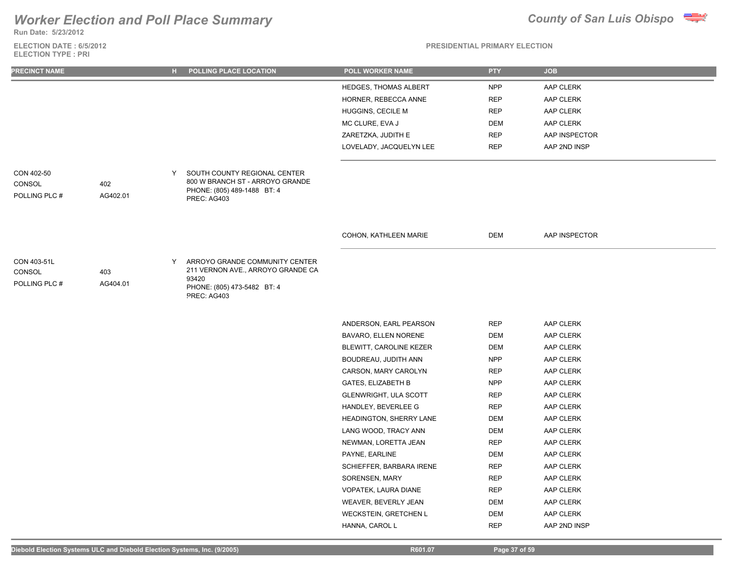# Worker Election and Poll Place Summary

**County of San Luis Obispo**

Run Date: 5/23/2012

ELECTION DATE : 6/5/2012
ELECTION TYPE : PRI

PRESIDENTIAL PRIMARY ELECTION

| PRECINCT NAME | | H | POLLING PLACE LOCATION | POLL WORKER NAME | PTY | JOB |
|---|---|---|---|---|---|---|
| | | | | HEDGES, THOMAS ALBERT | NPP | AAP CLERK |
| | | | | HORNER, REBECCA ANNE | REP | AAP CLERK |
| | | | | HUGGINS, CECILE M | REP | AAP CLERK |
| | | | | MC CLURE, EVA J | DEM | AAP CLERK |
| | | | | ZARETZKA, JUDITH E | REP | AAP INSPECTOR |
| | | | | LOVELADY, JACQUELYN LEE | REP | AAP 2ND INSP |
| CON 402-50 | | Y | SOUTH COUNTY REGIONAL CENTER | | | |
| CONSOL | 402 | | 800 W BRANCH ST - ARROYO GRANDE | | | |
| POLLING PLC # | AG402.01 | | PHONE: (805) 489-1488 BT: 4 | | | |
| | | | PREC: AG403 | | | |
| | | | | COHON, KATHLEEN MARIE | DEM | AAP INSPECTOR |
| CON 403-51L | | Y | ARROYO GRANDE COMMUNITY CENTER | | | |
| CONSOL | 403 | | 211 VERNON AVE., ARROYO GRANDE CA 93420 | | | |
| POLLING PLC # | AG404.01 | | PHONE: (805) 473-5482 BT: 4 | | | |
| | | | PREC: AG403 | | | |
| | | | | ANDERSON, EARL PEARSON | REP | AAP CLERK |
| | | | | BAVARO, ELLEN NORENE | DEM | AAP CLERK |
| | | | | BLEWITT, CAROLINE KEZER | DEM | AAP CLERK |
| | | | | BOUDREAU, JUDITH ANN | NPP | AAP CLERK |
| | | | | CARSON, MARY CAROLYN | REP | AAP CLERK |
| | | | | GATES, ELIZABETH B | NPP | AAP CLERK |
| | | | | GLENWRIGHT, ULA SCOTT | REP | AAP CLERK |
| | | | | HANDLEY, BEVERLEE G | REP | AAP CLERK |
| | | | | HEADINGTON, SHERRY LANE | DEM | AAP CLERK |
| | | | | LANG WOOD, TRACY ANN | DEM | AAP CLERK |
| | | | | NEWMAN, LORETTA JEAN | REP | AAP CLERK |
| | | | | PAYNE, EARLINE | DEM | AAP CLERK |
| | | | | SCHIEFFER, BARBARA IRENE | REP | AAP CLERK |
| | | | | SORENSEN, MARY | REP | AAP CLERK |
| | | | | VOPATEK, LAURA DIANE | REP | AAP CLERK |
| | | | | WEAVER, BEVERLY JEAN | DEM | AAP CLERK |
| | | | | WECKSTEIN, GRETCHEN L | DEM | AAP CLERK |
| | | | | HANNA, CAROL L | REP | AAP 2ND INSP |

Diebold Election Systems ULC and Diebold Election Systems, Inc. (9/2005) R601.07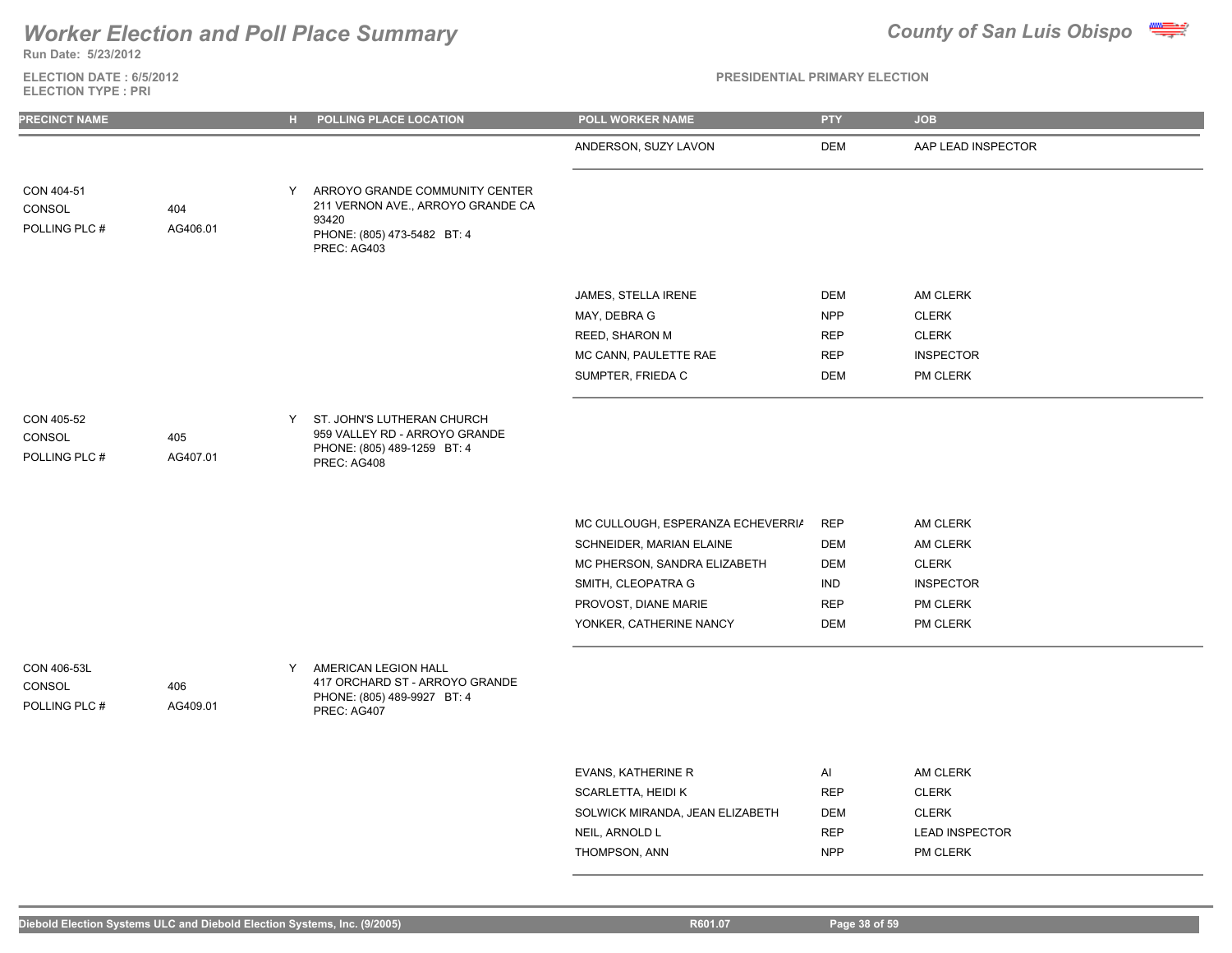# Worker Election and Poll Place Summary

**Run Date: 5/23/2012**

**ELECTION DATE : 6/5/2012**
**ELECTION TYPE : PRI**

*County of San Luis Obispo*

**PRESIDENTIAL PRIMARY ELECTION**

| PRECINCT NAME | | H | POLLING PLACE LOCATION | POLL WORKER NAME | PTY | JOB |
|---|---|---|---|---|---|---|
| | | | | ANDERSON, SUZY LAVON | DEM | AAP LEAD INSPECTOR |
| CON 404-51<br>CONSOL<br>POLLING PLC # | <br>404<br>AG406.01 | Y | ARROYO GRANDE COMMUNITY CENTER<br>211 VERNON AVE., ARROYO GRANDE CA 93420<br>PHONE: (805) 473-5482 BT: 4<br>PREC: AG403 | | | |
| | | | | JAMES, STELLA IRENE | DEM | AM CLERK |
| | | | | MAY, DEBRA G | NPP | CLERK |
| | | | | REED, SHARON M | REP | CLERK |
| | | | | MC CANN, PAULETTE RAE | REP | INSPECTOR |
| | | | | SUMPTER, FRIEDA C | DEM | PM CLERK |
| CON 405-52<br>CONSOL<br>POLLING PLC # | <br>405<br>AG407.01 | Y | ST. JOHN'S LUTHERAN CHURCH<br>959 VALLEY RD - ARROYO GRANDE<br>PHONE: (805) 489-1259 BT: 4<br>PREC: AG408 | | | |
| | | | | MC CULLOUGH, ESPERANZA ECHEVERRIA | REP | AM CLERK |
| | | | | SCHNEIDER, MARIAN ELAINE | DEM | AM CLERK |
| | | | | MC PHERSON, SANDRA ELIZABETH | DEM | CLERK |
| | | | | SMITH, CLEOPATRA G | IND | INSPECTOR |
| | | | | PROVOST, DIANE MARIE | REP | PM CLERK |
| | | | | YONKER, CATHERINE NANCY | DEM | PM CLERK |
| CON 406-53L<br>CONSOL<br>POLLING PLC # | <br>406<br>AG409.01 | Y | AMERICAN LEGION HALL<br>417 ORCHARD ST - ARROYO GRANDE<br>PHONE: (805) 489-9927 BT: 4<br>PREC: AG407 | | | |
| | | | | EVANS, KATHERINE R | AI | AM CLERK |
| | | | | SCARLETTA, HEIDI K | REP | CLERK |
| | | | | SOLWICK MIRANDA, JEAN ELIZABETH | DEM | CLERK |
| | | | | NEIL, ARNOLD L | REP | LEAD INSPECTOR |
| | | | | THOMPSON, ANN | NPP | PM CLERK |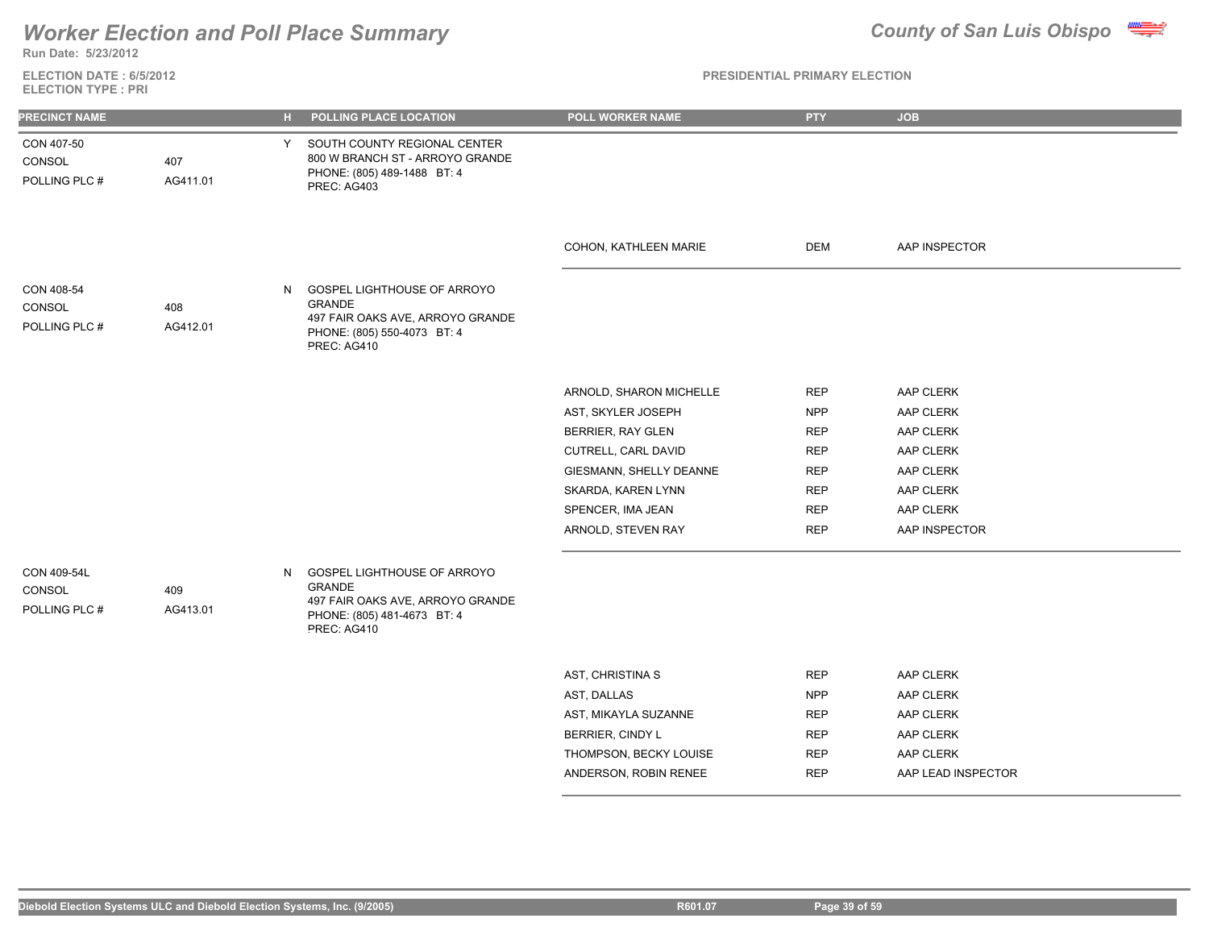# Worker Election and Poll Place Summary

**County of San Luis Obispo**

**Run Date: 5/23/2012**

**ELECTION DATE : 6/5/2012**
**ELECTION TYPE : PRI**

**PRESIDENTIAL PRIMARY ELECTION**

| PRECINCT NAME | | H | POLLING PLACE LOCATION | POLL WORKER NAME | PTY | JOB |
|---|---|---|---|---|---|---|
| CON 407-50<br>CONSOL<br>POLLING PLC # | <br>407<br>AG411.01 | Y | SOUTH COUNTY REGIONAL CENTER<br>800 W BRANCH ST - ARROYO GRANDE<br>PHONE: (805) 489-1488 BT: 4<br>PREC: AG403 | | | |
| | | | | COHON, KATHLEEN MARIE | DEM | AAP INSPECTOR |
| CON 408-54<br>CONSOL<br>POLLING PLC # | <br>408<br>AG412.01 | N | GOSPEL LIGHTHOUSE OF ARROYO GRANDE<br>497 FAIR OAKS AVE, ARROYO GRANDE<br>PHONE: (805) 550-4073 BT: 4<br>PREC: AG410 | | | |
| | | | | ARNOLD, SHARON MICHELLE | REP | AAP CLERK |
| | | | | AST, SKYLER JOSEPH | NPP | AAP CLERK |
| | | | | BERRIER, RAY GLEN | REP | AAP CLERK |
| | | | | CUTRELL, CARL DAVID | REP | AAP CLERK |
| | | | | GIESMANN, SHELLY DEANNE | REP | AAP CLERK |
| | | | | SKARDA, KAREN LYNN | REP | AAP CLERK |
| | | | | SPENCER, IMA JEAN | REP | AAP CLERK |
| | | | | ARNOLD, STEVEN RAY | REP | AAP INSPECTOR |
| CON 409-54L<br>CONSOL<br>POLLING PLC # | <br>409<br>AG413.01 | N | GOSPEL LIGHTHOUSE OF ARROYO GRANDE<br>497 FAIR OAKS AVE, ARROYO GRANDE<br>PHONE: (805) 481-4673 BT: 4<br>PREC: AG410 | | | |
| | | | | AST, CHRISTINA S | REP | AAP CLERK |
| | | | | AST, DALLAS | NPP | AAP CLERK |
| | | | | AST, MIKAYLA SUZANNE | REP | AAP CLERK |
| | | | | BERRIER, CINDY L | REP | AAP CLERK |
| | | | | THOMPSON, BECKY LOUISE | REP | AAP CLERK |
| | | | | ANDERSON, ROBIN RENEE | REP | AAP LEAD INSPECTOR |

Diebold Election Systems ULC and Diebold Election Systems, Inc. (9/2005) R601.07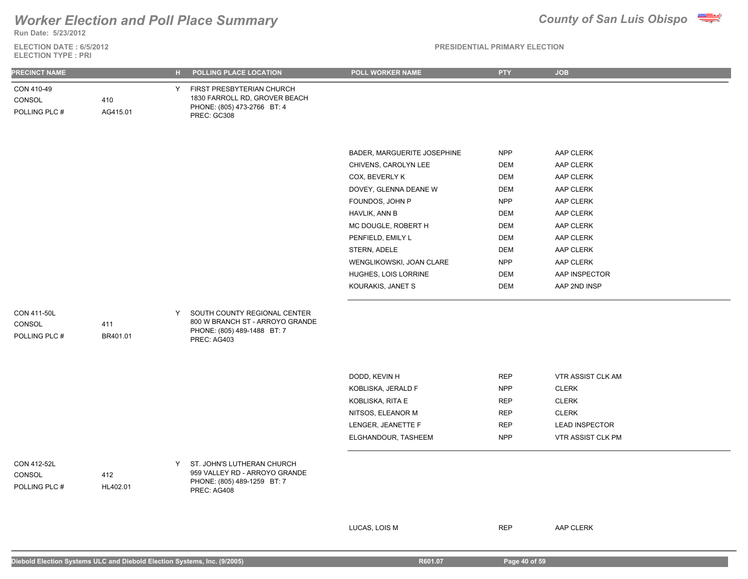# Worker Election and Poll Place Summary

**County of San Luis Obispo**

**Run Date: 5/23/2012**

**ELECTION DATE : 6/5/2012**
**ELECTION TYPE : PRI**

**PRESIDENTIAL PRIMARY ELECTION**

| PRECINCT NAME | | H | POLLING PLACE LOCATION | POLL WORKER NAME | PTY | JOB |
|---|---|---|---|---|---|---|
| CON 410-49 | | Y | FIRST PRESBYTERIAN CHURCH | | | |
| CONSOL | 410 | | 1830 FARROLL RD, GROVER BEACH | | | |
| POLLING PLC # | AG415.01 | | PHONE: (805) 473-2766 BT: 4 | | | |
| | | | PREC: GC308 | | | |
| | | | | BADER, MARGUERITE JOSEPHINE | NPP | AAP CLERK |
| | | | | CHIVENS, CAROLYN LEE | DEM | AAP CLERK |
| | | | | COX, BEVERLY K | DEM | AAP CLERK |
| | | | | DOVEY, GLENNA DEANE W | DEM | AAP CLERK |
| | | | | FOUNDOS, JOHN P | NPP | AAP CLERK |
| | | | | HAVLIK, ANN B | DEM | AAP CLERK |
| | | | | MC DOUGLE, ROBERT H | DEM | AAP CLERK |
| | | | | PENFIELD, EMILY L | DEM | AAP CLERK |
| | | | | STERN, ADELE | DEM | AAP CLERK |
| | | | | WENGLIKOWSKI, JOAN CLARE | NPP | AAP CLERK |
| | | | | HUGHES, LOIS LORRINE | DEM | AAP INSPECTOR |
| | | | | KOURAKIS, JANET S | DEM | AAP 2ND INSP |
| CON 411-50L | | Y | SOUTH COUNTY REGIONAL CENTER | | | |
| CONSOL | 411 | | 800 W BRANCH ST - ARROYO GRANDE | | | |
| POLLING PLC # | BR401.01 | | PHONE: (805) 489-1488 BT: 7 | | | |
| | | | PREC: AG403 | | | |
| | | | | DODD, KEVIN H | REP | VTR ASSIST CLK AM |
| | | | | KOBLISKA, JERALD F | NPP | CLERK |
| | | | | KOBLISKA, RITA E | REP | CLERK |
| | | | | NITSOS, ELEANOR M | REP | CLERK |
| | | | | LENGER, JEANETTE F | REP | LEAD INSPECTOR |
| | | | | ELGHANDOUR, TASHEEM | NPP | VTR ASSIST CLK PM |
| CON 412-52L | | Y | ST. JOHN'S LUTHERAN CHURCH | | | |
| CONSOL | 412 | | 959 VALLEY RD - ARROYO GRANDE | | | |
| POLLING PLC # | HL402.01 | | PHONE: (805) 489-1259 BT: 7 | | | |
| | | | PREC: AG408 | | | |
| | | | | LUCAS, LOIS M | REP | AAP CLERK |

Diebold Election Systems ULC and Diebold Election Systems, Inc. (9/2005) R601.07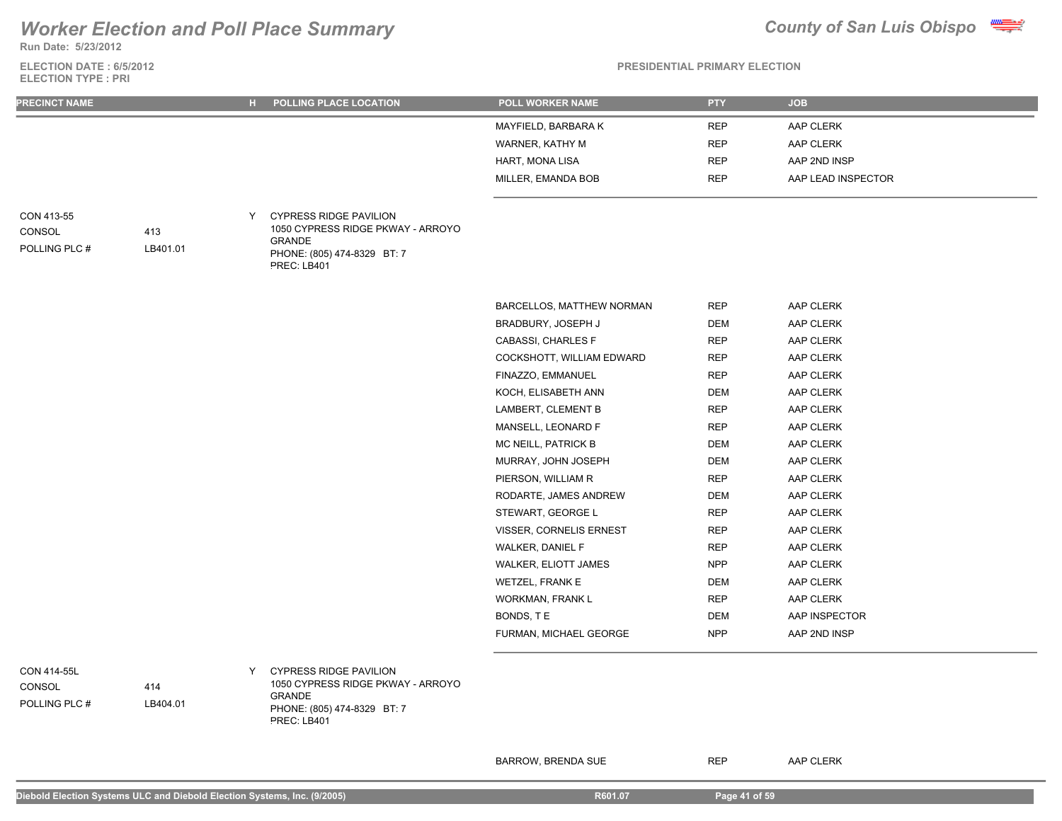# Worker Election and Poll Place Summary

**County of San Luis Obispo**

Run Date: 5/23/2012

ELECTION DATE : 6/5/2012
ELECTION TYPE : PRI

PRESIDENTIAL PRIMARY ELECTION

| PRECINCT NAME | | H | POLLING PLACE LOCATION | POLL WORKER NAME | PTY | JOB |
|---|---|---|---|---|---|---|
| | | | | MAYFIELD, BARBARA K | REP | AAP CLERK |
| | | | | WARNER, KATHY M | REP | AAP CLERK |
| | | | | HART, MONA LISA | REP | AAP 2ND INSP |
| | | | | MILLER, EMANDA BOB | REP | AAP LEAD INSPECTOR |
| CON 413-55 | | Y | CYPRESS RIDGE PAVILION | | | |
| CONSOL | 413 | | 1050 CYPRESS RIDGE PKWAY - ARROYO GRANDE | | | |
| POLLING PLC # | LB401.01 | | PHONE: (805) 474-8329 BT: 7 | | | |
| | | | PREC: LB401 | | | |
| | | | | BARCELLOS, MATTHEW NORMAN | REP | AAP CLERK |
| | | | | BRADBURY, JOSEPH J | DEM | AAP CLERK |
| | | | | CABASSI, CHARLES F | REP | AAP CLERK |
| | | | | COCKSHOTT, WILLIAM EDWARD | REP | AAP CLERK |
| | | | | FINAZZO, EMMANUEL | REP | AAP CLERK |
| | | | | KOCH, ELISABETH ANN | DEM | AAP CLERK |
| | | | | LAMBERT, CLEMENT B | REP | AAP CLERK |
| | | | | MANSELL, LEONARD F | REP | AAP CLERK |
| | | | | MC NEILL, PATRICK B | DEM | AAP CLERK |
| | | | | MURRAY, JOHN JOSEPH | DEM | AAP CLERK |
| | | | | PIERSON, WILLIAM R | REP | AAP CLERK |
| | | | | RODARTE, JAMES ANDREW | DEM | AAP CLERK |
| | | | | STEWART, GEORGE L | REP | AAP CLERK |
| | | | | VISSER, CORNELIS ERNEST | REP | AAP CLERK |
| | | | | WALKER, DANIEL F | REP | AAP CLERK |
| | | | | WALKER, ELIOTT JAMES | NPP | AAP CLERK |
| | | | | WETZEL, FRANK E | DEM | AAP CLERK |
| | | | | WORKMAN, FRANK L | REP | AAP CLERK |
| | | | | BONDS, T E | DEM | AAP INSPECTOR |
| | | | | FURMAN, MICHAEL GEORGE | NPP | AAP 2ND INSP |
| CON 414-55L | | Y | CYPRESS RIDGE PAVILION | | | |
| CONSOL | 414 | | 1050 CYPRESS RIDGE PKWAY - ARROYO GRANDE | | | |
| POLLING PLC # | LB404.01 | | PHONE: (805) 474-8329 BT: 7 | | | |
| | | | PREC: LB401 | | | |
| | | | | BARROW, BRENDA SUE | REP | AAP CLERK |

Diebold Election Systems ULC and Diebold Election Systems, Inc. (9/2005) R601.07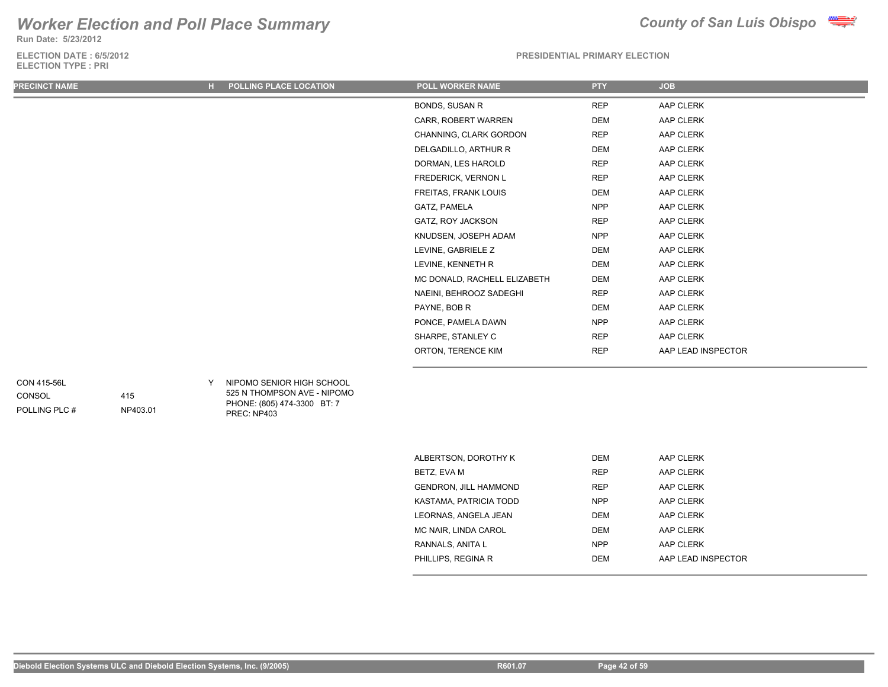# Worker Election and Poll Place Summary

**County of San Luis Obispo**

**Run Date: 5/23/2012**

**ELECTION DATE : 6/5/2012**
**ELECTION TYPE : PRI**

**PRESIDENTIAL PRIMARY ELECTION**

| PRECINCT NAME | | H | POLLING PLACE LOCATION | POLL WORKER NAME | PTY | JOB |
|---|---|---|---|---|---|---|
| | | | | BONDS, SUSAN R | REP | AAP CLERK |
| | | | | CARR, ROBERT WARREN | DEM | AAP CLERK |
| | | | | CHANNING, CLARK GORDON | REP | AAP CLERK |
| | | | | DELGADILLO, ARTHUR R | DEM | AAP CLERK |
| | | | | DORMAN, LES HAROLD | REP | AAP CLERK |
| | | | | FREDERICK, VERNON L | REP | AAP CLERK |
| | | | | FREITAS, FRANK LOUIS | DEM | AAP CLERK |
| | | | | GATZ, PAMELA | NPP | AAP CLERK |
| | | | | GATZ, ROY JACKSON | REP | AAP CLERK |
| | | | | KNUDSEN, JOSEPH ADAM | NPP | AAP CLERK |
| | | | | LEVINE, GABRIELE Z | DEM | AAP CLERK |
| | | | | LEVINE, KENNETH R | DEM | AAP CLERK |
| | | | | MC DONALD, RACHELL ELIZABETH | DEM | AAP CLERK |
| | | | | NAEINI, BEHROOZ SADEGHI | REP | AAP CLERK |
| | | | | PAYNE, BOB R | DEM | AAP CLERK |
| | | | | PONCE, PAMELA DAWN | NPP | AAP CLERK |
| | | | | SHARPE, STANLEY C | REP | AAP CLERK |
| | | | | ORTON, TERENCE KIM | REP | AAP LEAD INSPECTOR |
| CON 415-56L | | Y | NIPOMO SENIOR HIGH SCHOOL | | | |
| CONSOL | 415 | | 525 N THOMPSON AVE - NIPOMO | | | |
| POLLING PLC # | NP403.01 | | PHONE: (805) 474-3300 BT: 7 | | | |
| | | | PREC: NP403 | | | |
| | | | | ALBERTSON, DOROTHY K | DEM | AAP CLERK |
| | | | | BETZ, EVA M | REP | AAP CLERK |
| | | | | GENDRON, JILL HAMMOND | REP | AAP CLERK |
| | | | | KASTAMA, PATRICIA TODD | NPP | AAP CLERK |
| | | | | LEORNAS, ANGELA JEAN | DEM | AAP CLERK |
| | | | | MC NAIR, LINDA CAROL | DEM | AAP CLERK |
| | | | | RANNALS, ANITA L | NPP | AAP CLERK |
| | | | | PHILLIPS, REGINA R | DEM | AAP LEAD INSPECTOR |

Diebold Election Systems ULC and Diebold Election Systems, Inc. (9/2005) R601.07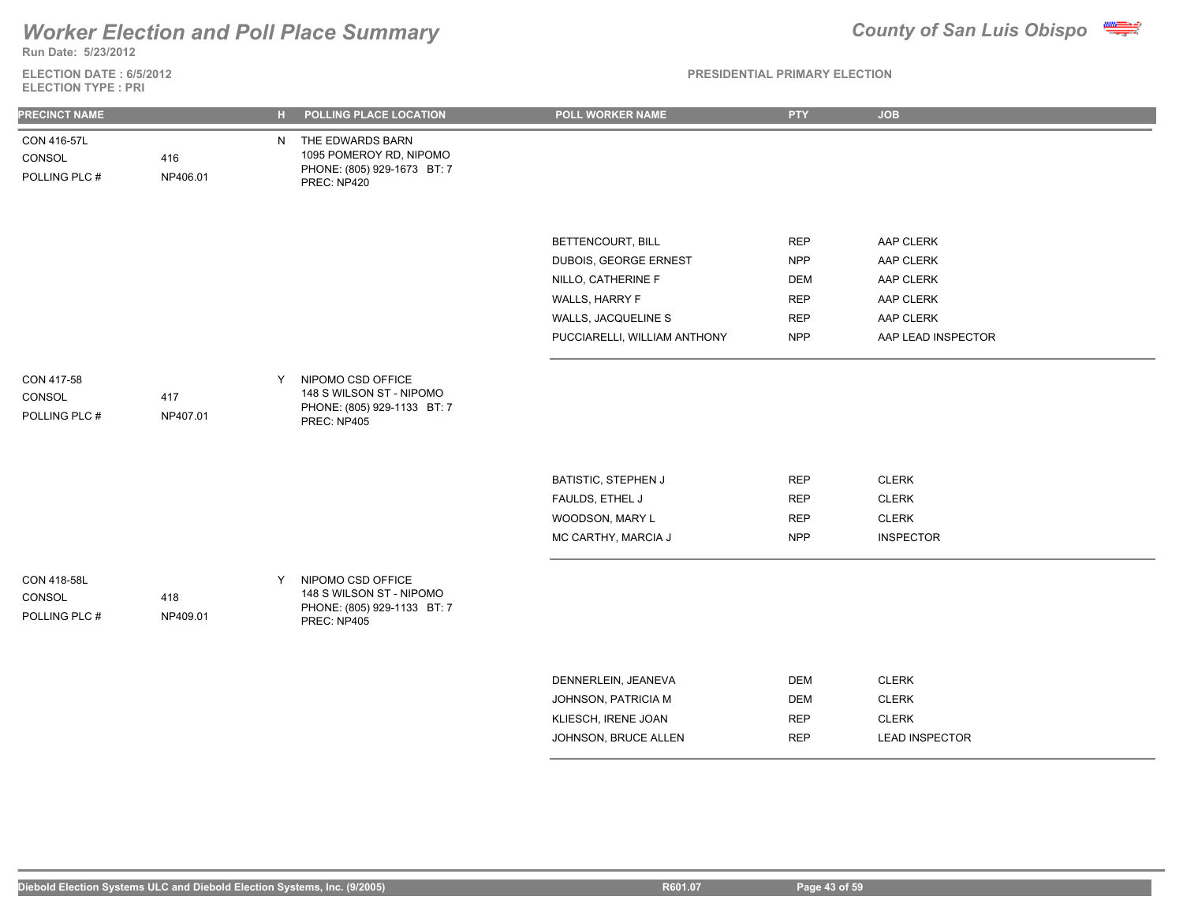# Worker Election and Poll Place Summary

**County of San Luis Obispo**

Run Date: 5/23/2012

ELECTION DATE : 6/5/2012
ELECTION TYPE : PRI

PRESIDENTIAL PRIMARY ELECTION

| PRECINCT NAME | | H | POLLING PLACE LOCATION | POLL WORKER NAME | PTY | JOB |
|---|---|---|---|---|---|---|
| CON 416-57L | | N | THE EDWARDS BARN | | | |
| CONSOL | 416 | | 1095 POMEROY RD, NIPOMO | | | |
| POLLING PLC # | NP406.01 | | PHONE: (805) 929-1673 BT: 7 | | | |
| | | | PREC: NP420 | | | |
| | | | | BETTENCOURT, BILL | REP | AAP CLERK |
| | | | | DUBOIS, GEORGE ERNEST | NPP | AAP CLERK |
| | | | | NILLO, CATHERINE F | DEM | AAP CLERK |
| | | | | WALLS, HARRY F | REP | AAP CLERK |
| | | | | WALLS, JACQUELINE S | REP | AAP CLERK |
| | | | | PUCCIARELLI, WILLIAM ANTHONY | NPP | AAP LEAD INSPECTOR |
| CON 417-58 | | Y | NIPOMO CSD OFFICE | | | |
| CONSOL | 417 | | 148 S WILSON ST - NIPOMO | | | |
| POLLING PLC # | NP407.01 | | PHONE: (805) 929-1133 BT: 7 | | | |
| | | | PREC: NP405 | | | |
| | | | | BATISTIC, STEPHEN J | REP | CLERK |
| | | | | FAULDS, ETHEL J | REP | CLERK |
| | | | | WOODSON, MARY L | REP | CLERK |
| | | | | MC CARTHY, MARCIA J | NPP | INSPECTOR |
| CON 418-58L | | Y | NIPOMO CSD OFFICE | | | |
| CONSOL | 418 | | 148 S WILSON ST - NIPOMO | | | |
| POLLING PLC # | NP409.01 | | PHONE: (805) 929-1133 BT: 7 | | | |
| | | | PREC: NP405 | | | |
| | | | | DENNERLEIN, JEANEVA | DEM | CLERK |
| | | | | JOHNSON, PATRICIA M | DEM | CLERK |
| | | | | KLIESCH, IRENE JOAN | REP | CLERK |
| | | | | JOHNSON, BRUCE ALLEN | REP | LEAD INSPECTOR |

Diebold Election Systems ULC and Diebold Election Systems, Inc. (9/2005) R601.07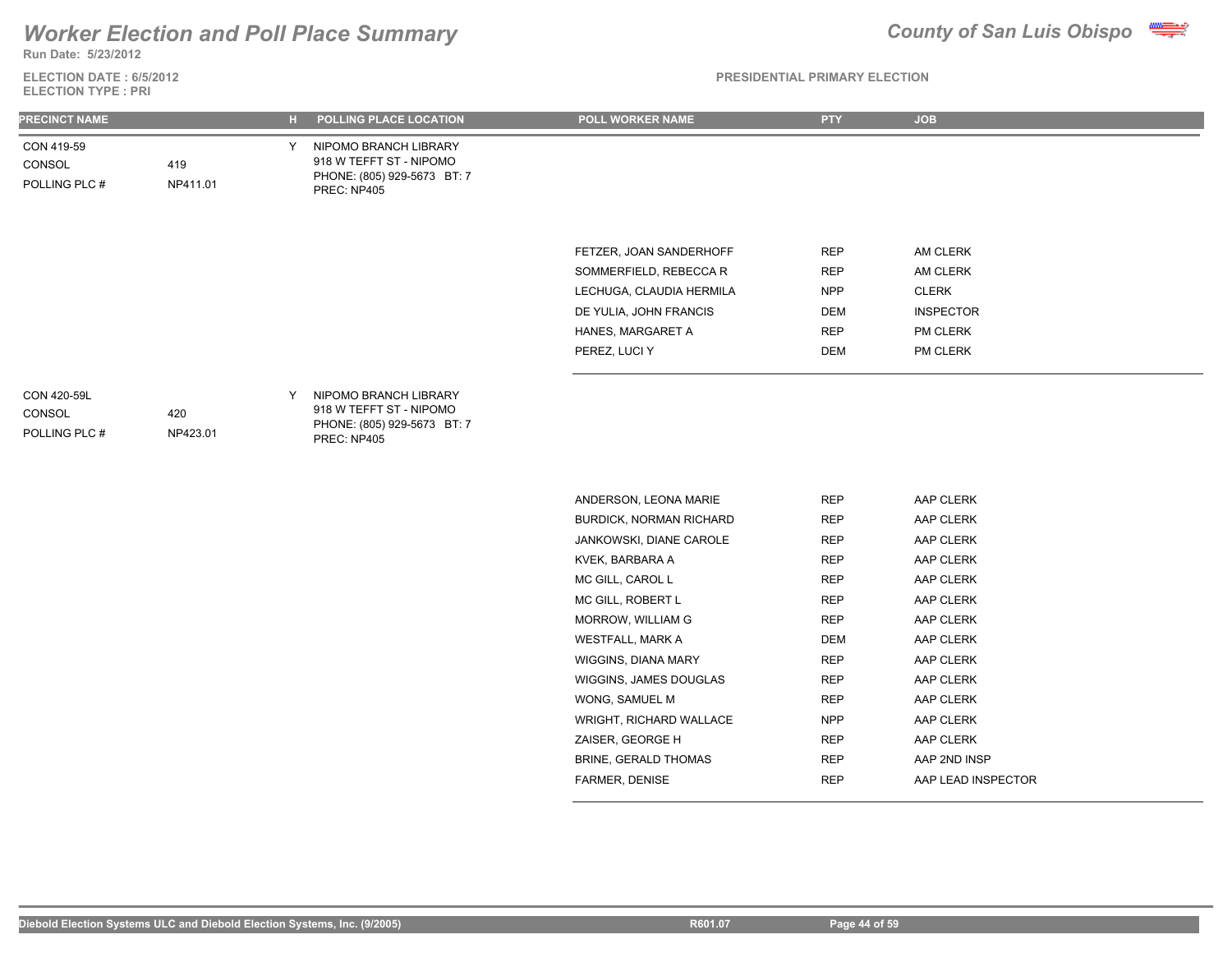# Worker Election and Poll Place Summary

**County of San Luis Obispo**

Run Date: 5/23/2012

ELECTION DATE : 6/5/2012
ELECTION TYPE : PRI

PRESIDENTIAL PRIMARY ELECTION

| PRECINCT NAME | | H | POLLING PLACE LOCATION | POLL WORKER NAME | PTY | JOB |
|---|---|---|---|---|---|---|
| CON 419-59 | | Y | NIPOMO BRANCH LIBRARY | | | |
| CONSOL | 419 | | 918 W TEFFT ST - NIPOMO | | | |
| POLLING PLC # | NP411.01 | | PHONE: (805) 929-5673 BT: 7 | | | |
| | | | PREC: NP405 | | | |
| | | | | FETZER, JOAN SANDERHOFF | REP | AM CLERK |
| | | | | SOMMERFIELD, REBECCA R | REP | AM CLERK |
| | | | | LECHUGA, CLAUDIA HERMILA | NPP | CLERK |
| | | | | DE YULIA, JOHN FRANCIS | DEM | INSPECTOR |
| | | | | HANES, MARGARET A | REP | PM CLERK |
| | | | | PEREZ, LUCI Y | DEM | PM CLERK |
| CON 420-59L | | Y | NIPOMO BRANCH LIBRARY | | | |
| CONSOL | 420 | | 918 W TEFFT ST - NIPOMO | | | |
| POLLING PLC # | NP423.01 | | PHONE: (805) 929-5673 BT: 7 | | | |
| | | | PREC: NP405 | | | |
| | | | | ANDERSON, LEONA MARIE | REP | AAP CLERK |
| | | | | BURDICK, NORMAN RICHARD | REP | AAP CLERK |
| | | | | JANKOWSKI, DIANE CAROLE | REP | AAP CLERK |
| | | | | KVEK, BARBARA A | REP | AAP CLERK |
| | | | | MC GILL, CAROL L | REP | AAP CLERK |
| | | | | MC GILL, ROBERT L | REP | AAP CLERK |
| | | | | MORROW, WILLIAM G | REP | AAP CLERK |
| | | | | WESTFALL, MARK A | DEM | AAP CLERK |
| | | | | WIGGINS, DIANA MARY | REP | AAP CLERK |
| | | | | WIGGINS, JAMES DOUGLAS | REP | AAP CLERK |
| | | | | WONG, SAMUEL M | REP | AAP CLERK |
| | | | | WRIGHT, RICHARD WALLACE | NPP | AAP CLERK |
| | | | | ZAISER, GEORGE H | REP | AAP CLERK |
| | | | | BRINE, GERALD THOMAS | REP | AAP 2ND INSP |
| | | | | FARMER, DENISE | REP | AAP LEAD INSPECTOR |

Diebold Election Systems ULC and Diebold Election Systems, Inc. (9/2005) R601.07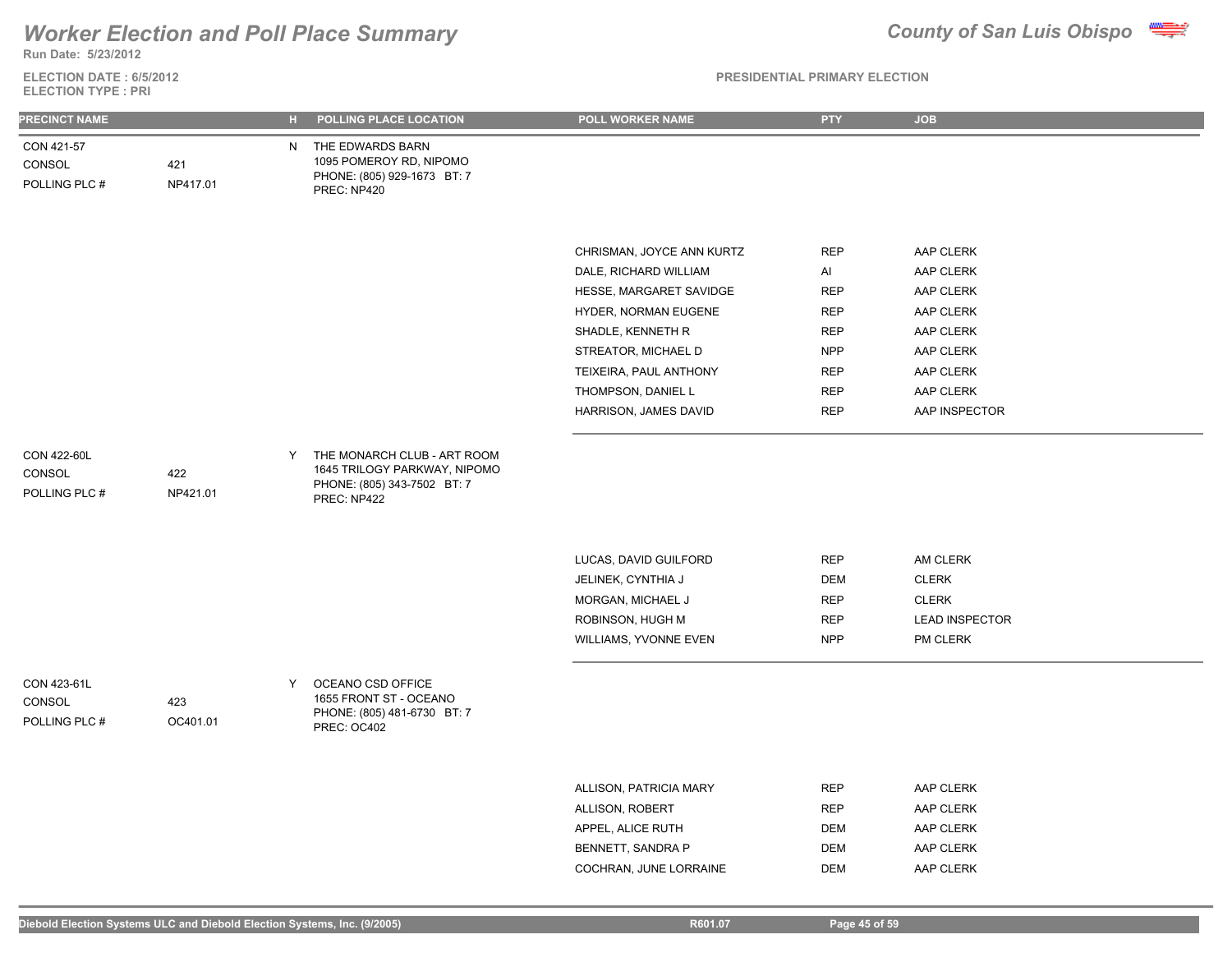# Worker Election and Poll Place Summary

**County of San Luis Obispo**

Run Date: 5/23/2012

ELECTION DATE : 6/5/2012
ELECTION TYPE : PRI

PRESIDENTIAL PRIMARY ELECTION

| PRECINCT NAME | | H | POLLING PLACE LOCATION | POLL WORKER NAME | PTY | JOB |
|---|---|---|---|---|---|---|
| CON 421-57<br>CONSOL<br>POLLING PLC # | <br>421<br>NP417.01 | N | THE EDWARDS BARN<br>1095 POMEROY RD, NIPOMO<br>PHONE: (805) 929-1673 BT: 7<br>PREC: NP420 | | | |
| | | | | CHRISMAN, JOYCE ANN KURTZ | REP | AAP CLERK |
| | | | | DALE, RICHARD WILLIAM | AI | AAP CLERK |
| | | | | HESSE, MARGARET SAVIDGE | REP | AAP CLERK |
| | | | | HYDER, NORMAN EUGENE | REP | AAP CLERK |
| | | | | SHADLE, KENNETH R | REP | AAP CLERK |
| | | | | STREATOR, MICHAEL D | NPP | AAP CLERK |
| | | | | TEIXEIRA, PAUL ANTHONY | REP | AAP CLERK |
| | | | | THOMPSON, DANIEL L | REP | AAP CLERK |
| | | | | HARRISON, JAMES DAVID | REP | AAP INSPECTOR |
| CON 422-60L<br>CONSOL<br>POLLING PLC # | <br>422<br>NP421.01 | Y | THE MONARCH CLUB - ART ROOM<br>1645 TRILOGY PARKWAY, NIPOMO<br>PHONE: (805) 343-7502 BT: 7<br>PREC: NP422 | | | |
| | | | | LUCAS, DAVID GUILFORD | REP | AM CLERK |
| | | | | JELINEK, CYNTHIA J | DEM | CLERK |
| | | | | MORGAN, MICHAEL J | REP | CLERK |
| | | | | ROBINSON, HUGH M | REP | LEAD INSPECTOR |
| | | | | WILLIAMS, YVONNE EVEN | NPP | PM CLERK |
| CON 423-61L<br>CONSOL<br>POLLING PLC # | <br>423<br>OC401.01 | Y | OCEANO CSD OFFICE<br>1655 FRONT ST - OCEANO<br>PHONE: (805) 481-6730 BT: 7<br>PREC: OC402 | | | |
| | | | | ALLISON, PATRICIA MARY | REP | AAP CLERK |
| | | | | ALLISON, ROBERT | REP | AAP CLERK |
| | | | | APPEL, ALICE RUTH | DEM | AAP CLERK |
| | | | | BENNETT, SANDRA P | DEM | AAP CLERK |
| | | | | COCHRAN, JUNE LORRAINE | DEM | AAP CLERK |

Diebold Election Systems ULC and Diebold Election Systems, Inc. (9/2005) R601.07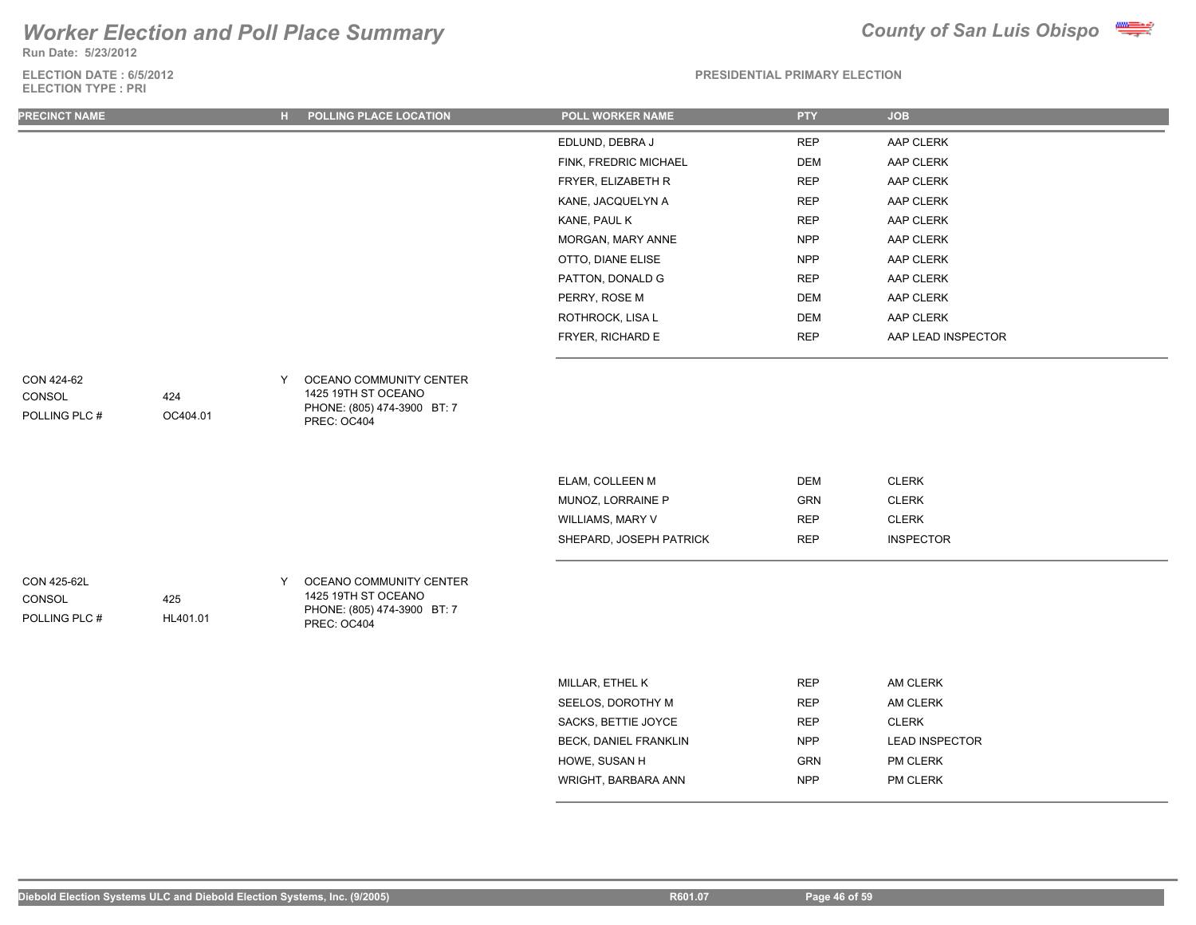# Worker Election and Poll Place Summary

**County of San Luis Obispo**

Run Date: 5/23/2012

ELECTION DATE : 6/5/2012
ELECTION TYPE : PRI

PRESIDENTIAL PRIMARY ELECTION

| PRECINCT NAME | | H | POLLING PLACE LOCATION | POLL WORKER NAME | PTY | JOB |
|---|---|---|---|---|---|---|
| | | | | EDLUND, DEBRA J | REP | AAP CLERK |
| | | | | FINK, FREDRIC MICHAEL | DEM | AAP CLERK |
| | | | | FRYER, ELIZABETH R | REP | AAP CLERK |
| | | | | KANE, JACQUELYN A | REP | AAP CLERK |
| | | | | KANE, PAUL K | REP | AAP CLERK |
| | | | | MORGAN, MARY ANNE | NPP | AAP CLERK |
| | | | | OTTO, DIANE ELISE | NPP | AAP CLERK |
| | | | | PATTON, DONALD G | REP | AAP CLERK |
| | | | | PERRY, ROSE M | DEM | AAP CLERK |
| | | | | ROTHROCK, LISA L | DEM | AAP CLERK |
| | | | | FRYER, RICHARD E | REP | AAP LEAD INSPECTOR |
| CON 424-62 | | Y | OCEANO COMMUNITY CENTER | | | |
| CONSOL | 424 | | 1425 19TH ST OCEANO | | | |
| POLLING PLC # | OC404.01 | | PHONE: (805) 474-3900 BT: 7 | | | |
| | | | PREC: OC404 | | | |
| | | | | ELAM, COLLEEN M | DEM | CLERK |
| | | | | MUNOZ, LORRAINE P | GRN | CLERK |
| | | | | WILLIAMS, MARY V | REP | CLERK |
| | | | | SHEPARD, JOSEPH PATRICK | REP | INSPECTOR |
| CON 425-62L | | Y | OCEANO COMMUNITY CENTER | | | |
| CONSOL | 425 | | 1425 19TH ST OCEANO | | | |
| POLLING PLC # | HL401.01 | | PHONE: (805) 474-3900 BT: 7 | | | |
| | | | PREC: OC404 | | | |
| | | | | MILLAR, ETHEL K | REP | AM CLERK |
| | | | | SEELOS, DOROTHY M | REP | AM CLERK |
| | | | | SACKS, BETTIE JOYCE | REP | CLERK |
| | | | | BECK, DANIEL FRANKLIN | NPP | LEAD INSPECTOR |
| | | | | HOWE, SUSAN H | GRN | PM CLERK |
| | | | | WRIGHT, BARBARA ANN | NPP | PM CLERK |

Diebold Election Systems ULC and Diebold Election Systems, Inc. (9/2005) R601.07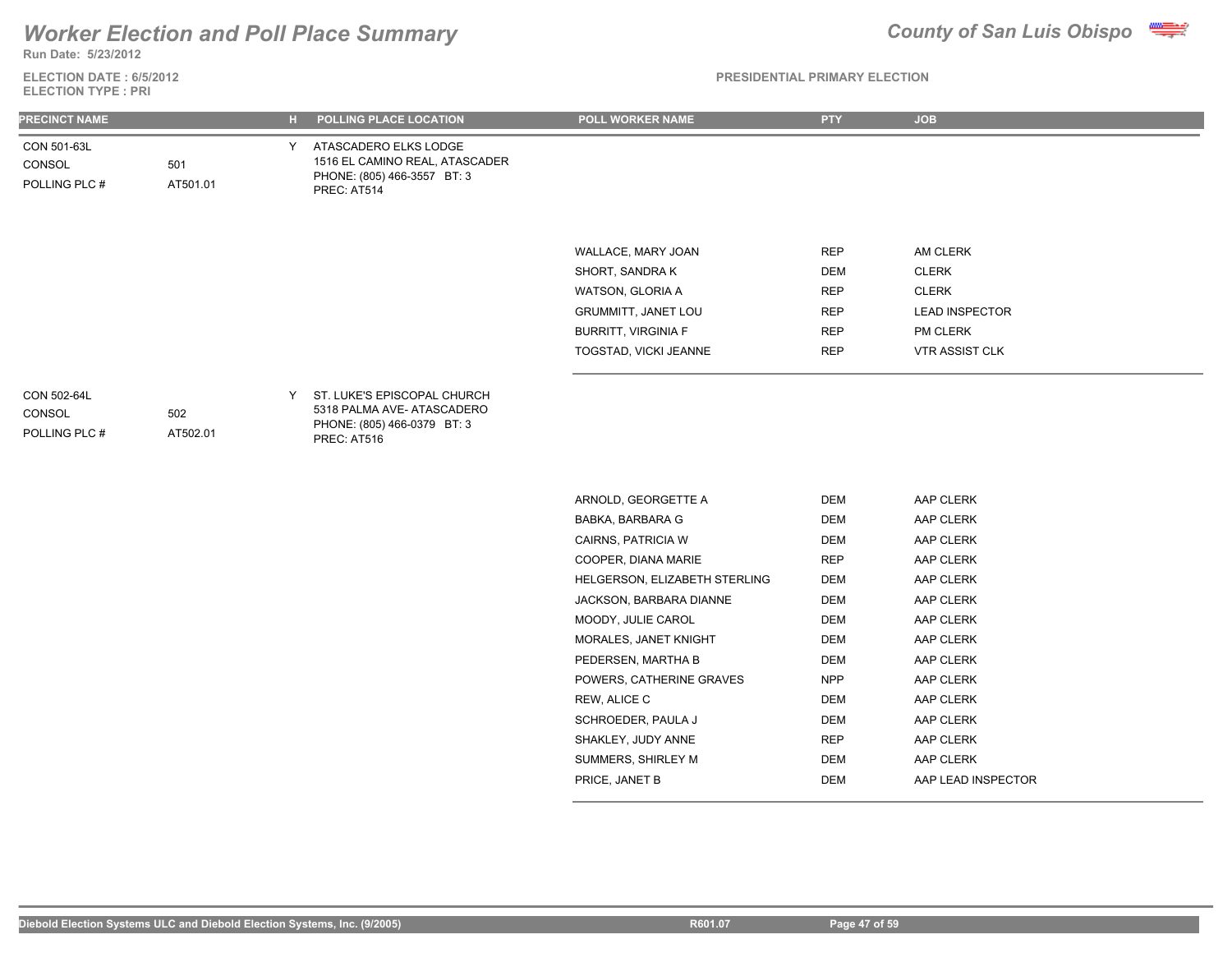# Worker Election and Poll Place Summary

**County of San Luis Obispo**

Run Date: 5/23/2012

ELECTION DATE : 6/5/2012
ELECTION TYPE : PRI

PRESIDENTIAL PRIMARY ELECTION

| PRECINCT NAME | | H | POLLING PLACE LOCATION | POLL WORKER NAME | PTY | JOB |
|---|---|---|---|---|---|---|
| CON 501-63L | | Y | ATASCADERO ELKS LODGE | | | |
| CONSOL | 501 | | 1516 EL CAMINO REAL, ATASCADER | | | |
| POLLING PLC # | AT501.01 | | PHONE: (805) 466-3557 BT: 3 | | | |
| | | | PREC: AT514 | | | |
| | | | | WALLACE, MARY JOAN | REP | AM CLERK |
| | | | | SHORT, SANDRA K | DEM | CLERK |
| | | | | WATSON, GLORIA A | REP | CLERK |
| | | | | GRUMMITT, JANET LOU | REP | LEAD INSPECTOR |
| | | | | BURRITT, VIRGINIA F | REP | PM CLERK |
| | | | | TOGSTAD, VICKI JEANNE | REP | VTR ASSIST CLK |
| CON 502-64L | | Y | ST. LUKE'S EPISCOPAL CHURCH | | | |
| CONSOL | 502 | | 5318 PALMA AVE- ATASCADERO | | | |
| POLLING PLC # | AT502.01 | | PHONE: (805) 466-0379 BT: 3 | | | |
| | | | PREC: AT516 | | | |
| | | | | ARNOLD, GEORGETTE A | DEM | AAP CLERK |
| | | | | BABKA, BARBARA G | DEM | AAP CLERK |
| | | | | CAIRNS, PATRICIA W | DEM | AAP CLERK |
| | | | | COOPER, DIANA MARIE | REP | AAP CLERK |
| | | | | HELGERSON, ELIZABETH STERLING | DEM | AAP CLERK |
| | | | | JACKSON, BARBARA DIANNE | DEM | AAP CLERK |
| | | | | MOODY, JULIE CAROL | DEM | AAP CLERK |
| | | | | MORALES, JANET KNIGHT | DEM | AAP CLERK |
| | | | | PEDERSEN, MARTHA B | DEM | AAP CLERK |
| | | | | POWERS, CATHERINE GRAVES | NPP | AAP CLERK |
| | | | | REW, ALICE C | DEM | AAP CLERK |
| | | | | SCHROEDER, PAULA J | DEM | AAP CLERK |
| | | | | SHAKLEY, JUDY ANNE | REP | AAP CLERK |
| | | | | SUMMERS, SHIRLEY M | DEM | AAP CLERK |
| | | | | PRICE, JANET B | DEM | AAP LEAD INSPECTOR |

Diebold Election Systems ULC and Diebold Election Systems, Inc. (9/2005) R601.07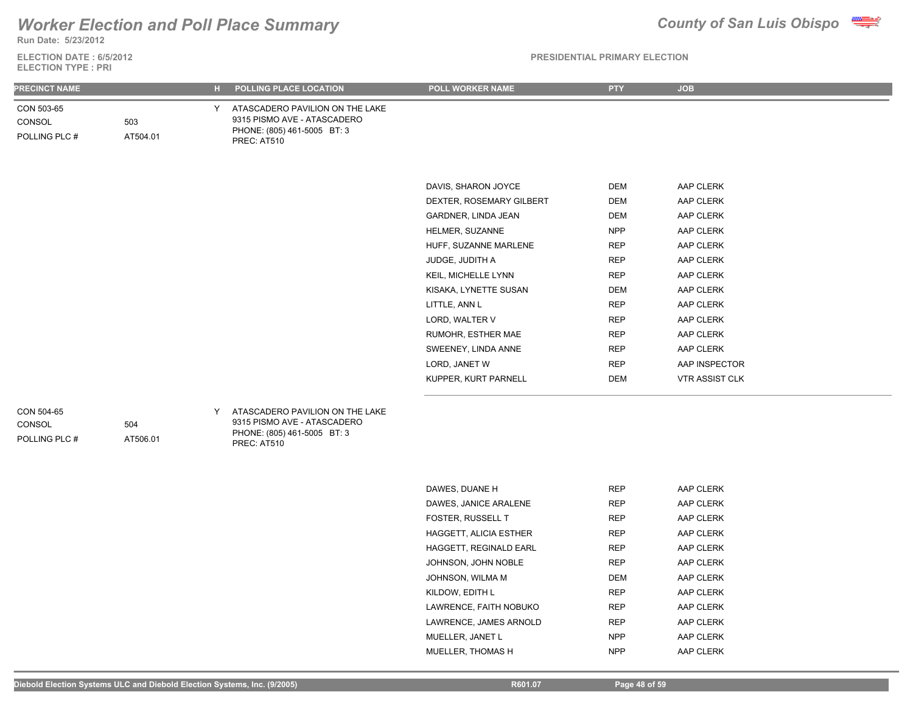# Worker Election and Poll Place Summary

**County of San Luis Obispo**

**Run Date: 5/23/2012**

**ELECTION DATE : 6/5/2012**
**ELECTION TYPE : PRI**

**PRESIDENTIAL PRIMARY ELECTION**

| PRECINCT NAME | | H | POLLING PLACE LOCATION | POLL WORKER NAME | PTY | JOB |
|---|---|---|---|---|---|---|
| CON 503-65 | | Y | ATASCADERO PAVILION ON THE LAKE | | | |
| CONSOL | 503 | | 9315 PISMO AVE - ATASCADERO | | | |
| POLLING PLC # | AT504.01 | | PHONE: (805) 461-5005 BT: 3 | | | |
| | | | PREC: AT510 | | | |
| | | | | DAVIS, SHARON JOYCE | DEM | AAP CLERK |
| | | | | DEXTER, ROSEMARY GILBERT | DEM | AAP CLERK |
| | | | | GARDNER, LINDA JEAN | DEM | AAP CLERK |
| | | | | HELMER, SUZANNE | NPP | AAP CLERK |
| | | | | HUFF, SUZANNE MARLENE | REP | AAP CLERK |
| | | | | JUDGE, JUDITH A | REP | AAP CLERK |
| | | | | KEIL, MICHELLE LYNN | REP | AAP CLERK |
| | | | | KISAKA, LYNETTE SUSAN | DEM | AAP CLERK |
| | | | | LITTLE, ANN L | REP | AAP CLERK |
| | | | | LORD, WALTER V | REP | AAP CLERK |
| | | | | RUMOHR, ESTHER MAE | REP | AAP CLERK |
| | | | | SWEENEY, LINDA ANNE | REP | AAP CLERK |
| | | | | LORD, JANET W | REP | AAP INSPECTOR |
| | | | | KUPPER, KURT PARNELL | DEM | VTR ASSIST CLK |
| CON 504-65 | | Y | ATASCADERO PAVILION ON THE LAKE | | | |
| CONSOL | 504 | | 9315 PISMO AVE - ATASCADERO | | | |
| POLLING PLC # | AT506.01 | | PHONE: (805) 461-5005 BT: 3 | | | |
| | | | PREC: AT510 | | | |
| | | | | DAWES, DUANE H | REP | AAP CLERK |
| | | | | DAWES, JANICE ARALENE | REP | AAP CLERK |
| | | | | FOSTER, RUSSELL T | REP | AAP CLERK |
| | | | | HAGGETT, ALICIA ESTHER | REP | AAP CLERK |
| | | | | HAGGETT, REGINALD EARL | REP | AAP CLERK |
| | | | | JOHNSON, JOHN NOBLE | REP | AAP CLERK |
| | | | | JOHNSON, WILMA M | DEM | AAP CLERK |
| | | | | KILDOW, EDITH L | REP | AAP CLERK |
| | | | | LAWRENCE, FAITH NOBUKO | REP | AAP CLERK |
| | | | | LAWRENCE, JAMES ARNOLD | REP | AAP CLERK |
| | | | | MUELLER, JANET L | NPP | AAP CLERK |
| | | | | MUELLER, THOMAS H | NPP | AAP CLERK |

Diebold Election Systems ULC and Diebold Election Systems, Inc. (9/2005) R601.07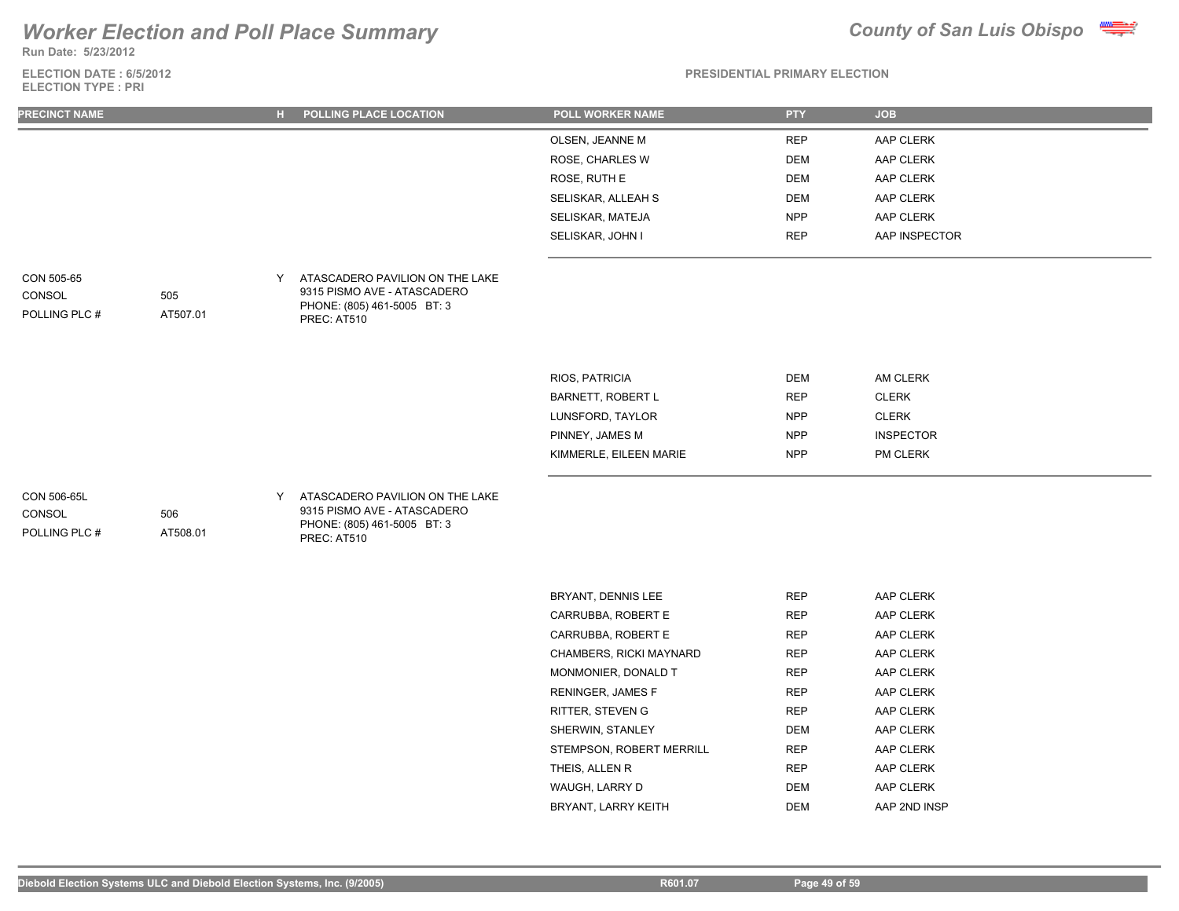# Worker Election and Poll Place Summary

**County of San Luis Obispo**

Run Date: 5/23/2012

ELECTION DATE : 6/5/2012
ELECTION TYPE : PRI

PRESIDENTIAL PRIMARY ELECTION

| PRECINCT NAME | | H | POLLING PLACE LOCATION | POLL WORKER NAME | PTY | JOB |
|---|---|---|---|---|---|---|
| | | | | OLSEN, JEANNE M | REP | AAP CLERK |
| | | | | ROSE, CHARLES W | DEM | AAP CLERK |
| | | | | ROSE, RUTH E | DEM | AAP CLERK |
| | | | | SELISKAR, ALLEAH S | DEM | AAP CLERK |
| | | | | SELISKAR, MATEJA | NPP | AAP CLERK |
| | | | | SELISKAR, JOHN I | REP | AAP INSPECTOR |
| CON 505-65<br>CONSOL<br>POLLING PLC # | <br>505<br>AT507.01 | Y | ATASCADERO PAVILION ON THE LAKE<br>9315 PISMO AVE - ATASCADERO<br>PHONE: (805) 461-5005 BT: 3<br>PREC: AT510 | | | |
| | | | | RIOS, PATRICIA | DEM | AM CLERK |
| | | | | BARNETT, ROBERT L | REP | CLERK |
| | | | | LUNSFORD, TAYLOR | NPP | CLERK |
| | | | | PINNEY, JAMES M | NPP | INSPECTOR |
| | | | | KIMMERLE, EILEEN MARIE | NPP | PM CLERK |
| CON 506-65L<br>CONSOL<br>POLLING PLC # | <br>506<br>AT508.01 | Y | ATASCADERO PAVILION ON THE LAKE<br>9315 PISMO AVE - ATASCADERO<br>PHONE: (805) 461-5005 BT: 3<br>PREC: AT510 | | | |
| | | | | BRYANT, DENNIS LEE | REP | AAP CLERK |
| | | | | CARRUBBA, ROBERT E | REP | AAP CLERK |
| | | | | CARRUBBA, ROBERT E | REP | AAP CLERK |
| | | | | CHAMBERS, RICKI MAYNARD | REP | AAP CLERK |
| | | | | MONMONIER, DONALD T | REP | AAP CLERK |
| | | | | RENINGER, JAMES F | REP | AAP CLERK |
| | | | | RITTER, STEVEN G | REP | AAP CLERK |
| | | | | SHERWIN, STANLEY | DEM | AAP CLERK |
| | | | | STEMPSON, ROBERT MERRILL | REP | AAP CLERK |
| | | | | THEIS, ALLEN R | REP | AAP CLERK |
| | | | | WAUGH, LARRY D | DEM | AAP CLERK |
| | | | | BRYANT, LARRY KEITH | DEM | AAP 2ND INSP |

Diebold Election Systems ULC and Diebold Election Systems, Inc. (9/2005) R601.07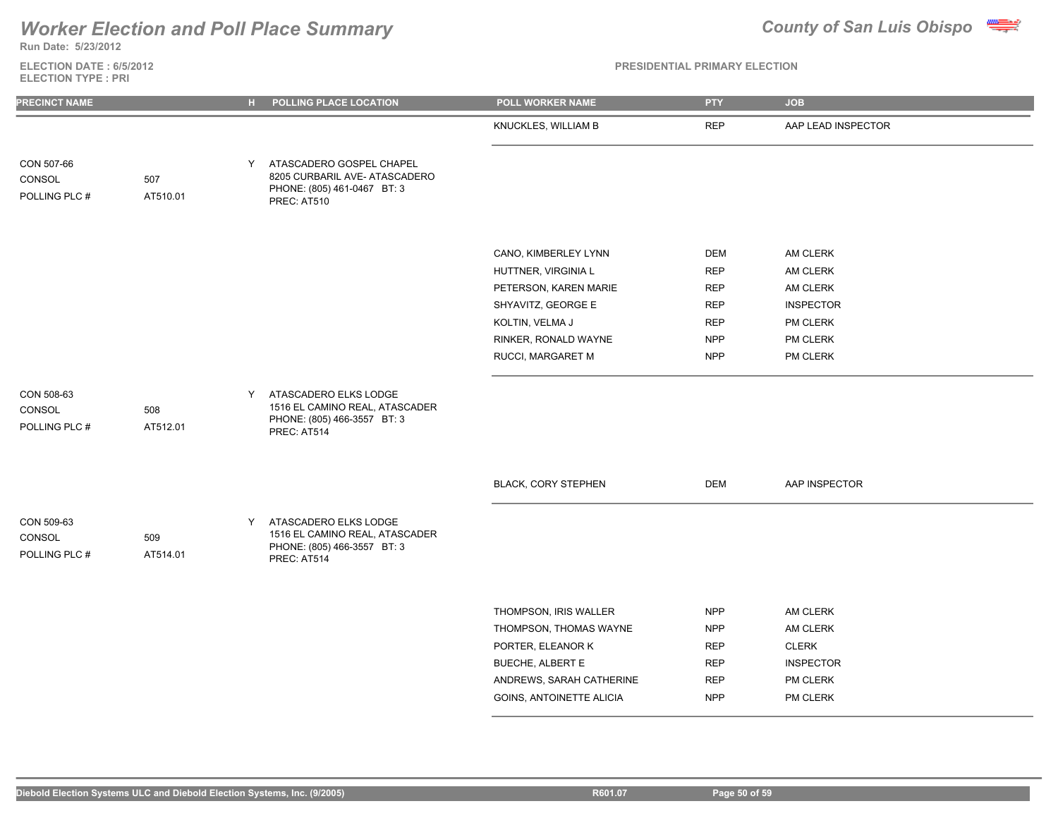# Worker Election and Poll Place Summary

**County of San Luis Obispo**

Run Date: 5/23/2012

ELECTION DATE : 6/5/2012
ELECTION TYPE : PRI

PRESIDENTIAL PRIMARY ELECTION

| PRECINCT NAME | | H | POLLING PLACE LOCATION | POLL WORKER NAME | PTY | JOB |
|---|---|---|---|---|---|---|
| | | | | KNUCKLES, WILLIAM B | REP | AAP LEAD INSPECTOR |
| CON 507-66 | | Y | ATASCADERO GOSPEL CHAPEL | | | |
| CONSOL | 507 | | 8205 CURBARIL AVE- ATASCADERO | | | |
| POLLING PLC # | AT510.01 | | PHONE: (805) 461-0467 BT: 3 | | | |
| | | | PREC: AT510 | | | |
| | | | | CANO, KIMBERLEY LYNN | DEM | AM CLERK |
| | | | | HUTTNER, VIRGINIA L | REP | AM CLERK |
| | | | | PETERSON, KAREN MARIE | REP | AM CLERK |
| | | | | SHYAVITZ, GEORGE E | REP | INSPECTOR |
| | | | | KOLTIN, VELMA J | REP | PM CLERK |
| | | | | RINKER, RONALD WAYNE | NPP | PM CLERK |
| | | | | RUCCI, MARGARET M | NPP | PM CLERK |
| CON 508-63 | | Y | ATASCADERO ELKS LODGE | | | |
| CONSOL | 508 | | 1516 EL CAMINO REAL, ATASCADER | | | |
| POLLING PLC # | AT512.01 | | PHONE: (805) 466-3557 BT: 3 | | | |
| | | | PREC: AT514 | | | |
| | | | | BLACK, CORY STEPHEN | DEM | AAP INSPECTOR |
| CON 509-63 | | Y | ATASCADERO ELKS LODGE | | | |
| CONSOL | 509 | | 1516 EL CAMINO REAL, ATASCADER | | | |
| POLLING PLC # | AT514.01 | | PHONE: (805) 466-3557 BT: 3 | | | |
| | | | PREC: AT514 | | | |
| | | | | THOMPSON, IRIS WALLER | NPP | AM CLERK |
| | | | | THOMPSON, THOMAS WAYNE | NPP | AM CLERK |
| | | | | PORTER, ELEANOR K | REP | CLERK |
| | | | | BUECHE, ALBERT E | REP | INSPECTOR |
| | | | | ANDREWS, SARAH CATHERINE | REP | PM CLERK |
| | | | | GOINS, ANTOINETTE ALICIA | NPP | PM CLERK |

Diebold Election Systems ULC and Diebold Election Systems, Inc. (9/2005) R601.07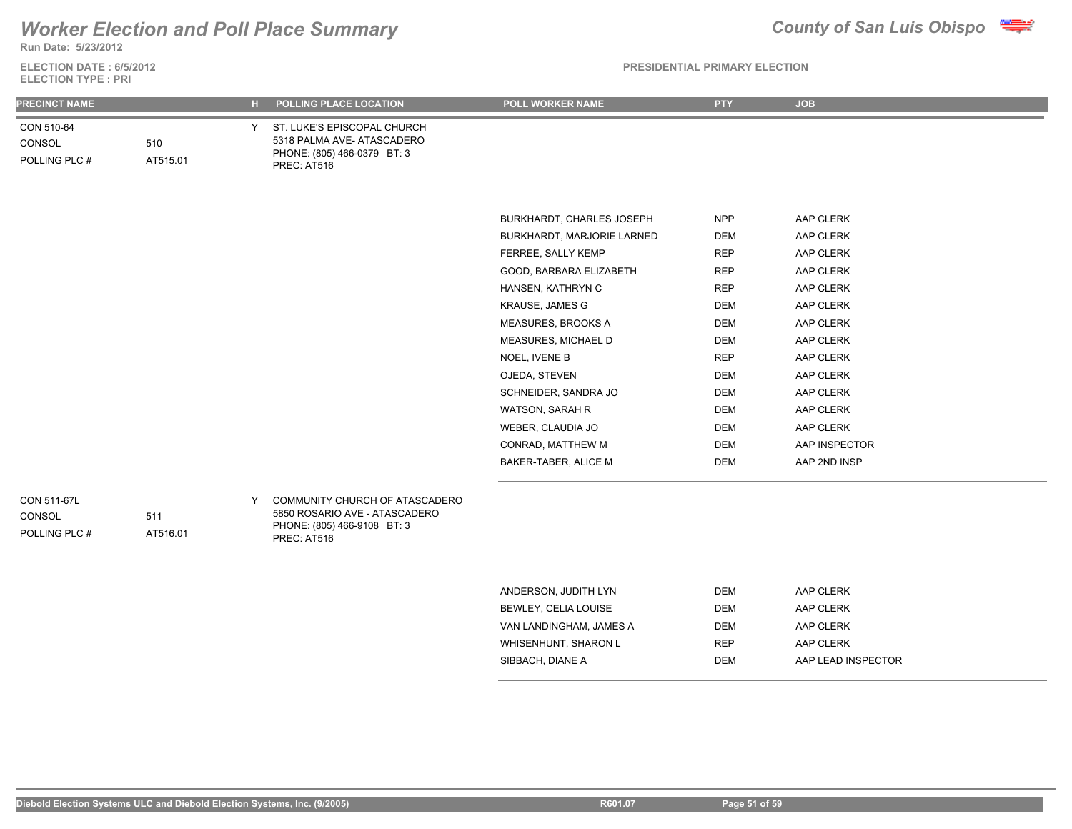# Worker Election and Poll Place Summary

**County of San Luis Obispo**

Run Date: 5/23/2012

ELECTION DATE : 6/5/2012
ELECTION TYPE : PRI

PRESIDENTIAL PRIMARY ELECTION

| PRECINCT NAME | | H | POLLING PLACE LOCATION | POLL WORKER NAME | PTY | JOB |
|---|---|---|---|---|---|---|
| CON 510-64 | | Y | ST. LUKE'S EPISCOPAL CHURCH | | | |
| CONSOL | 510 | | 5318 PALMA AVE- ATASCADERO | | | |
| POLLING PLC # | AT515.01 | | PHONE: (805) 466-0379 BT: 3 | | | |
| | | | PREC: AT516 | | | |
| | | | | BURKHARDT, CHARLES JOSEPH | NPP | AAP CLERK |
| | | | | BURKHARDT, MARJORIE LARNED | DEM | AAP CLERK |
| | | | | FERREE, SALLY KEMP | REP | AAP CLERK |
| | | | | GOOD, BARBARA ELIZABETH | REP | AAP CLERK |
| | | | | HANSEN, KATHRYN C | REP | AAP CLERK |
| | | | | KRAUSE, JAMES G | DEM | AAP CLERK |
| | | | | MEASURES, BROOKS A | DEM | AAP CLERK |
| | | | | MEASURES, MICHAEL D | DEM | AAP CLERK |
| | | | | NOEL, IVENE B | REP | AAP CLERK |
| | | | | OJEDA, STEVEN | DEM | AAP CLERK |
| | | | | SCHNEIDER, SANDRA JO | DEM | AAP CLERK |
| | | | | WATSON, SARAH R | DEM | AAP CLERK |
| | | | | WEBER, CLAUDIA JO | DEM | AAP CLERK |
| | | | | CONRAD, MATTHEW M | DEM | AAP INSPECTOR |
| | | | | BAKER-TABER, ALICE M | DEM | AAP 2ND INSP |
| CON 511-67L | | Y | COMMUNITY CHURCH OF ATASCADERO | | | |
| CONSOL | 511 | | 5850 ROSARIO AVE - ATASCADERO | | | |
| POLLING PLC # | AT516.01 | | PHONE: (805) 466-9108 BT: 3 | | | |
| | | | PREC: AT516 | | | |
| | | | | ANDERSON, JUDITH LYN | DEM | AAP CLERK |
| | | | | BEWLEY, CELIA LOUISE | DEM | AAP CLERK |
| | | | | VAN LANDINGHAM, JAMES A | DEM | AAP CLERK |
| | | | | WHISENHUNT, SHARON L | REP | AAP CLERK |
| | | | | SIBBACH, DIANE A | DEM | AAP LEAD INSPECTOR |

Diebold Election Systems ULC and Diebold Election Systems, Inc. (9/2005) R601.07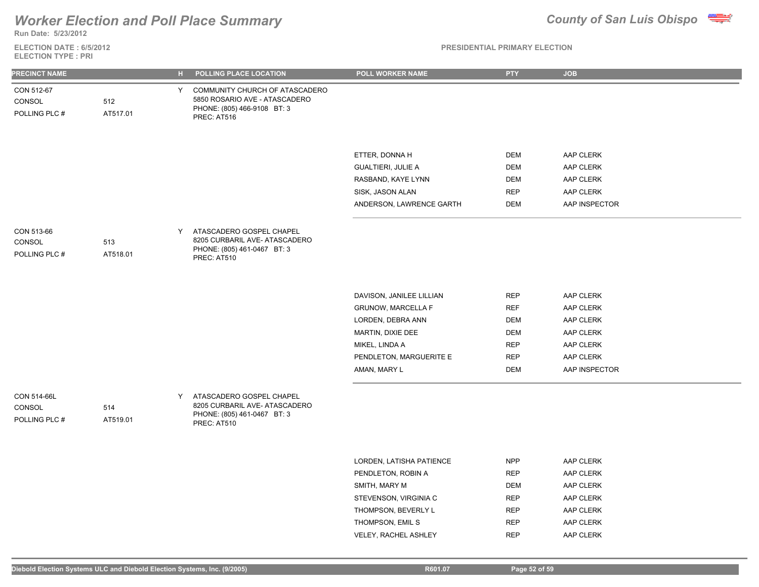# Worker Election and Poll Place Summary

**Run Date: 5/23/2012**

**ELECTION DATE : 6/5/2012**
**ELECTION TYPE : PRI**

## County of San Luis Obispo

**PRESIDENTIAL PRIMARY ELECTION**

| PRECINCT NAME | | H | POLLING PLACE LOCATION | POLL WORKER NAME | PTY | JOB |
|---|---|---|---|---|---|---|
| CON 512-67 | | Y | COMMUNITY CHURCH OF ATASCADERO | | | |
| CONSOL | 512 | | 5850 ROSARIO AVE - ATASCADERO | | | |
| POLLING PLC # | AT517.01 | | PHONE: (805) 466-9108 BT: 3 | | | |
| | | | PREC: AT516 | | | |
| | | | | ETTER, DONNA H | DEM | AAP CLERK |
| | | | | GUALTIERI, JULIE A | DEM | AAP CLERK |
| | | | | RASBAND, KAYE LYNN | DEM | AAP CLERK |
| | | | | SISK, JASON ALAN | REP | AAP CLERK |
| | | | | ANDERSON, LAWRENCE GARTH | DEM | AAP INSPECTOR |
| CON 513-66 | | Y | ATASCADERO GOSPEL CHAPEL | | | |
| CONSOL | 513 | | 8205 CURBARIL AVE- ATASCADERO | | | |
| POLLING PLC # | AT518.01 | | PHONE: (805) 461-0467 BT: 3 | | | |
| | | | PREC: AT510 | | | |
| | | | | DAVISON, JANILEE LILLIAN | REP | AAP CLERK |
| | | | | GRUNOW, MARCELLA F | REF | AAP CLERK |
| | | | | LORDEN, DEBRA ANN | DEM | AAP CLERK |
| | | | | MARTIN, DIXIE DEE | DEM | AAP CLERK |
| | | | | MIKEL, LINDA A | REP | AAP CLERK |
| | | | | PENDLETON, MARGUERITE E | REP | AAP CLERK |
| | | | | AMAN, MARY L | DEM | AAP INSPECTOR |
| CON 514-66L | | Y | ATASCADERO GOSPEL CHAPEL | | | |
| CONSOL | 514 | | 8205 CURBARIL AVE- ATASCADERO | | | |
| POLLING PLC # | AT519.01 | | PHONE: (805) 461-0467 BT: 3 | | | |
| | | | PREC: AT510 | | | |
| | | | | LORDEN, LATISHA PATIENCE | NPP | AAP CLERK |
| | | | | PENDLETON, ROBIN A | REP | AAP CLERK |
| | | | | SMITH, MARY M | DEM | AAP CLERK |
| | | | | STEVENSON, VIRGINIA C | REP | AAP CLERK |
| | | | | THOMPSON, BEVERLY L | REP | AAP CLERK |
| | | | | THOMPSON, EMIL S | REP | AAP CLERK |
| | | | | VELEY, RACHEL ASHLEY | REP | AAP CLERK |

Diebold Election Systems ULC and Diebold Election Systems, Inc. (9/2005) R601.07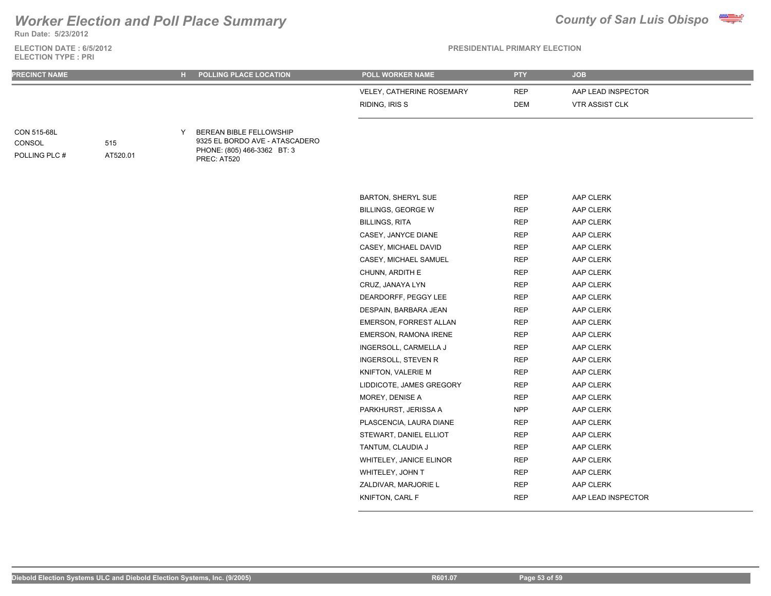# Worker Election and Poll Place Summary

**Run Date: 5/23/2012**

**County of San Luis Obispo**

**ELECTION DATE : 6/5/2012**
**ELECTION TYPE : PRI**

**PRESIDENTIAL PRIMARY ELECTION**

| PRECINCT NAME | | H | POLLING PLACE LOCATION | POLL WORKER NAME | PTY | JOB |
|---|---|---|---|---|---|---|
| | | | | VELEY, CATHERINE ROSEMARY | REP | AAP LEAD INSPECTOR |
| | | | | RIDING, IRIS S | DEM | VTR ASSIST CLK |
| CON 515-68L | | Y | BEREAN BIBLE FELLOWSHIP | | | |
| CONSOL | 515 | | 9325 EL BORDO AVE - ATASCADERO | | | |
| POLLING PLC # | AT520.01 | | PHONE: (805) 466-3362 BT: 3 | | | |
| | | | PREC: AT520 | | | |
| | | | | BARTON, SHERYL SUE | REP | AAP CLERK |
| | | | | BILLINGS, GEORGE W | REP | AAP CLERK |
| | | | | BILLINGS, RITA | REP | AAP CLERK |
| | | | | CASEY, JANYCE DIANE | REP | AAP CLERK |
| | | | | CASEY, MICHAEL DAVID | REP | AAP CLERK |
| | | | | CASEY, MICHAEL SAMUEL | REP | AAP CLERK |
| | | | | CHUNN, ARDITH E | REP | AAP CLERK |
| | | | | CRUZ, JANAYA LYN | REP | AAP CLERK |
| | | | | DEARDORFF, PEGGY LEE | REP | AAP CLERK |
| | | | | DESPAIN, BARBARA JEAN | REP | AAP CLERK |
| | | | | EMERSON, FORREST ALLAN | REP | AAP CLERK |
| | | | | EMERSON, RAMONA IRENE | REP | AAP CLERK |
| | | | | INGERSOLL, CARMELLA J | REP | AAP CLERK |
| | | | | INGERSOLL, STEVEN R | REP | AAP CLERK |
| | | | | KNIFTON, VALERIE M | REP | AAP CLERK |
| | | | | LIDDICOTE, JAMES GREGORY | REP | AAP CLERK |
| | | | | MOREY, DENISE A | REP | AAP CLERK |
| | | | | PARKHURST, JERISSA A | NPP | AAP CLERK |
| | | | | PLASCENCIA, LAURA DIANE | REP | AAP CLERK |
| | | | | STEWART, DANIEL ELLIOT | REP | AAP CLERK |
| | | | | TANTUM, CLAUDIA J | REP | AAP CLERK |
| | | | | WHITELEY, JANICE ELINOR | REP | AAP CLERK |
| | | | | WHITELEY, JOHN T | REP | AAP CLERK |
| | | | | ZALDIVAR, MARJORIE L | REP | AAP CLERK |
| | | | | KNIFTON, CARL F | REP | AAP LEAD INSPECTOR |

Diebold Election Systems ULC and Diebold Election Systems, Inc. (9/2005) R601.07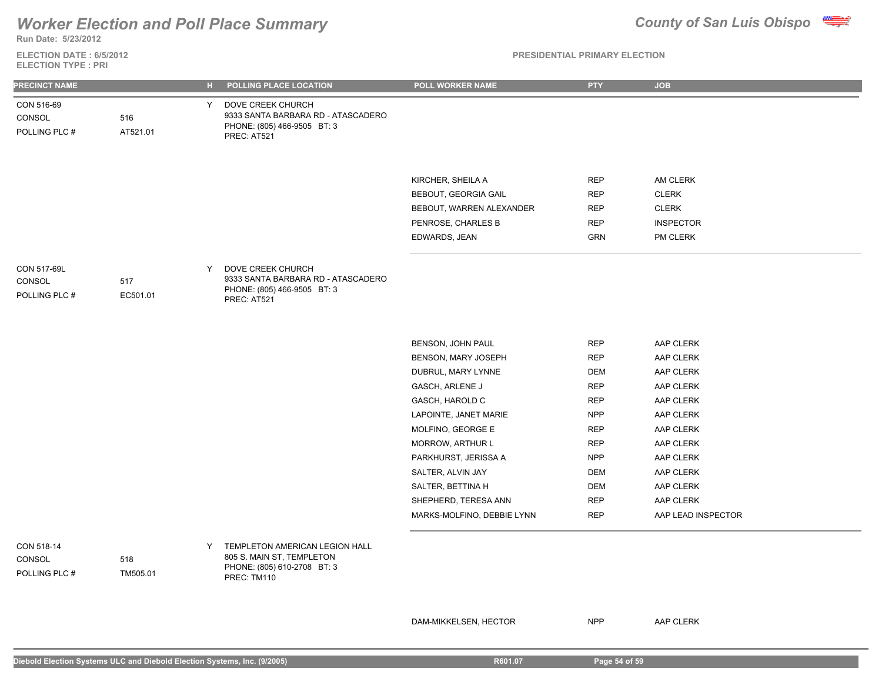# Worker Election and Poll Place Summary

**County of San Luis Obispo**

Run Date: 5/23/2012

ELECTION DATE : 6/5/2012
ELECTION TYPE : PRI

PRESIDENTIAL PRIMARY ELECTION

| PRECINCT NAME | | H | POLLING PLACE LOCATION | POLL WORKER NAME | PTY | JOB |
|---|---|---|---|---|---|---|
| CON 516-69 | | Y | DOVE CREEK CHURCH | | | |
| CONSOL | 516 | | 9333 SANTA BARBARA RD - ATASCADERO | | | |
| POLLING PLC # | AT521.01 | | PHONE: (805) 466-9505 BT: 3 | | | |
| | | | PREC: AT521 | | | |
| | | | | KIRCHER, SHEILA A | REP | AM CLERK |
| | | | | BEBOUT, GEORGIA GAIL | REP | CLERK |
| | | | | BEBOUT, WARREN ALEXANDER | REP | CLERK |
| | | | | PENROSE, CHARLES B | REP | INSPECTOR |
| | | | | EDWARDS, JEAN | GRN | PM CLERK |
| CON 517-69L | | Y | DOVE CREEK CHURCH | | | |
| CONSOL | 517 | | 9333 SANTA BARBARA RD - ATASCADERO | | | |
| POLLING PLC # | EC501.01 | | PHONE: (805) 466-9505 BT: 3 | | | |
| | | | PREC: AT521 | | | |
| | | | | BENSON, JOHN PAUL | REP | AAP CLERK |
| | | | | BENSON, MARY JOSEPH | REP | AAP CLERK |
| | | | | DUBRUL, MARY LYNNE | DEM | AAP CLERK |
| | | | | GASCH, ARLENE J | REP | AAP CLERK |
| | | | | GASCH, HAROLD C | REP | AAP CLERK |
| | | | | LAPOINTE, JANET MARIE | NPP | AAP CLERK |
| | | | | MOLFINO, GEORGE E | REP | AAP CLERK |
| | | | | MORROW, ARTHUR L | REP | AAP CLERK |
| | | | | PARKHURST, JERISSA A | NPP | AAP CLERK |
| | | | | SALTER, ALVIN JAY | DEM | AAP CLERK |
| | | | | SALTER, BETTINA H | DEM | AAP CLERK |
| | | | | SHEPHERD, TERESA ANN | REP | AAP CLERK |
| | | | | MARKS-MOLFINO, DEBBIE LYNN | REP | AAP LEAD INSPECTOR |
| CON 518-14 | | Y | TEMPLETON AMERICAN LEGION HALL | | | |
| CONSOL | 518 | | 805 S. MAIN ST, TEMPLETON | | | |
| POLLING PLC # | TM505.01 | | PHONE: (805) 610-2708 BT: 3 | | | |
| | | | PREC: TM110 | | | |
| | | | | DAM-MIKKELSEN, HECTOR | NPP | AAP CLERK |

Diebold Election Systems ULC and Diebold Election Systems, Inc. (9/2005) R601.07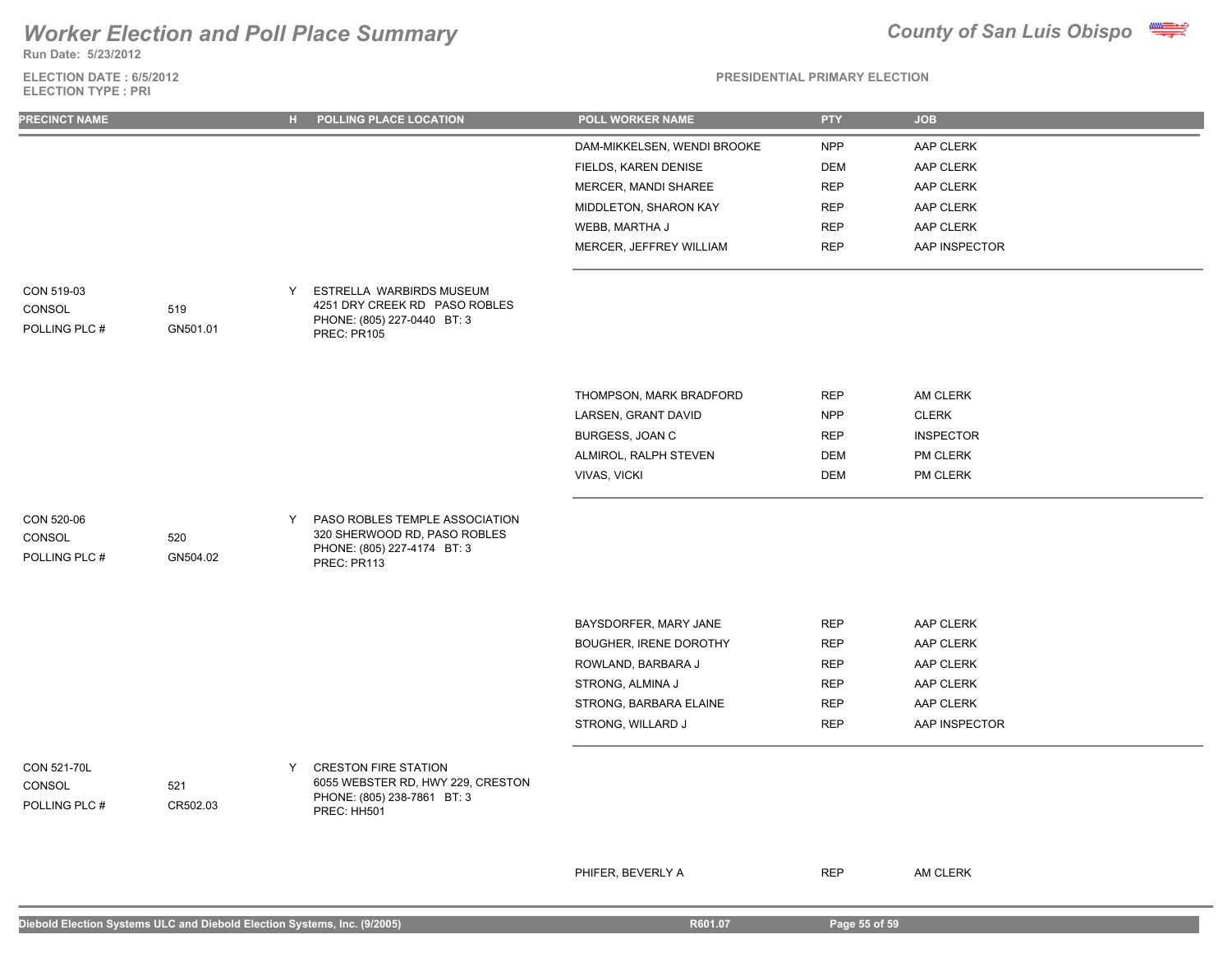# Worker Election and Poll Place Summary

**County of San Luis Obispo**

Run Date: 5/23/2012

ELECTION DATE : 6/5/2012
ELECTION TYPE : PRI

PRESIDENTIAL PRIMARY ELECTION

| PRECINCT NAME | | H | POLLING PLACE LOCATION | POLL WORKER NAME | PTY | JOB |
|---|---|---|---|---|---|---|
| | | | | DAM-MIKKELSEN, WENDI BROOKE | NPP | AAP CLERK |
| | | | | FIELDS, KAREN DENISE | DEM | AAP CLERK |
| | | | | MERCER, MANDI SHAREE | REP | AAP CLERK |
| | | | | MIDDLETON, SHARON KAY | REP | AAP CLERK |
| | | | | WEBB, MARTHA J | REP | AAP CLERK |
| | | | | MERCER, JEFFREY WILLIAM | REP | AAP INSPECTOR |
| CON 519-03 | | Y | ESTRELLA WARBIRDS MUSEUM | | | |
| CONSOL | 519 | | 4251 DRY CREEK RD PASO ROBLES | | | |
| POLLING PLC # | GN501.01 | | PHONE: (805) 227-0440 BT: 3 | | | |
| | | | PREC: PR105 | | | |
| | | | | THOMPSON, MARK BRADFORD | REP | AM CLERK |
| | | | | LARSEN, GRANT DAVID | NPP | CLERK |
| | | | | BURGESS, JOAN C | REP | INSPECTOR |
| | | | | ALMIROL, RALPH STEVEN | DEM | PM CLERK |
| | | | | VIVAS, VICKI | DEM | PM CLERK |
| CON 520-06 | | Y | PASO ROBLES TEMPLE ASSOCIATION | | | |
| CONSOL | 520 | | 320 SHERWOOD RD, PASO ROBLES | | | |
| POLLING PLC # | GN504.02 | | PHONE: (805) 227-4174 BT: 3 | | | |
| | | | PREC: PR113 | | | |
| | | | | BAYSDORFER, MARY JANE | REP | AAP CLERK |
| | | | | BOUGHER, IRENE DOROTHY | REP | AAP CLERK |
| | | | | ROWLAND, BARBARA J | REP | AAP CLERK |
| | | | | STRONG, ALMINA J | REP | AAP CLERK |
| | | | | STRONG, BARBARA ELAINE | REP | AAP CLERK |
| | | | | STRONG, WILLARD J | REP | AAP INSPECTOR |
| CON 521-70L | | Y | CRESTON FIRE STATION | | | |
| CONSOL | 521 | | 6055 WEBSTER RD, HWY 229, CRESTON | | | |
| POLLING PLC # | CR502.03 | | PHONE: (805) 238-7861 BT: 3 | | | |
| | | | PREC: HH501 | | | |
| | | | | PHIFER, BEVERLY A | REP | AM CLERK |

Diebold Election Systems ULC and Diebold Election Systems, Inc. (9/2005) R601.07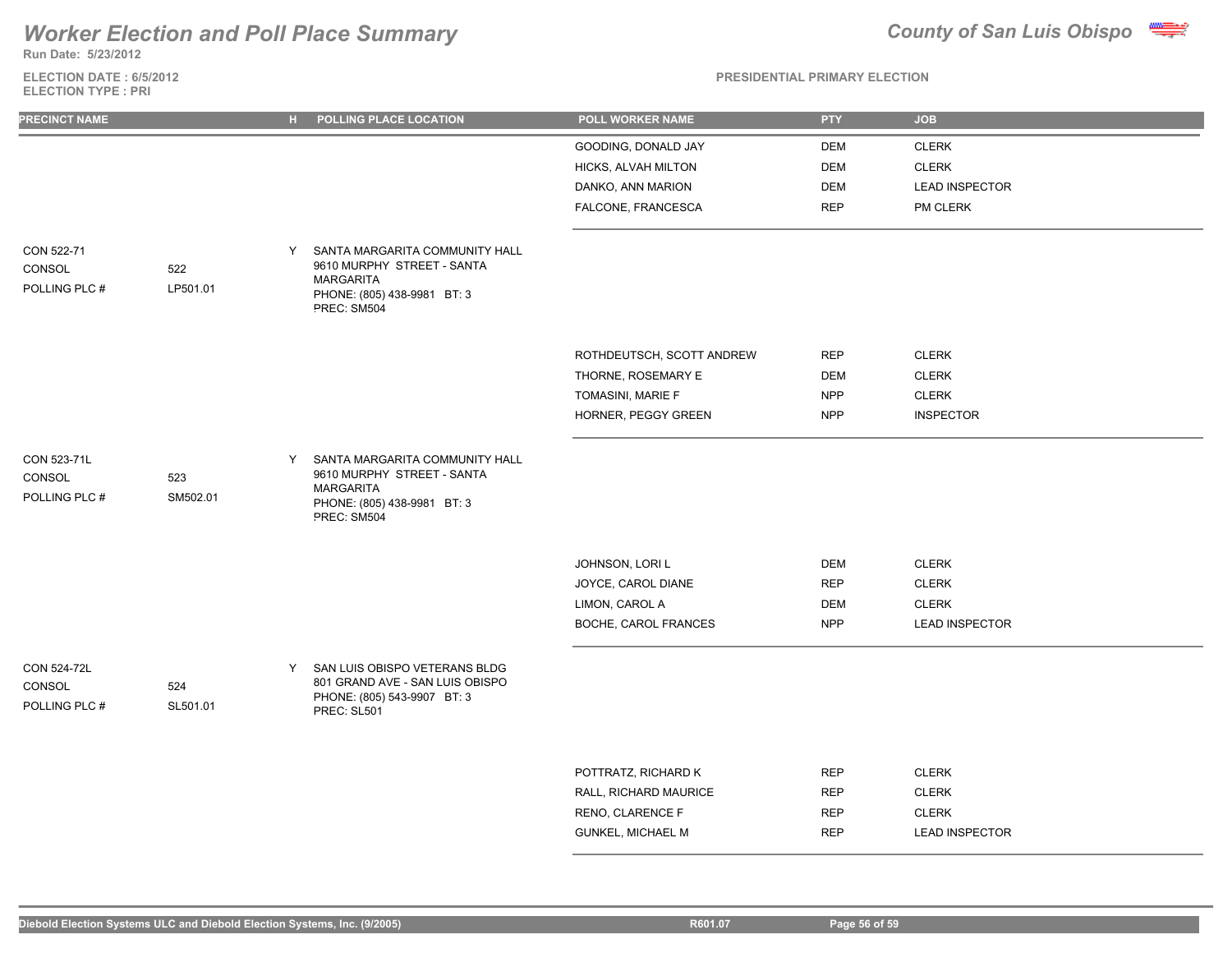# Worker Election and Poll Place Summary

**County of San Luis Obispo**

Run Date: 5/23/2012

ELECTION DATE : 6/5/2012
ELECTION TYPE : PRI

PRESIDENTIAL PRIMARY ELECTION

| PRECINCT NAME | | H | POLLING PLACE LOCATION | POLL WORKER NAME | PTY | JOB |
|---|---|---|---|---|---|---|
| | | | | GOODING, DONALD JAY | DEM | CLERK |
| | | | | HICKS, ALVAH MILTON | DEM | CLERK |
| | | | | DANKO, ANN MARION | DEM | LEAD INSPECTOR |
| | | | | FALCONE, FRANCESCA | REP | PM CLERK |
| CON 522-71<br>CONSOL<br>POLLING PLC # | <br>522<br>LP501.01 | Y | SANTA MARGARITA COMMUNITY HALL<br>9610 MURPHY STREET - SANTA MARGARITA<br>PHONE: (805) 438-9981 BT: 3<br>PREC: SM504 | | | |
| | | | | ROTHDEUTSCH, SCOTT ANDREW | REP | CLERK |
| | | | | THORNE, ROSEMARY E | DEM | CLERK |
| | | | | TOMASINI, MARIE F | NPP | CLERK |
| | | | | HORNER, PEGGY GREEN | NPP | INSPECTOR |
| CON 523-71L<br>CONSOL<br>POLLING PLC # | <br>523<br>SM502.01 | Y | SANTA MARGARITA COMMUNITY HALL<br>9610 MURPHY STREET - SANTA MARGARITA<br>PHONE: (805) 438-9981 BT: 3<br>PREC: SM504 | | | |
| | | | | JOHNSON, LORI L | DEM | CLERK |
| | | | | JOYCE, CAROL DIANE | REP | CLERK |
| | | | | LIMON, CAROL A | DEM | CLERK |
| | | | | BOCHE, CAROL FRANCES | NPP | LEAD INSPECTOR |
| CON 524-72L<br>CONSOL<br>POLLING PLC # | <br>524<br>SL501.01 | Y | SAN LUIS OBISPO VETERANS BLDG<br>801 GRAND AVE - SAN LUIS OBISPO<br>PHONE: (805) 543-9907 BT: 3<br>PREC: SL501 | | | |
| | | | | POTTRATZ, RICHARD K | REP | CLERK |
| | | | | RALL, RICHARD MAURICE | REP | CLERK |
| | | | | RENO, CLARENCE F | REP | CLERK |
| | | | | GUNKEL, MICHAEL M | REP | LEAD INSPECTOR |

Diebold Election Systems ULC and Diebold Election Systems, Inc. (9/2005) R601.07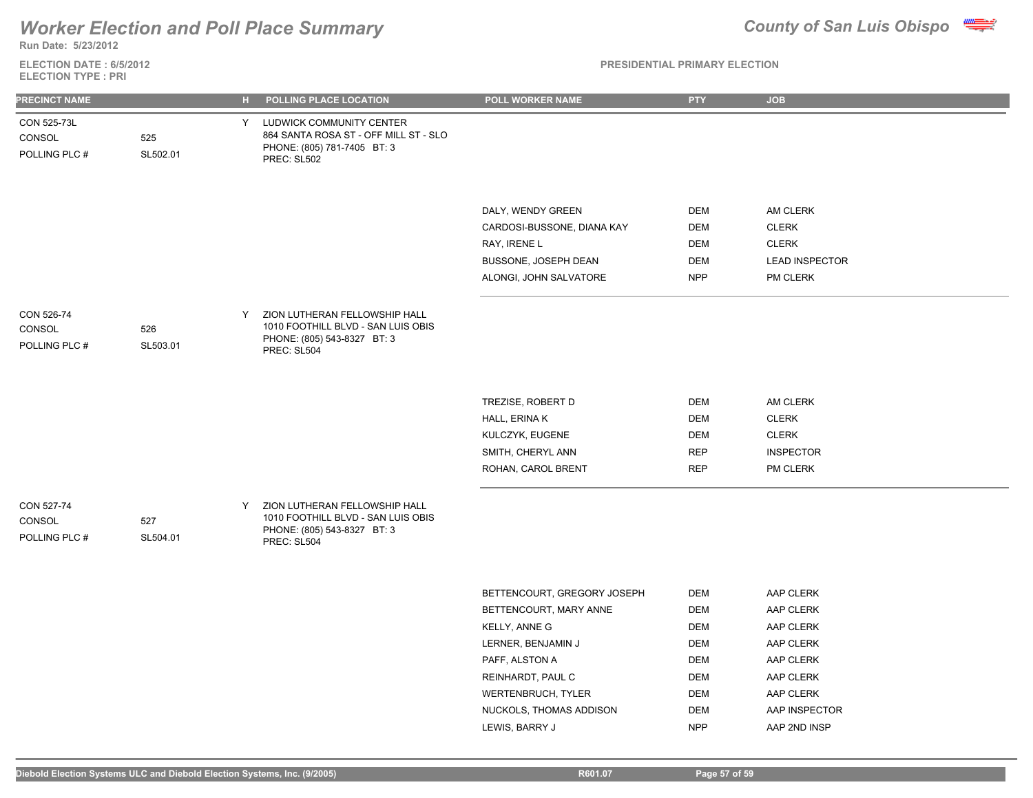# Worker Election and Poll Place Summary

**Run Date: 5/23/2012**

**County of San Luis Obispo**

**ELECTION DATE : 6/5/2012**
**ELECTION TYPE : PRI**

**PRESIDENTIAL PRIMARY ELECTION**

| PRECINCT NAME | | H | POLLING PLACE LOCATION | POLL WORKER NAME | PTY | JOB |
|---|---|---|---|---|---|---|
| CON 525-73L | | Y | LUDWICK COMMUNITY CENTER | | | |
| CONSOL | 525 | | 864 SANTA ROSA ST - OFF MILL ST - SLO | | | |
| POLLING PLC # | SL502.01 | | PHONE: (805) 781-7405 BT: 3 | | | |
| | | | PREC: SL502 | | | |
| | | | | DALY, WENDY GREEN | DEM | AM CLERK |
| | | | | CARDOSI-BUSSONE, DIANA KAY | DEM | CLERK |
| | | | | RAY, IRENE L | DEM | CLERK |
| | | | | BUSSONE, JOSEPH DEAN | DEM | LEAD INSPECTOR |
| | | | | ALONGI, JOHN SALVATORE | NPP | PM CLERK |
| CON 526-74 | | Y | ZION LUTHERAN FELLOWSHIP HALL | | | |
| CONSOL | 526 | | 1010 FOOTHILL BLVD - SAN LUIS OBIS | | | |
| POLLING PLC # | SL503.01 | | PHONE: (805) 543-8327 BT: 3 | | | |
| | | | PREC: SL504 | | | |
| | | | | TREZISE, ROBERT D | DEM | AM CLERK |
| | | | | HALL, ERINA K | DEM | CLERK |
| | | | | KULCZYK, EUGENE | DEM | CLERK |
| | | | | SMITH, CHERYL ANN | REP | INSPECTOR |
| | | | | ROHAN, CAROL BRENT | REP | PM CLERK |
| CON 527-74 | | Y | ZION LUTHERAN FELLOWSHIP HALL | | | |
| CONSOL | 527 | | 1010 FOOTHILL BLVD - SAN LUIS OBIS | | | |
| POLLING PLC # | SL504.01 | | PHONE: (805) 543-8327 BT: 3 | | | |
| | | | PREC: SL504 | | | |
| | | | | BETTENCOURT, GREGORY JOSEPH | DEM | AAP CLERK |
| | | | | BETTENCOURT, MARY ANNE | DEM | AAP CLERK |
| | | | | KELLY, ANNE G | DEM | AAP CLERK |
| | | | | LERNER, BENJAMIN J | DEM | AAP CLERK |
| | | | | PAFF, ALSTON A | DEM | AAP CLERK |
| | | | | REINHARDT, PAUL C | DEM | AAP CLERK |
| | | | | WERTENBRUCH, TYLER | DEM | AAP CLERK |
| | | | | NUCKOLS, THOMAS ADDISON | DEM | AAP INSPECTOR |
| | | | | LEWIS, BARRY J | NPP | AAP 2ND INSP |

Diebold Election Systems ULC and Diebold Election Systems, Inc. (9/2005) R601.07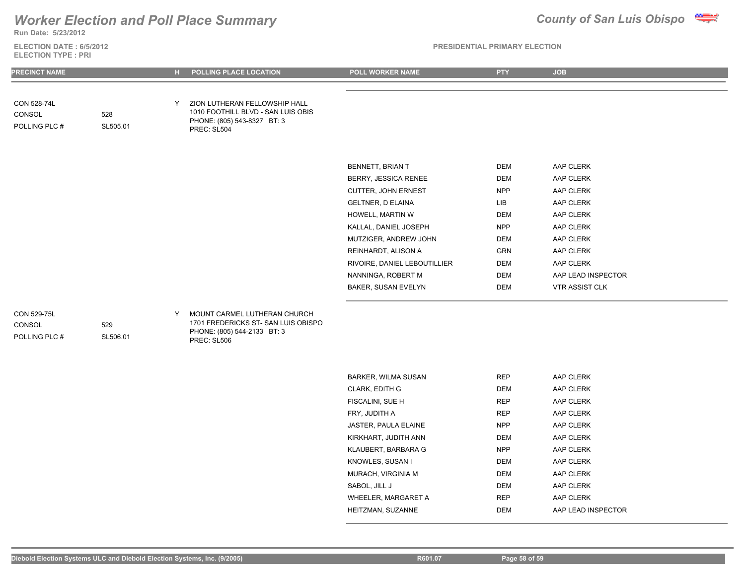# Worker Election and Poll Place Summary

**Run Date: 5/23/2012**

**County of San Luis Obispo**

**ELECTION DATE : 6/5/2012**
**ELECTION TYPE : PRI**

**PRESIDENTIAL PRIMARY ELECTION**

| PRECINCT NAME | | H | POLLING PLACE LOCATION | POLL WORKER NAME | PTY | JOB |
|---|---|---|---|---|---|---|
| CON 528-74L | | Y | ZION LUTHERAN FELLOWSHIP HALL | | | |
| CONSOL | 528 | | 1010 FOOTHILL BLVD - SAN LUIS OBIS | | | |
| POLLING PLC # | SL505.01 | | PHONE: (805) 543-8327 BT: 3 | | | |
| | | | PREC: SL504 | | | |
| | | | | BENNETT, BRIAN T | DEM | AAP CLERK |
| | | | | BERRY, JESSICA RENEE | DEM | AAP CLERK |
| | | | | CUTTER, JOHN ERNEST | NPP | AAP CLERK |
| | | | | GELTNER, D ELAINA | LIB | AAP CLERK |
| | | | | HOWELL, MARTIN W | DEM | AAP CLERK |
| | | | | KALLAL, DANIEL JOSEPH | NPP | AAP CLERK |
| | | | | MUTZIGER, ANDREW JOHN | DEM | AAP CLERK |
| | | | | REINHARDT, ALISON A | GRN | AAP CLERK |
| | | | | RIVOIRE, DANIEL LEBOUTILLIER | DEM | AAP CLERK |
| | | | | NANNINGA, ROBERT M | DEM | AAP LEAD INSPECTOR |
| | | | | BAKER, SUSAN EVELYN | DEM | VTR ASSIST CLK |
| CON 529-75L | | Y | MOUNT CARMEL LUTHERAN CHURCH | | | |
| CONSOL | 529 | | 1701 FREDERICKS ST- SAN LUIS OBISPO | | | |
| POLLING PLC # | SL506.01 | | PHONE: (805) 544-2133 BT: 3 | | | |
| | | | PREC: SL506 | | | |
| | | | | BARKER, WILMA SUSAN | REP | AAP CLERK |
| | | | | CLARK, EDITH G | DEM | AAP CLERK |
| | | | | FISCALINI, SUE H | REP | AAP CLERK |
| | | | | FRY, JUDITH A | REP | AAP CLERK |
| | | | | JASTER, PAULA ELAINE | NPP | AAP CLERK |
| | | | | KIRKHART, JUDITH ANN | DEM | AAP CLERK |
| | | | | KLAUBERT, BARBARA G | NPP | AAP CLERK |
| | | | | KNOWLES, SUSAN I | DEM | AAP CLERK |
| | | | | MURACH, VIRGINIA M | DEM | AAP CLERK |
| | | | | SABOL, JILL J | DEM | AAP CLERK |
| | | | | WHEELER, MARGARET A | REP | AAP CLERK |
| | | | | HEITZMAN, SUZANNE | DEM | AAP LEAD INSPECTOR |

Diebold Election Systems ULC and Diebold Election Systems, Inc. (9/2005) R601.07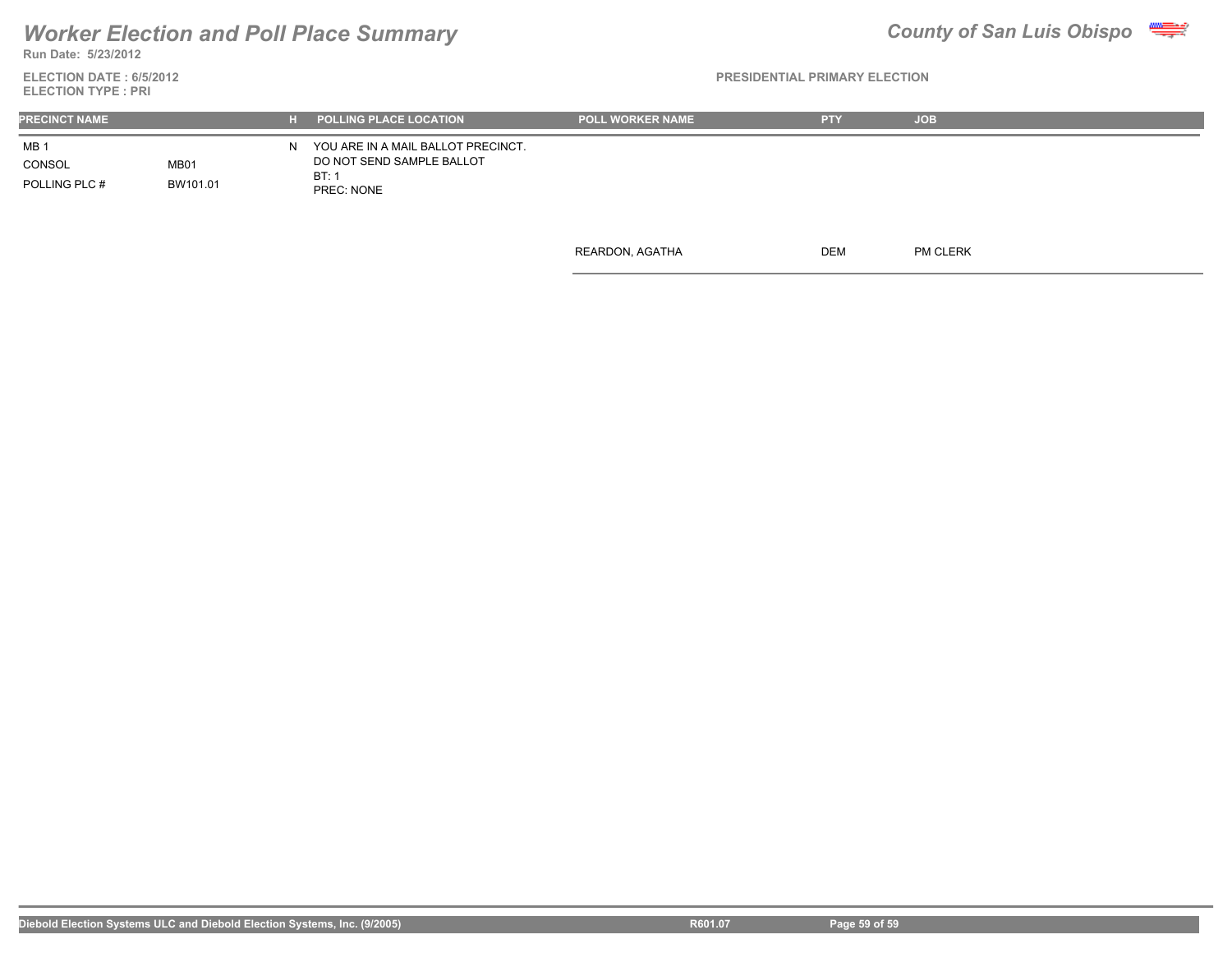# Worker Election and Poll Place Summary

**Run Date: 5/23/2012**

**ELECTION DATE : 6/5/2012**
**ELECTION TYPE : PRI**

**County of San Luis Obispo**

**PRESIDENTIAL PRIMARY ELECTION**

| PRECINCT NAME | | H | POLLING PLACE LOCATION | POLL WORKER NAME | PTY | JOB |
|---|---|---|---|---|---|---|
| MB 1 | | N | YOU ARE IN A MAIL BALLOT PRECINCT. | | | |
| CONSOL | MB01 | | DO NOT SEND SAMPLE BALLOT | | | |
| POLLING PLC # | BW101.01 | | BT: 1<br>PREC: NONE | | | |
| | | | | REARDON, AGATHA | DEM | PM CLERK |

Diebold Election Systems ULC and Diebold Election Systems, Inc. (9/2005) R601.07